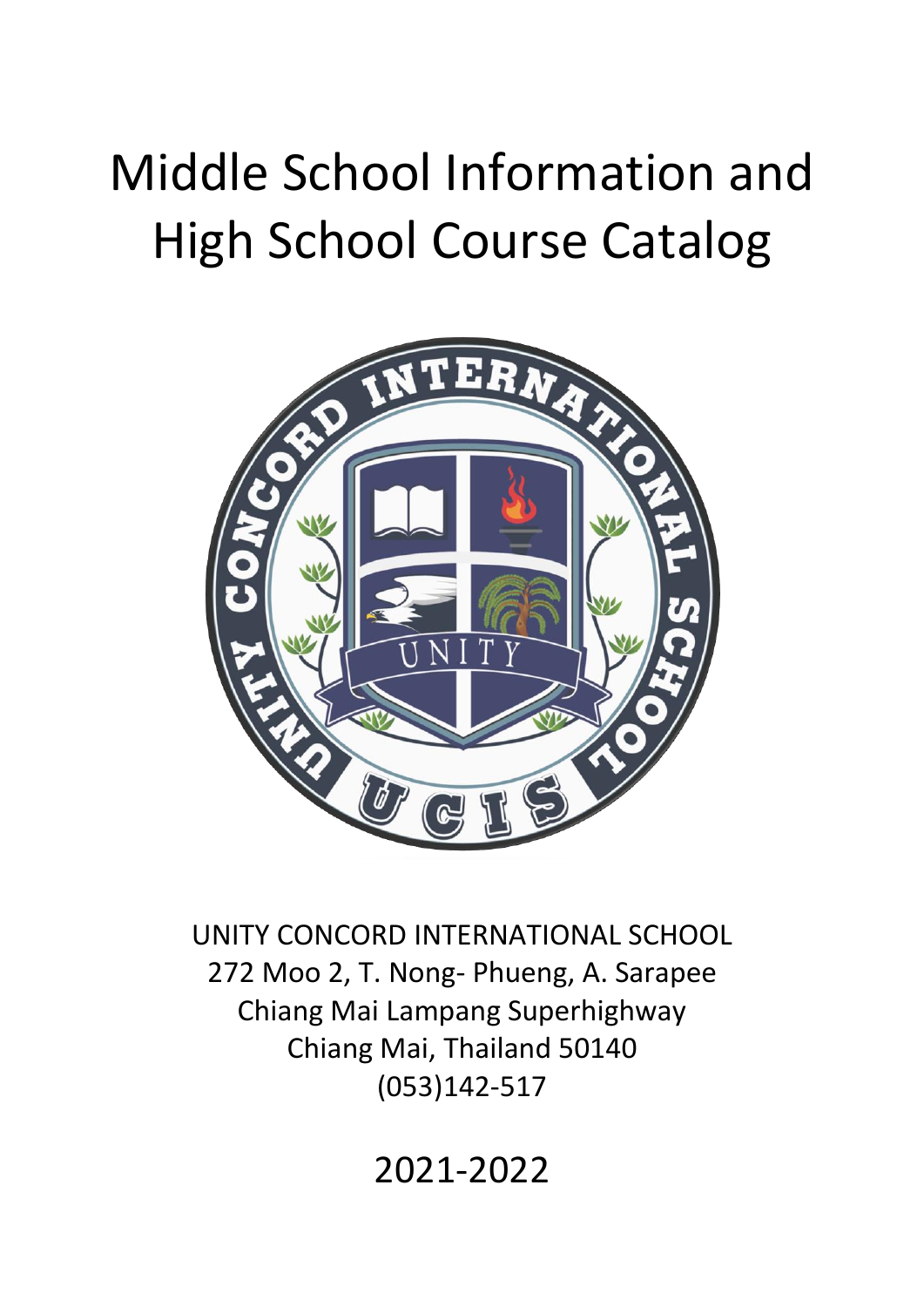# Middle School Information and High School Course Catalog

UNITY CONCORD INTERNATIONAL SCHOOL
272 Moo 2, T. Nong- Phueng, A. Sarapee
Chiang Mai Lampang Superhighway
Chiang Mai, Thailand 50140
(053)142-517

2021-2022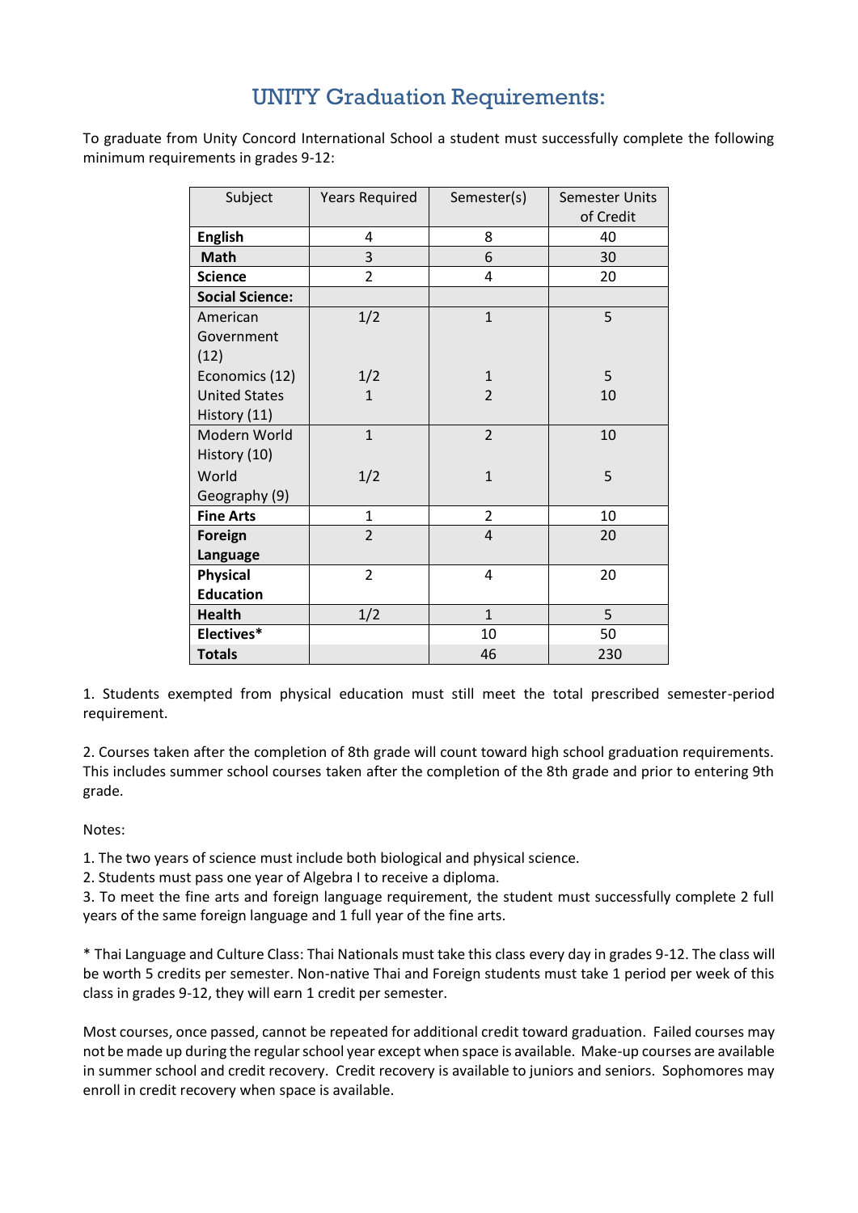# UNITY Graduation Requirements:

To graduate from Unity Concord International School a student must successfully complete the following minimum requirements in grades 9-12:

| Subject | Years Required | Semester(s) | Semester Units of Credit |
|---|---|---|---|
| **English** | 4 | 8 | 40 |
| **Math** | 3 | 6 | 30 |
| **Science** | 2 | 4 | 20 |
| **Social Science:** | | | |
| American Government (12) | 1/2 | 1 | 5 |
| Economics (12) | 1/2 | 1 | 5 |
| United States History (11) | 1 | 2 | 10 |
| Modern World History (10) | 1 | 2 | 10 |
| World Geography (9) | 1/2 | 1 | 5 |
| **Fine Arts** | 1 | 2 | 10 |
| **Foreign Language** | 2 | 4 | 20 |
| **Physical Education** | 2 | 4 | 20 |
| **Health** | 1/2 | 1 | 5 |
| **Electives*** | | 10 | 50 |
| **Totals** | | 46 | 230 |

1. Students exempted from physical education must still meet the total prescribed semester-period requirement.

2. Courses taken after the completion of 8th grade will count toward high school graduation requirements. This includes summer school courses taken after the completion of the 8th grade and prior to entering 9th grade.

Notes:

1. The two years of science must include both biological and physical science.
2. Students must pass one year of Algebra I to receive a diploma.
3. To meet the fine arts and foreign language requirement, the student must successfully complete 2 full years of the same foreign language and 1 full year of the fine arts.

* Thai Language and Culture Class: Thai Nationals must take this class every day in grades 9-12. The class will be worth 5 credits per semester. Non-native Thai and Foreign students must take 1 period per week of this class in grades 9-12, they will earn 1 credit per semester.

Most courses, once passed, cannot be repeated for additional credit toward graduation. Failed courses may not be made up during the regular school year except when space is available. Make-up courses are available in summer school and credit recovery. Credit recovery is available to juniors and seniors. Sophomores may enroll in credit recovery when space is available.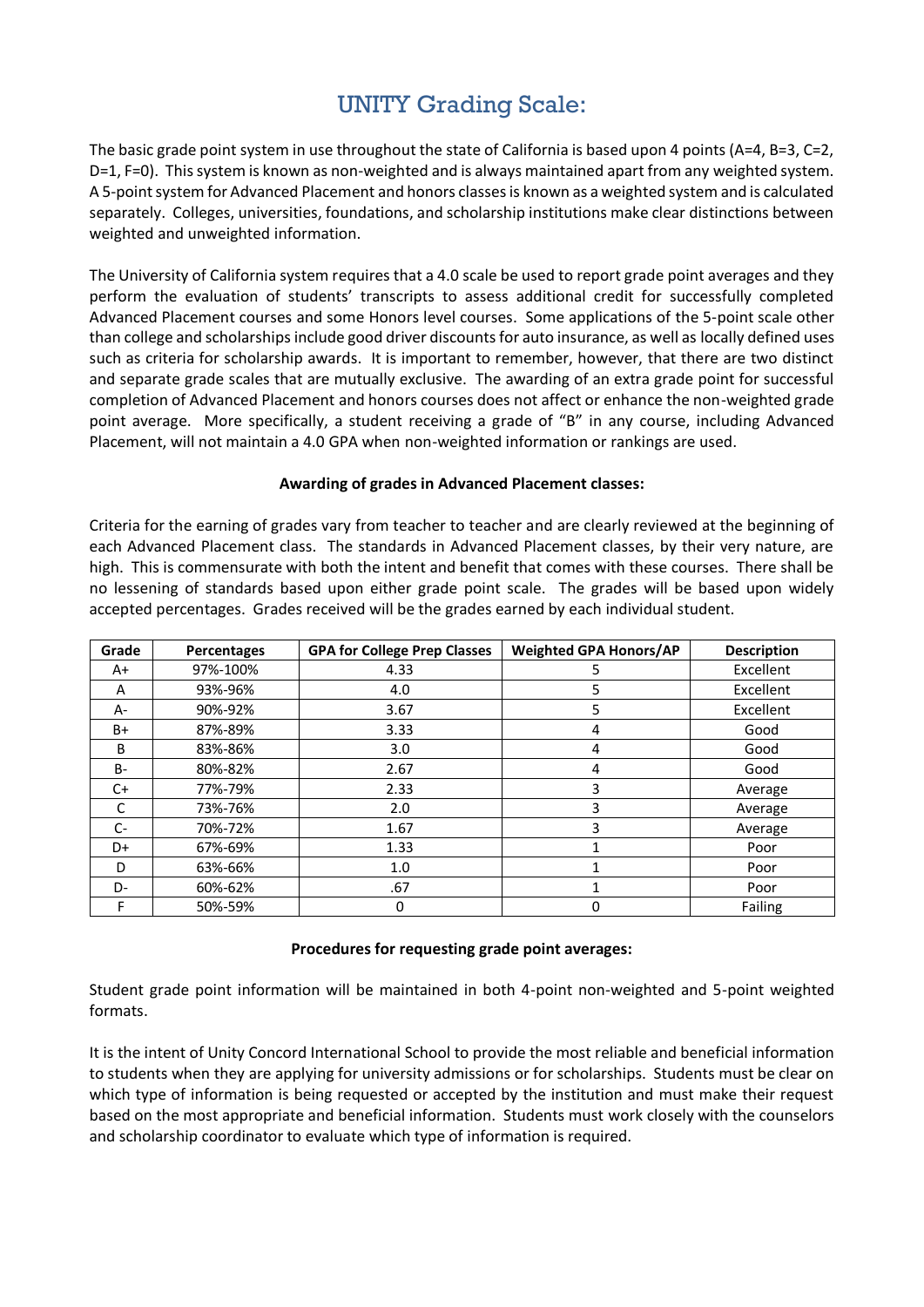# UNITY Grading Scale:

The basic grade point system in use throughout the state of California is based upon 4 points (A=4, B=3, C=2, D=1, F=0). This system is known as non-weighted and is always maintained apart from any weighted system. A 5-point system for Advanced Placement and honors classes is known as a weighted system and is calculated separately. Colleges, universities, foundations, and scholarship institutions make clear distinctions between weighted and unweighted information.

The University of California system requires that a 4.0 scale be used to report grade point averages and they perform the evaluation of students' transcripts to assess additional credit for successfully completed Advanced Placement courses and some Honors level courses. Some applications of the 5-point scale other than college and scholarships include good driver discounts for auto insurance, as well as locally defined uses such as criteria for scholarship awards. It is important to remember, however, that there are two distinct and separate grade scales that are mutually exclusive. The awarding of an extra grade point for successful completion of Advanced Placement and honors courses does not affect or enhance the non-weighted grade point average. More specifically, a student receiving a grade of "B" in any course, including Advanced Placement, will not maintain a 4.0 GPA when non-weighted information or rankings are used.

**Awarding of grades in Advanced Placement classes:**

Criteria for the earning of grades vary from teacher to teacher and are clearly reviewed at the beginning of each Advanced Placement class. The standards in Advanced Placement classes, by their very nature, are high. This is commensurate with both the intent and benefit that comes with these courses. There shall be no lessening of standards based upon either grade point scale. The grades will be based upon widely accepted percentages. Grades received will be the grades earned by each individual student.

| Grade | Percentages | GPA for College Prep Classes | Weighted GPA Honors/AP | Description |
|---|---|---|---|---|
| A+ | 97%-100% | 4.33 | 5 | Excellent |
| A | 93%-96% | 4.0 | 5 | Excellent |
| A- | 90%-92% | 3.67 | 5 | Excellent |
| B+ | 87%-89% | 3.33 | 4 | Good |
| B | 83%-86% | 3.0 | 4 | Good |
| B- | 80%-82% | 2.67 | 4 | Good |
| C+ | 77%-79% | 2.33 | 3 | Average |
| C | 73%-76% | 2.0 | 3 | Average |
| C- | 70%-72% | 1.67 | 3 | Average |
| D+ | 67%-69% | 1.33 | 1 | Poor |
| D | 63%-66% | 1.0 | 1 | Poor |
| D- | 60%-62% | .67 | 1 | Poor |
| F | 50%-59% | 0 | 0 | Failing |

**Procedures for requesting grade point averages:**

Student grade point information will be maintained in both 4-point non-weighted and 5-point weighted formats.

It is the intent of Unity Concord International School to provide the most reliable and beneficial information to students when they are applying for university admissions or for scholarships. Students must be clear on which type of information is being requested or accepted by the institution and must make their request based on the most appropriate and beneficial information. Students must work closely with the counselors and scholarship coordinator to evaluate which type of information is required.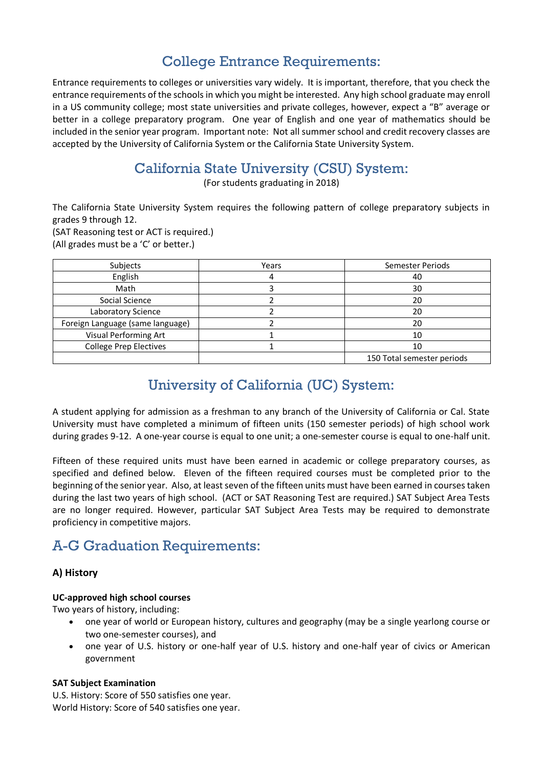# College Entrance Requirements:

Entrance requirements to colleges or universities vary widely. It is important, therefore, that you check the entrance requirements of the schools in which you might be interested. Any high school graduate may enroll in a US community college; most state universities and private colleges, however, expect a "B" average or better in a college preparatory program. One year of English and one year of mathematics should be included in the senior year program. Important note: Not all summer school and credit recovery classes are accepted by the University of California System or the California State University System.

# California State University (CSU) System:

(For students graduating in 2018)

The California State University System requires the following pattern of college preparatory subjects in grades 9 through 12.
(SAT Reasoning test or ACT is required.)
(All grades must be a 'C' or better.)

| Subjects | Years | Semester Periods |
|---|---|---|
| English | 4 | 40 |
| Math | 3 | 30 |
| Social Science | 2 | 20 |
| Laboratory Science | 2 | 20 |
| Foreign Language (same language) | 2 | 20 |
| Visual Performing Art | 1 | 10 |
| College Prep Electives | 1 | 10 |
| | | 150 Total semester periods |

# University of California (UC) System:

A student applying for admission as a freshman to any branch of the University of California or Cal. State University must have completed a minimum of fifteen units (150 semester periods) of high school work during grades 9-12. A one-year course is equal to one unit; a one-semester course is equal to one-half unit.

Fifteen of these required units must have been earned in academic or college preparatory courses, as specified and defined below. Eleven of the fifteen required courses must be completed prior to the beginning of the senior year. Also, at least seven of the fifteen units must have been earned in courses taken during the last two years of high school. (ACT or SAT Reasoning Test are required.) SAT Subject Area Tests are no longer required. However, particular SAT Subject Area Tests may be required to demonstrate proficiency in competitive majors.

# A-G Graduation Requirements:

### A) History

**UC-approved high school courses**
Two years of history, including:

- one year of world or European history, cultures and geography (may be a single yearlong course or two one-semester courses), and
- one year of U.S. history or one-half year of U.S. history and one-half year of civics or American government

**SAT Subject Examination**
U.S. History: Score of 550 satisfies one year.
World History: Score of 540 satisfies one year.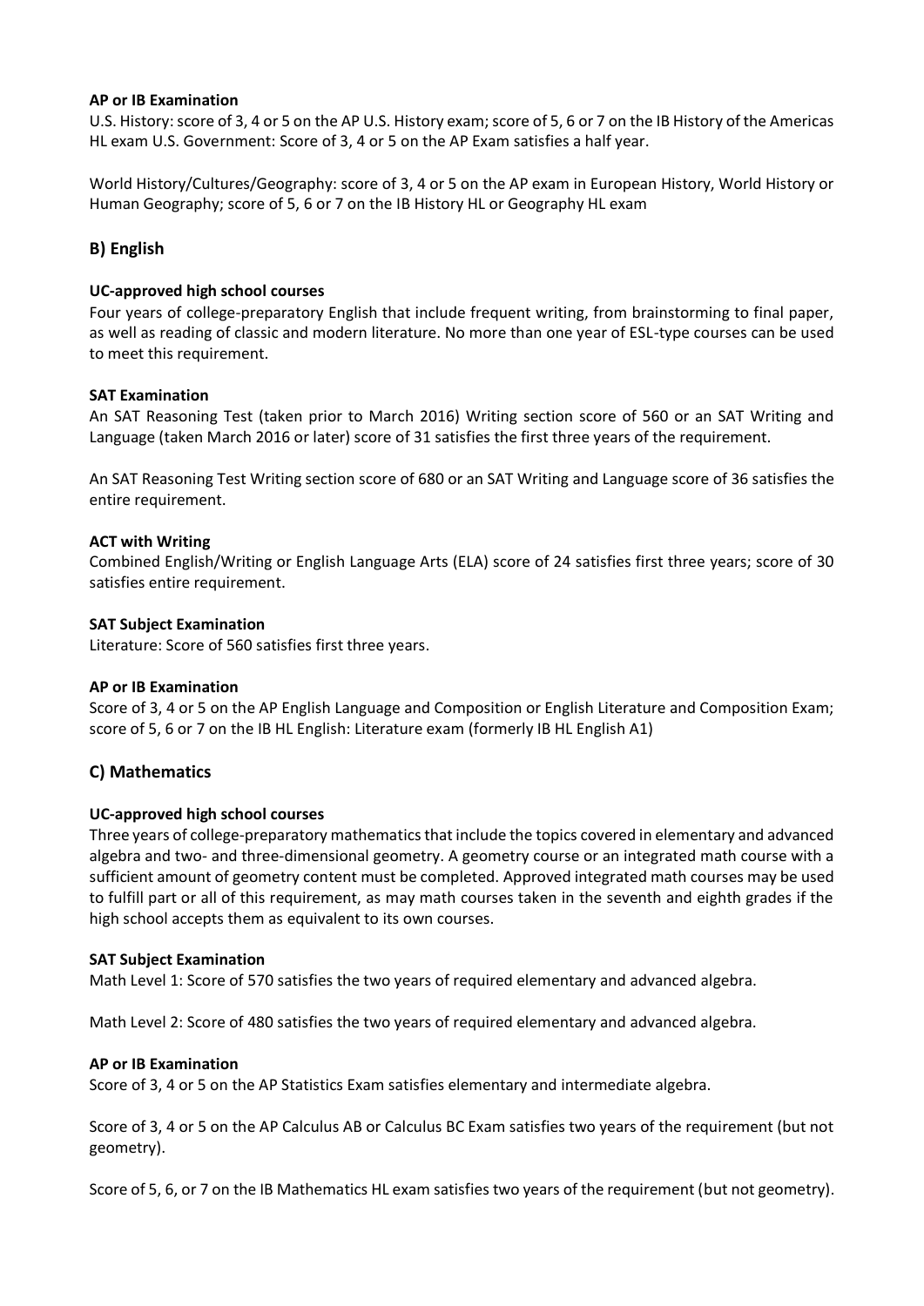**AP or IB Examination**

U.S. History: score of 3, 4 or 5 on the AP U.S. History exam; score of 5, 6 or 7 on the IB History of the Americas HL exam U.S. Government: Score of 3, 4 or 5 on the AP Exam satisfies a half year.

World History/Cultures/Geography: score of 3, 4 or 5 on the AP exam in European History, World History or Human Geography; score of 5, 6 or 7 on the IB History HL or Geography HL exam

## B) English

**UC-approved high school courses**

Four years of college-preparatory English that include frequent writing, from brainstorming to final paper, as well as reading of classic and modern literature. No more than one year of ESL-type courses can be used to meet this requirement.

**SAT Examination**

An SAT Reasoning Test (taken prior to March 2016) Writing section score of 560 or an SAT Writing and Language (taken March 2016 or later) score of 31 satisfies the first three years of the requirement.

An SAT Reasoning Test Writing section score of 680 or an SAT Writing and Language score of 36 satisfies the entire requirement.

**ACT with Writing**

Combined English/Writing or English Language Arts (ELA) score of 24 satisfies first three years; score of 30 satisfies entire requirement.

**SAT Subject Examination**

Literature: Score of 560 satisfies first three years.

**AP or IB Examination**

Score of 3, 4 or 5 on the AP English Language and Composition or English Literature and Composition Exam; score of 5, 6 or 7 on the IB HL English: Literature exam (formerly IB HL English A1)

## C) Mathematics

**UC-approved high school courses**

Three years of college-preparatory mathematics that include the topics covered in elementary and advanced algebra and two- and three-dimensional geometry. A geometry course or an integrated math course with a sufficient amount of geometry content must be completed. Approved integrated math courses may be used to fulfill part or all of this requirement, as may math courses taken in the seventh and eighth grades if the high school accepts them as equivalent to its own courses.

**SAT Subject Examination**

Math Level 1: Score of 570 satisfies the two years of required elementary and advanced algebra.

Math Level 2: Score of 480 satisfies the two years of required elementary and advanced algebra.

**AP or IB Examination**

Score of 3, 4 or 5 on the AP Statistics Exam satisfies elementary and intermediate algebra.

Score of 3, 4 or 5 on the AP Calculus AB or Calculus BC Exam satisfies two years of the requirement (but not geometry).

Score of 5, 6, or 7 on the IB Mathematics HL exam satisfies two years of the requirement (but not geometry).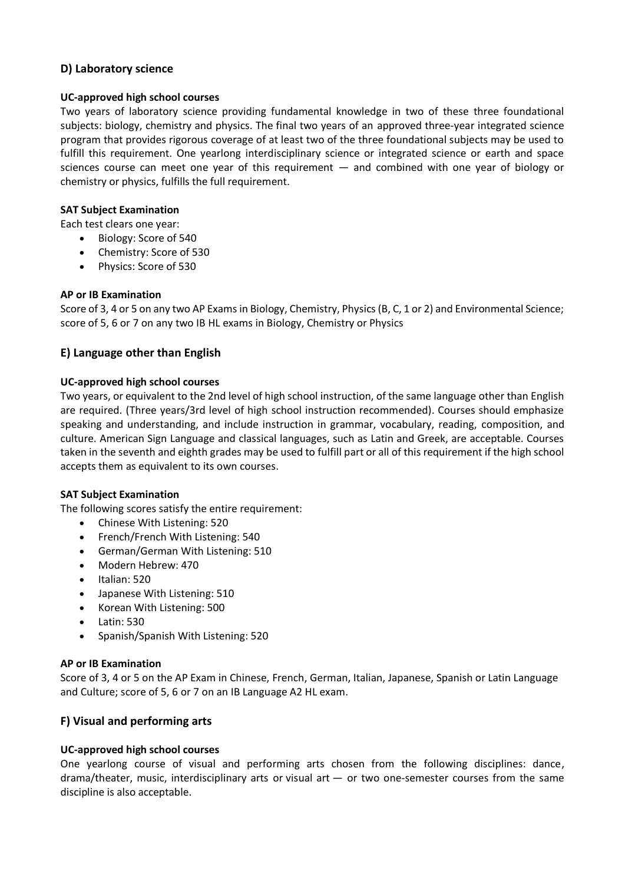## D) Laboratory science

**UC-approved high school courses**

Two years of laboratory science providing fundamental knowledge in two of these three foundational subjects: biology, chemistry and physics. The final two years of an approved three-year integrated science program that provides rigorous coverage of at least two of the three foundational subjects may be used to fulfill this requirement. One yearlong interdisciplinary science or integrated science or earth and space sciences course can meet one year of this requirement — and combined with one year of biology or chemistry or physics, fulfills the full requirement.

**SAT Subject Examination**

Each test clears one year:

- Biology: Score of 540
- Chemistry: Score of 530
- Physics: Score of 530

**AP or IB Examination**

Score of 3, 4 or 5 on any two AP Exams in Biology, Chemistry, Physics (B, C, 1 or 2) and Environmental Science; score of 5, 6 or 7 on any two IB HL exams in Biology, Chemistry or Physics

## E) Language other than English

**UC-approved high school courses**

Two years, or equivalent to the 2nd level of high school instruction, of the same language other than English are required. (Three years/3rd level of high school instruction recommended). Courses should emphasize speaking and understanding, and include instruction in grammar, vocabulary, reading, composition, and culture. American Sign Language and classical languages, such as Latin and Greek, are acceptable. Courses taken in the seventh and eighth grades may be used to fulfill part or all of this requirement if the high school accepts them as equivalent to its own courses.

**SAT Subject Examination**

The following scores satisfy the entire requirement:

- Chinese With Listening: 520
- French/French With Listening: 540
- German/German With Listening: 510
- Modern Hebrew: 470
- Italian: 520
- Japanese With Listening: 510
- Korean With Listening: 500
- Latin: 530
- Spanish/Spanish With Listening: 520

**AP or IB Examination**

Score of 3, 4 or 5 on the AP Exam in Chinese, French, German, Italian, Japanese, Spanish or Latin Language and Culture; score of 5, 6 or 7 on an IB Language A2 HL exam.

## F) Visual and performing arts

**UC-approved high school courses**

One yearlong course of visual and performing arts chosen from the following disciplines: dance, drama/theater, music, interdisciplinary arts or visual art — or two one-semester courses from the same discipline is also acceptable.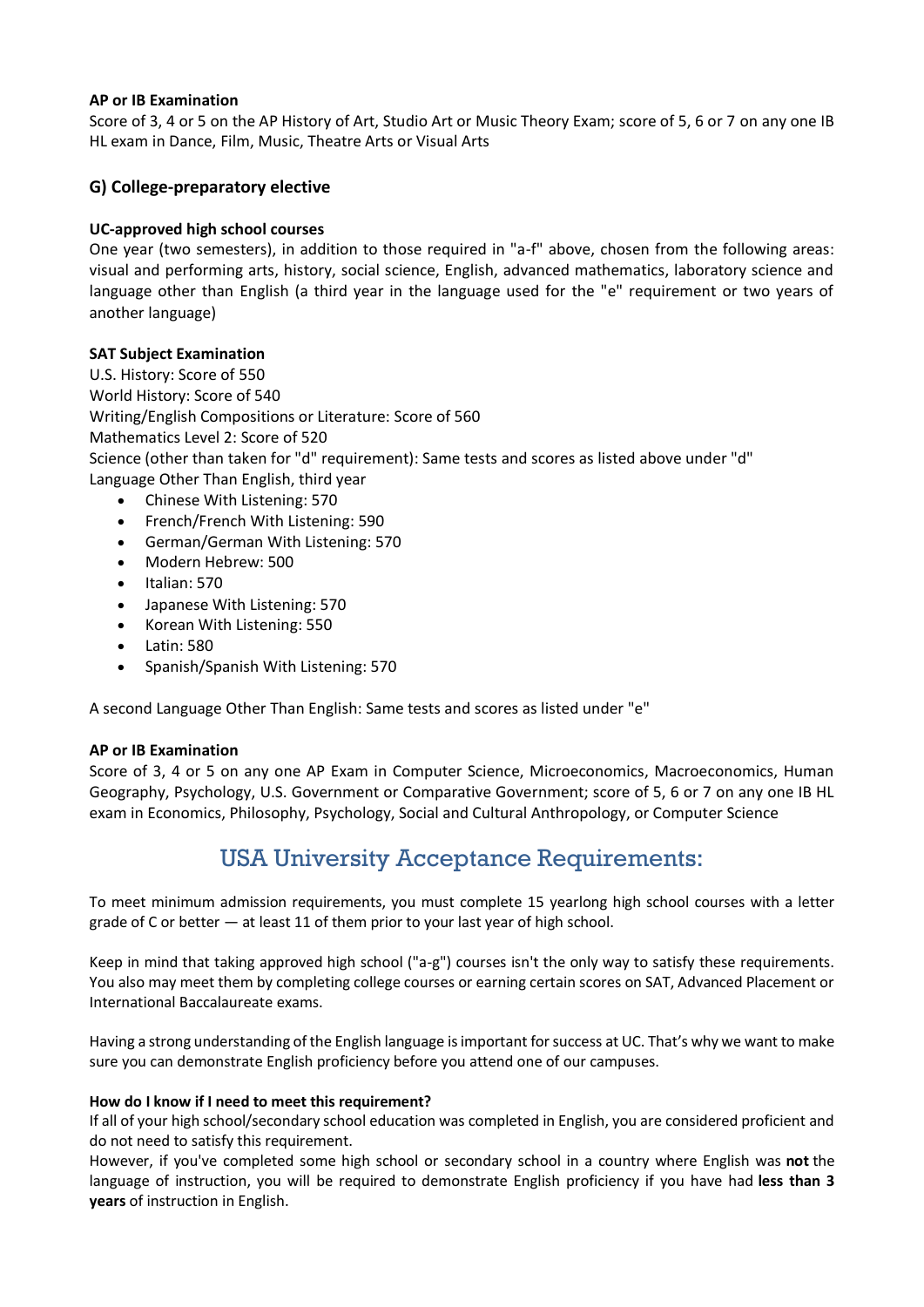#### AP or IB Examination

Score of 3, 4 or 5 on the AP History of Art, Studio Art or Music Theory Exam; score of 5, 6 or 7 on any one IB HL exam in Dance, Film, Music, Theatre Arts or Visual Arts

### G) College-preparatory elective

#### UC-approved high school courses

One year (two semesters), in addition to those required in "a-f" above, chosen from the following areas: visual and performing arts, history, social science, English, advanced mathematics, laboratory science and language other than English (a third year in the language used for the "e" requirement or two years of another language)

#### SAT Subject Examination

U.S. History: Score of 550
World History: Score of 540
Writing/English Compositions or Literature: Score of 560
Mathematics Level 2: Score of 520
Science (other than taken for "d" requirement): Same tests and scores as listed above under "d"
Language Other Than English, third year

- Chinese With Listening: 570
- French/French With Listening: 590
- German/German With Listening: 570
- Modern Hebrew: 500
- Italian: 570
- Japanese With Listening: 570
- Korean With Listening: 550
- Latin: 580
- Spanish/Spanish With Listening: 570

A second Language Other Than English: Same tests and scores as listed under "e"

#### AP or IB Examination

Score of 3, 4 or 5 on any one AP Exam in Computer Science, Microeconomics, Macroeconomics, Human Geography, Psychology, U.S. Government or Comparative Government; score of 5, 6 or 7 on any one IB HL exam in Economics, Philosophy, Psychology, Social and Cultural Anthropology, or Computer Science

## USA University Acceptance Requirements:

To meet minimum admission requirements, you must complete 15 yearlong high school courses with a letter grade of C or better — at least 11 of them prior to your last year of high school.

Keep in mind that taking approved high school ("a-g") courses isn't the only way to satisfy these requirements. You also may meet them by completing college courses or earning certain scores on SAT, Advanced Placement or International Baccalaureate exams.

Having a strong understanding of the English language is important for success at UC. That's why we want to make sure you can demonstrate English proficiency before you attend one of our campuses.

**How do I know if I need to meet this requirement?**
If all of your high school/secondary school education was completed in English, you are considered proficient and do not need to satisfy this requirement.
However, if you've completed some high school or secondary school in a country where English was **not** the language of instruction, you will be required to demonstrate English proficiency if you have had **less than 3 years** of instruction in English.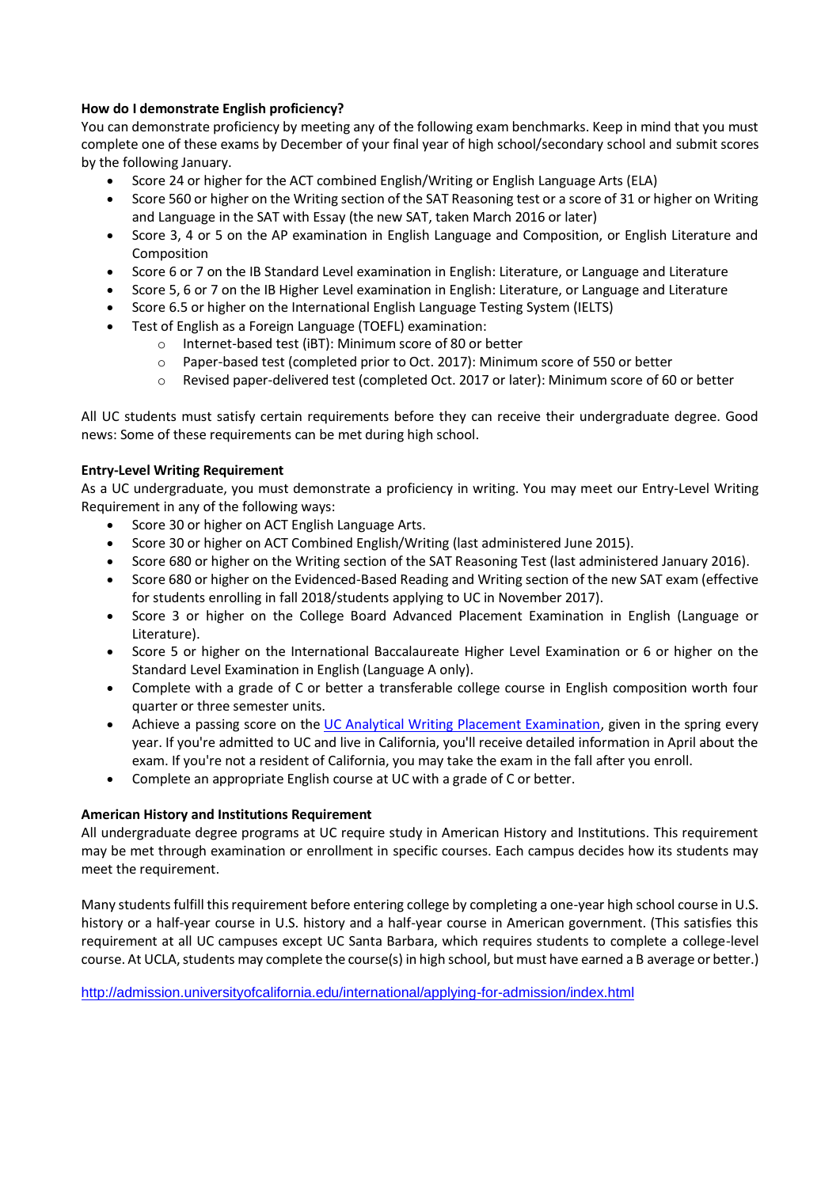**How do I demonstrate English proficiency?**

You can demonstrate proficiency by meeting any of the following exam benchmarks. Keep in mind that you must complete one of these exams by December of your final year of high school/secondary school and submit scores by the following January.

- Score 24 or higher for the ACT combined English/Writing or English Language Arts (ELA)
- Score 560 or higher on the Writing section of the SAT Reasoning test or a score of 31 or higher on Writing and Language in the SAT with Essay (the new SAT, taken March 2016 or later)
- Score 3, 4 or 5 on the AP examination in English Language and Composition, or English Literature and Composition
- Score 6 or 7 on the IB Standard Level examination in English: Literature, or Language and Literature
- Score 5, 6 or 7 on the IB Higher Level examination in English: Literature, or Language and Literature
- Score 6.5 or higher on the International English Language Testing System (IELTS)
- Test of English as a Foreign Language (TOEFL) examination:
  - Internet-based test (iBT): Minimum score of 80 or better
  - Paper-based test (completed prior to Oct. 2017): Minimum score of 550 or better
  - Revised paper-delivered test (completed Oct. 2017 or later): Minimum score of 60 or better

All UC students must satisfy certain requirements before they can receive their undergraduate degree. Good news: Some of these requirements can be met during high school.

**Entry-Level Writing Requirement**

As a UC undergraduate, you must demonstrate a proficiency in writing. You may meet our Entry-Level Writing Requirement in any of the following ways:

- Score 30 or higher on ACT English Language Arts.
- Score 30 or higher on ACT Combined English/Writing (last administered June 2015).
- Score 680 or higher on the Writing section of the SAT Reasoning Test (last administered January 2016).
- Score 680 or higher on the Evidenced-Based Reading and Writing section of the new SAT exam (effective for students enrolling in fall 2018/students applying to UC in November 2017).
- Score 3 or higher on the College Board Advanced Placement Examination in English (Language or Literature).
- Score 5 or higher on the International Baccalaureate Higher Level Examination or 6 or higher on the Standard Level Examination in English (Language A only).
- Complete with a grade of C or better a transferable college course in English composition worth four quarter or three semester units.
- Achieve a passing score on the UC Analytical Writing Placement Examination, given in the spring every year. If you're admitted to UC and live in California, you'll receive detailed information in April about the exam. If you're not a resident of California, you may take the exam in the fall after you enroll.
- Complete an appropriate English course at UC with a grade of C or better.

**American History and Institutions Requirement**

All undergraduate degree programs at UC require study in American History and Institutions. This requirement may be met through examination or enrollment in specific courses. Each campus decides how its students may meet the requirement.

Many students fulfill this requirement before entering college by completing a one-year high school course in U.S. history or a half-year course in U.S. history and a half-year course in American government. (This satisfies this requirement at all UC campuses except UC Santa Barbara, which requires students to complete a college-level course. At UCLA, students may complete the course(s) in high school, but must have earned a B average or better.)

http://admission.universityofcalifornia.edu/international/applying-for-admission/index.html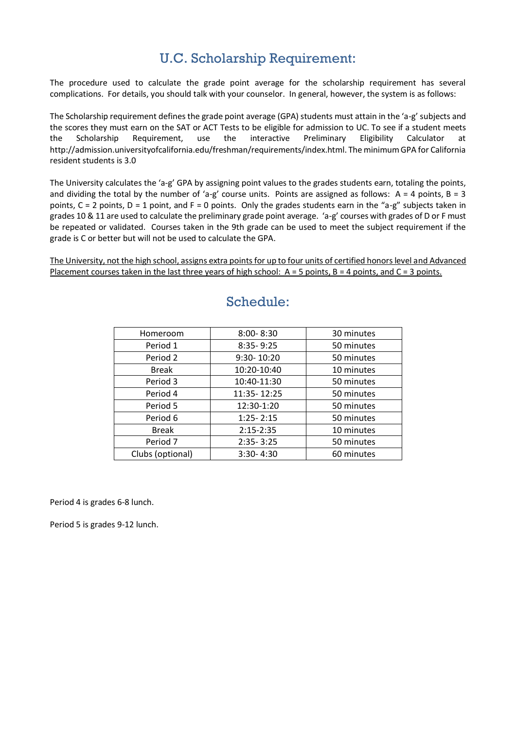## U.C. Scholarship Requirement:

The procedure used to calculate the grade point average for the scholarship requirement has several complications. For details, you should talk with your counselor. In general, however, the system is as follows:

The Scholarship requirement defines the grade point average (GPA) students must attain in the 'a-g' subjects and the scores they must earn on the SAT or ACT Tests to be eligible for admission to UC. To see if a student meets the Scholarship Requirement, use the interactive Preliminary Eligibility Calculator at http://admission.universityofcalifornia.edu/freshman/requirements/index.html. The minimum GPA for California resident students is 3.0

The University calculates the 'a-g' GPA by assigning point values to the grades students earn, totaling the points, and dividing the total by the number of 'a-g' course units. Points are assigned as follows: A = 4 points, B = 3 points, C = 2 points, D = 1 point, and F = 0 points. Only the grades students earn in the "a-g" subjects taken in grades 10 & 11 are used to calculate the preliminary grade point average. 'a-g' courses with grades of D or F must be repeated or validated. Courses taken in the 9th grade can be used to meet the subject requirement if the grade is C or better but will not be used to calculate the GPA.

<u>The University, not the high school, assigns extra points for up to four units of certified honors level and Advanced Placement courses taken in the last three years of high school: A = 5 points, B = 4 points, and C = 3 points.</u>

## Schedule:

| Homeroom | 8:00- 8:30 | 30 minutes |
|---|---|---|
| Period 1 | 8:35- 9:25 | 50 minutes |
| Period 2 | 9:30- 10:20 | 50 minutes |
| Break | 10:20-10:40 | 10 minutes |
| Period 3 | 10:40-11:30 | 50 minutes |
| Period 4 | 11:35- 12:25 | 50 minutes |
| Period 5 | 12:30-1:20 | 50 minutes |
| Period 6 | 1:25- 2:15 | 50 minutes |
| Break | 2:15-2:35 | 10 minutes |
| Period 7 | 2:35- 3:25 | 50 minutes |
| Clubs (optional) | 3:30- 4:30 | 60 minutes |

Period 4 is grades 6-8 lunch.

Period 5 is grades 9-12 lunch.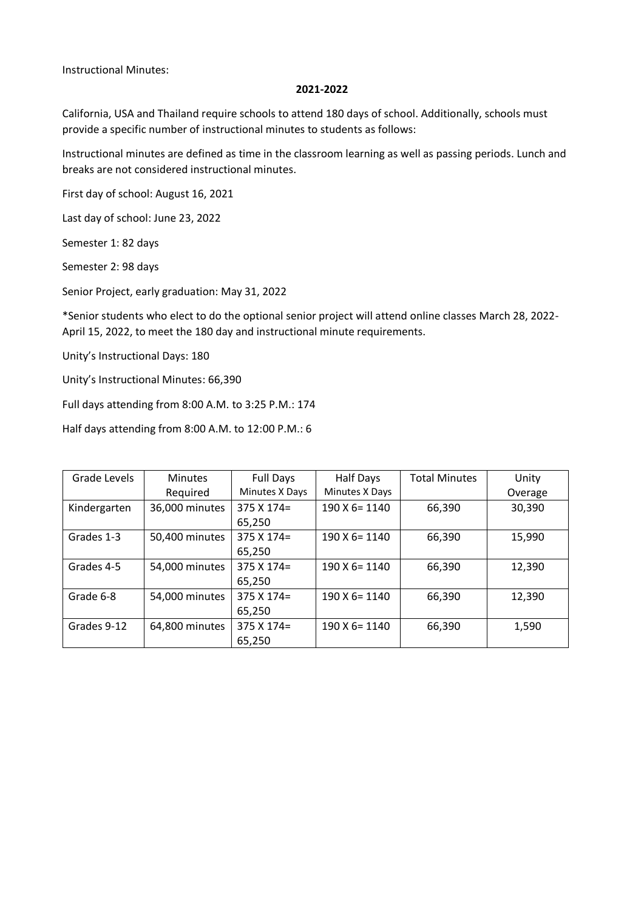Instructional Minutes:

**2021-2022**

California, USA and Thailand require schools to attend 180 days of school. Additionally, schools must provide a specific number of instructional minutes to students as follows:

Instructional minutes are defined as time in the classroom learning as well as passing periods. Lunch and breaks are not considered instructional minutes.

First day of school: August 16, 2021

Last day of school: June 23, 2022

Semester 1: 82 days

Semester 2: 98 days

Senior Project, early graduation: May 31, 2022

*Senior students who elect to do the optional senior project will attend online classes March 28, 2022-April 15, 2022, to meet the 180 day and instructional minute requirements.

Unity's Instructional Days: 180

Unity's Instructional Minutes: 66,390

Full days attending from 8:00 A.M. to 3:25 P.M.: 174

Half days attending from 8:00 A.M. to 12:00 P.M.: 6

| Grade Levels | Minutes Required | Full Days Minutes X Days | Half Days Minutes X Days | Total Minutes | Unity Overage |
|---|---|---|---|---|---|
| Kindergarten | 36,000 minutes | 375 X 174= 65,250 | 190 X 6= 1140 | 66,390 | 30,390 |
| Grades 1-3 | 50,400 minutes | 375 X 174= 65,250 | 190 X 6= 1140 | 66,390 | 15,990 |
| Grades 4-5 | 54,000 minutes | 375 X 174= 65,250 | 190 X 6= 1140 | 66,390 | 12,390 |
| Grade 6-8 | 54,000 minutes | 375 X 174= 65,250 | 190 X 6= 1140 | 66,390 | 12,390 |
| Grades 9-12 | 64,800 minutes | 375 X 174= 65,250 | 190 X 6= 1140 | 66,390 | 1,590 |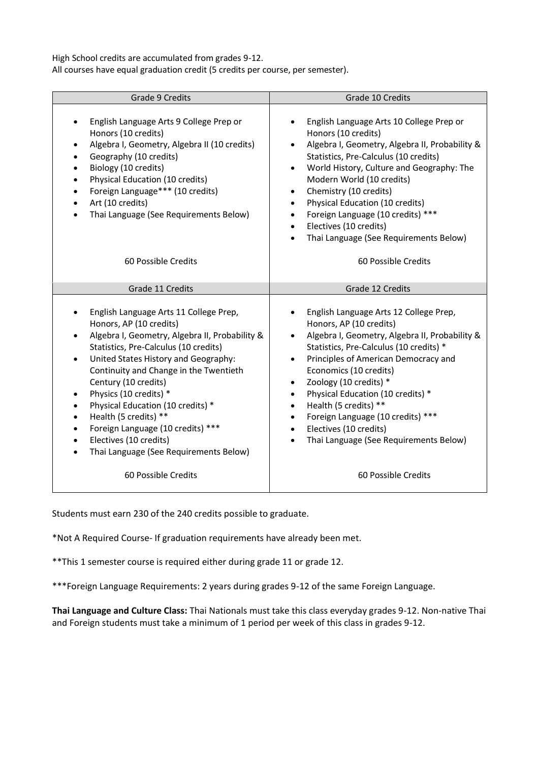High School credits are accumulated from grades 9-12.
All courses have equal graduation credit (5 credits per course, per semester).

| Grade 9 Credits | Grade 10 Credits |
| --- | --- |
| • English Language Arts 9 College Prep or Honors (10 credits)<br>• Algebra I, Geometry, Algebra II (10 credits)<br>• Geography (10 credits)<br>• Biology (10 credits)<br>• Physical Education (10 credits)<br>• Foreign Language*** (10 credits)<br>• Art (10 credits)<br>• Thai Language (See Requirements Below)<br><br>60 Possible Credits | • English Language Arts 10 College Prep or Honors (10 credits)<br>• Algebra I, Geometry, Algebra II, Probability & Statistics, Pre-Calculus (10 credits)<br>• World History, Culture and Geography: The Modern World (10 credits)<br>• Chemistry (10 credits)<br>• Physical Education (10 credits)<br>• Foreign Language (10 credits) ***<br>• Electives (10 credits)<br>• Thai Language (See Requirements Below)<br><br>60 Possible Credits |
| **Grade 11 Credits** | **Grade 12 Credits** |
| • English Language Arts 11 College Prep, Honors, AP (10 credits)<br>• Algebra I, Geometry, Algebra II, Probability & Statistics, Pre-Calculus (10 credits)<br>• United States History and Geography: Continuity and Change in the Twentieth Century (10 credits)<br>• Physics (10 credits) *<br>• Physical Education (10 credits) *<br>• Health (5 credits) **<br>• Foreign Language (10 credits) ***<br>• Electives (10 credits)<br>• Thai Language (See Requirements Below)<br><br>60 Possible Credits | • English Language Arts 12 College Prep, Honors, AP (10 credits)<br>• Algebra I, Geometry, Algebra II, Probability & Statistics, Pre-Calculus (10 credits) *<br>• Principles of American Democracy and Economics (10 credits)<br>• Zoology (10 credits) *<br>• Physical Education (10 credits) *<br>• Health (5 credits) **<br>• Foreign Language (10 credits) ***<br>• Electives (10 credits)<br>• Thai Language (See Requirements Below)<br><br>60 Possible Credits |

Students must earn 230 of the 240 credits possible to graduate.

*Not A Required Course- If graduation requirements have already been met.

**This 1 semester course is required either during grade 11 or grade 12.

***Foreign Language Requirements: 2 years during grades 9-12 of the same Foreign Language.

**Thai Language and Culture Class:** Thai Nationals must take this class everyday grades 9-12. Non-native Thai and Foreign students must take a minimum of 1 period per week of this class in grades 9-12.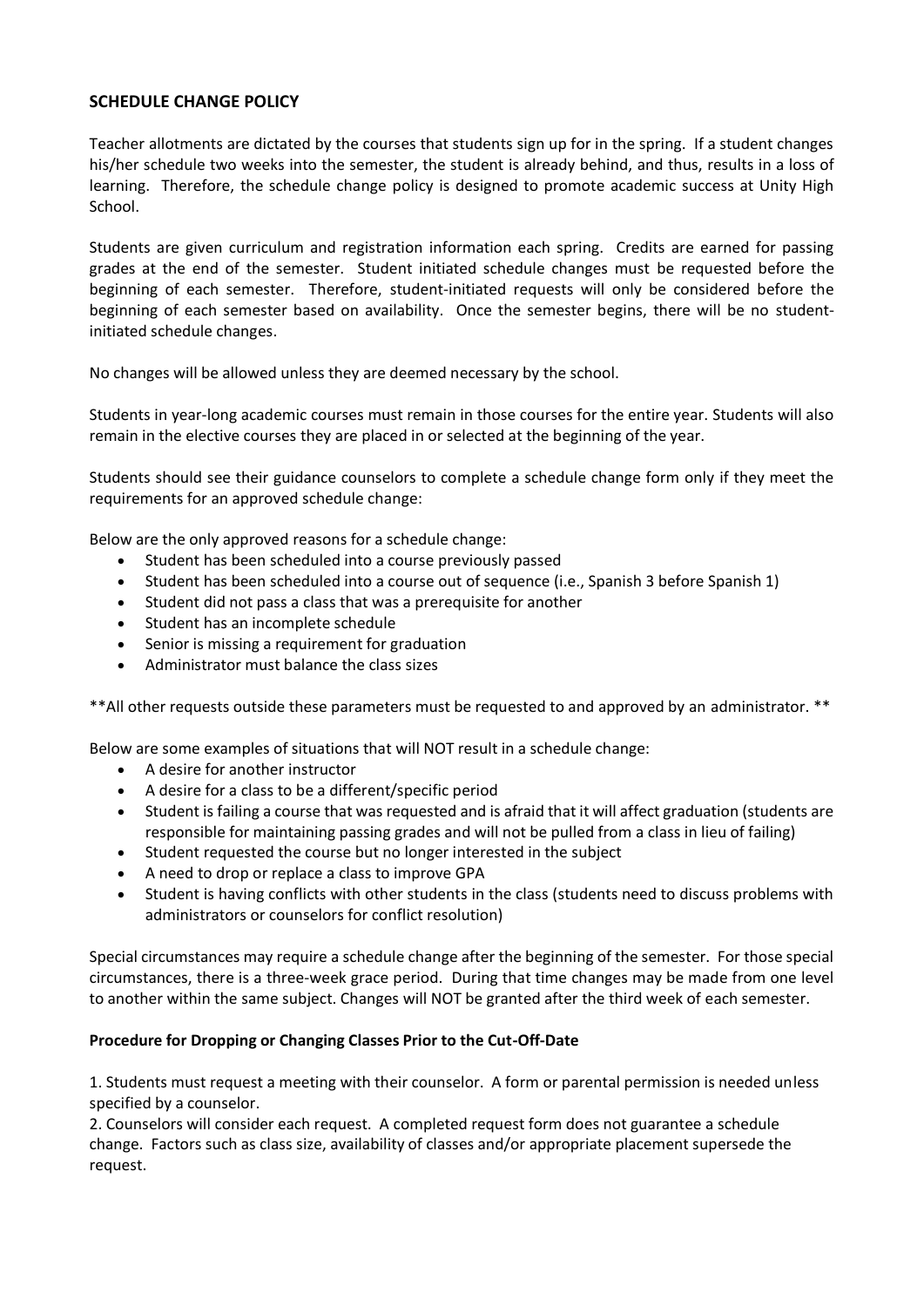## SCHEDULE CHANGE POLICY

Teacher allotments are dictated by the courses that students sign up for in the spring. If a student changes his/her schedule two weeks into the semester, the student is already behind, and thus, results in a loss of learning. Therefore, the schedule change policy is designed to promote academic success at Unity High School.

Students are given curriculum and registration information each spring. Credits are earned for passing grades at the end of the semester. Student initiated schedule changes must be requested before the beginning of each semester. Therefore, student-initiated requests will only be considered before the beginning of each semester based on availability. Once the semester begins, there will be no student-initiated schedule changes.

No changes will be allowed unless they are deemed necessary by the school.

Students in year-long academic courses must remain in those courses for the entire year. Students will also remain in the elective courses they are placed in or selected at the beginning of the year.

Students should see their guidance counselors to complete a schedule change form only if they meet the requirements for an approved schedule change:

Below are the only approved reasons for a schedule change:

- Student has been scheduled into a course previously passed
- Student has been scheduled into a course out of sequence (i.e., Spanish 3 before Spanish 1)
- Student did not pass a class that was a prerequisite for another
- Student has an incomplete schedule
- Senior is missing a requirement for graduation
- Administrator must balance the class sizes

**All other requests outside these parameters must be requested to and approved by an administrator.**

Below are some examples of situations that will NOT result in a schedule change:

- A desire for another instructor
- A desire for a class to be a different/specific period
- Student is failing a course that was requested and is afraid that it will affect graduation (students are responsible for maintaining passing grades and will not be pulled from a class in lieu of failing)
- Student requested the course but no longer interested in the subject
- A need to drop or replace a class to improve GPA
- Student is having conflicts with other students in the class (students need to discuss problems with administrators or counselors for conflict resolution)

Special circumstances may require a schedule change after the beginning of the semester. For those special circumstances, there is a three-week grace period. During that time changes may be made from one level to another within the same subject. Changes will NOT be granted after the third week of each semester.

**Procedure for Dropping or Changing Classes Prior to the Cut-Off-Date**

1. Students must request a meeting with their counselor. A form or parental permission is needed unless specified by a counselor.
2. Counselors will consider each request. A completed request form does not guarantee a schedule change. Factors such as class size, availability of classes and/or appropriate placement supersede the request.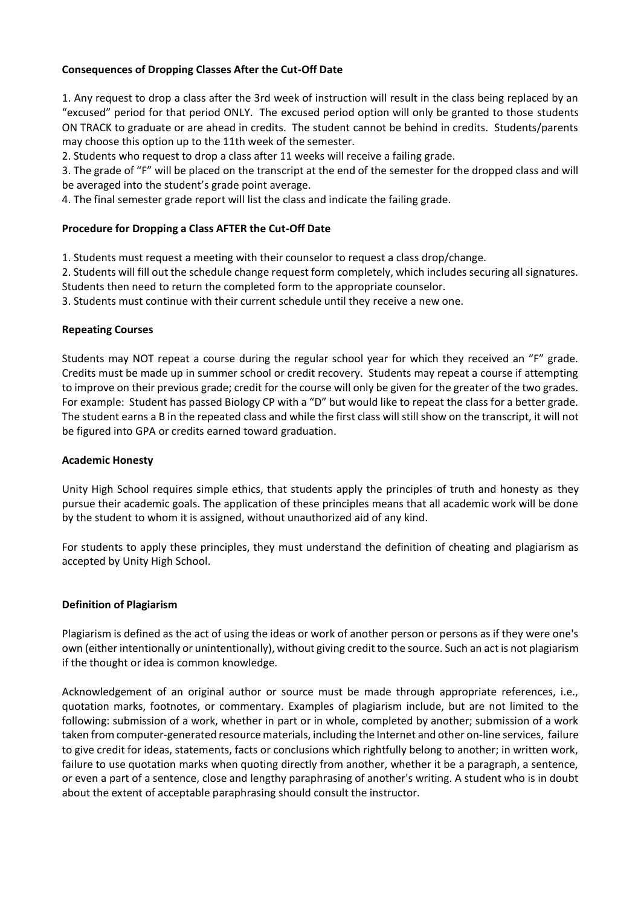**Consequences of Dropping Classes After the Cut-Off Date**

1. Any request to drop a class after the 3rd week of instruction will result in the class being replaced by an "excused" period for that period ONLY. The excused period option will only be granted to those students ON TRACK to graduate or are ahead in credits. The student cannot be behind in credits. Students/parents may choose this option up to the 11th week of the semester.
2. Students who request to drop a class after 11 weeks will receive a failing grade.
3. The grade of "F" will be placed on the transcript at the end of the semester for the dropped class and will be averaged into the student's grade point average.
4. The final semester grade report will list the class and indicate the failing grade.

**Procedure for Dropping a Class AFTER the Cut-Off Date**

1. Students must request a meeting with their counselor to request a class drop/change.
2. Students will fill out the schedule change request form completely, which includes securing all signatures. Students then need to return the completed form to the appropriate counselor.
3. Students must continue with their current schedule until they receive a new one.

**Repeating Courses**

Students may NOT repeat a course during the regular school year for which they received an "F" grade. Credits must be made up in summer school or credit recovery. Students may repeat a course if attempting to improve on their previous grade; credit for the course will only be given for the greater of the two grades. For example: Student has passed Biology CP with a "D" but would like to repeat the class for a better grade. The student earns a B in the repeated class and while the first class will still show on the transcript, it will not be figured into GPA or credits earned toward graduation.

**Academic Honesty**

Unity High School requires simple ethics, that students apply the principles of truth and honesty as they pursue their academic goals. The application of these principles means that all academic work will be done by the student to whom it is assigned, without unauthorized aid of any kind.

For students to apply these principles, they must understand the definition of cheating and plagiarism as accepted by Unity High School.

**Definition of Plagiarism**

Plagiarism is defined as the act of using the ideas or work of another person or persons as if they were one's own (either intentionally or unintentionally), without giving credit to the source. Such an act is not plagiarism if the thought or idea is common knowledge.

Acknowledgement of an original author or source must be made through appropriate references, i.e., quotation marks, footnotes, or commentary. Examples of plagiarism include, but are not limited to the following: submission of a work, whether in part or in whole, completed by another; submission of a work taken from computer-generated resource materials, including the Internet and other on-line services, failure to give credit for ideas, statements, facts or conclusions which rightfully belong to another; in written work, failure to use quotation marks when quoting directly from another, whether it be a paragraph, a sentence, or even a part of a sentence, close and lengthy paraphrasing of another's writing. A student who is in doubt about the extent of acceptable paraphrasing should consult the instructor.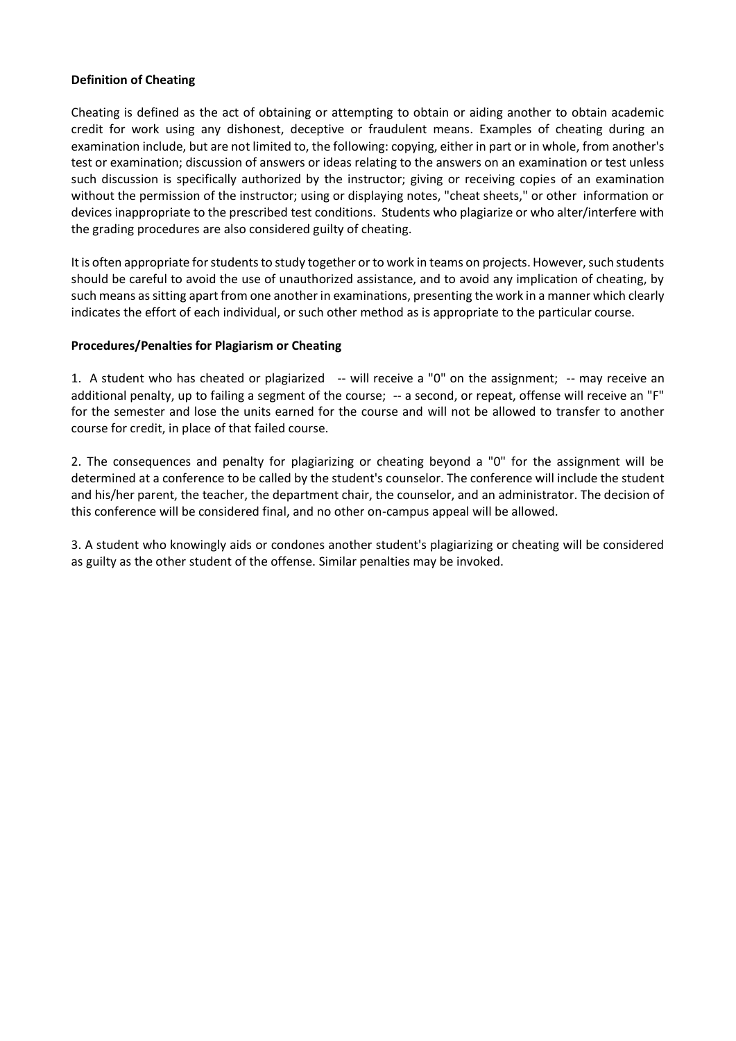**Definition of Cheating**

Cheating is defined as the act of obtaining or attempting to obtain or aiding another to obtain academic credit for work using any dishonest, deceptive or fraudulent means. Examples of cheating during an examination include, but are not limited to, the following: copying, either in part or in whole, from another's test or examination; discussion of answers or ideas relating to the answers on an examination or test unless such discussion is specifically authorized by the instructor; giving or receiving copies of an examination without the permission of the instructor; using or displaying notes, "cheat sheets," or other information or devices inappropriate to the prescribed test conditions. Students who plagiarize or who alter/interfere with the grading procedures are also considered guilty of cheating.

It is often appropriate for students to study together or to work in teams on projects. However, such students should be careful to avoid the use of unauthorized assistance, and to avoid any implication of cheating, by such means as sitting apart from one another in examinations, presenting the work in a manner which clearly indicates the effort of each individual, or such other method as is appropriate to the particular course.

**Procedures/Penalties for Plagiarism or Cheating**

1. A student who has cheated or plagiarized -- will receive a "0" on the assignment; -- may receive an additional penalty, up to failing a segment of the course; -- a second, or repeat, offense will receive an "F" for the semester and lose the units earned for the course and will not be allowed to transfer to another course for credit, in place of that failed course.

2. The consequences and penalty for plagiarizing or cheating beyond a "0" for the assignment will be determined at a conference to be called by the student's counselor. The conference will include the student and his/her parent, the teacher, the department chair, the counselor, and an administrator. The decision of this conference will be considered final, and no other on-campus appeal will be allowed.

3. A student who knowingly aids or condones another student's plagiarizing or cheating will be considered as guilty as the other student of the offense. Similar penalties may be invoked.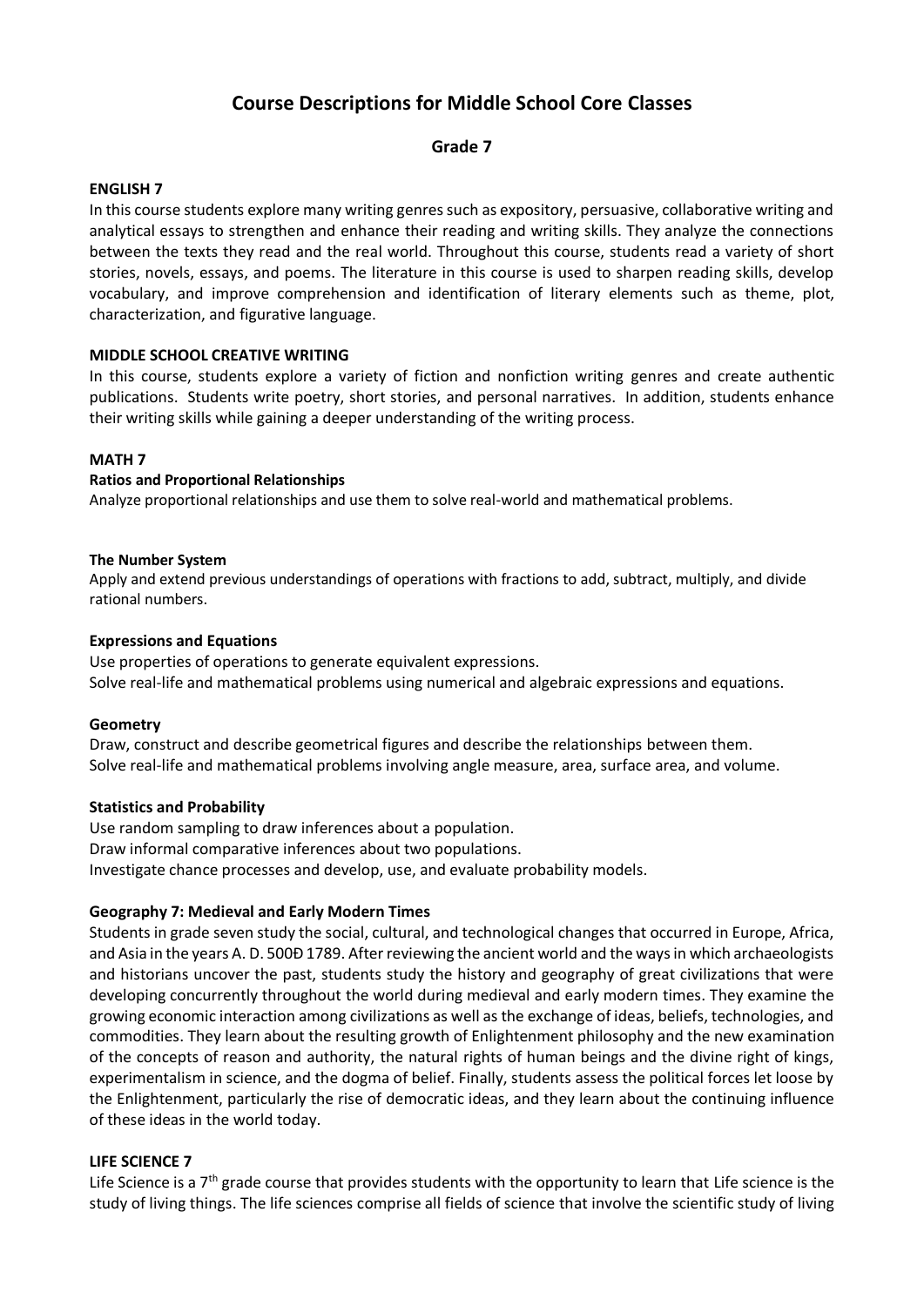# Course Descriptions for Middle School Core Classes

## Grade 7

**ENGLISH 7**

In this course students explore many writing genres such as expository, persuasive, collaborative writing and analytical essays to strengthen and enhance their reading and writing skills. They analyze the connections between the texts they read and the real world. Throughout this course, students read a variety of short stories, novels, essays, and poems. The literature in this course is used to sharpen reading skills, develop vocabulary, and improve comprehension and identification of literary elements such as theme, plot, characterization, and figurative language.

**MIDDLE SCHOOL CREATIVE WRITING**

In this course, students explore a variety of fiction and nonfiction writing genres and create authentic publications. Students write poetry, short stories, and personal narratives. In addition, students enhance their writing skills while gaining a deeper understanding of the writing process.

**MATH 7**

**Ratios and Proportional Relationships**

Analyze proportional relationships and use them to solve real-world and mathematical problems.

**The Number System**

Apply and extend previous understandings of operations with fractions to add, subtract, multiply, and divide rational numbers.

**Expressions and Equations**

Use properties of operations to generate equivalent expressions.
Solve real-life and mathematical problems using numerical and algebraic expressions and equations.

**Geometry**

Draw, construct and describe geometrical figures and describe the relationships between them.
Solve real-life and mathematical problems involving angle measure, area, surface area, and volume.

**Statistics and Probability**

Use random sampling to draw inferences about a population.
Draw informal comparative inferences about two populations.
Investigate chance processes and develop, use, and evaluate probability models.

**Geography 7: Medieval and Early Modern Times**

Students in grade seven study the social, cultural, and technological changes that occurred in Europe, Africa, and Asia in the years A. D. 500Ð 1789. After reviewing the ancient world and the ways in which archaeologists and historians uncover the past, students study the history and geography of great civilizations that were developing concurrently throughout the world during medieval and early modern times. They examine the growing economic interaction among civilizations as well as the exchange of ideas, beliefs, technologies, and commodities. They learn about the resulting growth of Enlightenment philosophy and the new examination of the concepts of reason and authority, the natural rights of human beings and the divine right of kings, experimentalism in science, and the dogma of belief. Finally, students assess the political forces let loose by the Enlightenment, particularly the rise of democratic ideas, and they learn about the continuing influence of these ideas in the world today.

**LIFE SCIENCE 7**

Life Science is a 7th grade course that provides students with the opportunity to learn that Life science is the study of living things. The life sciences comprise all fields of science that involve the scientific study of living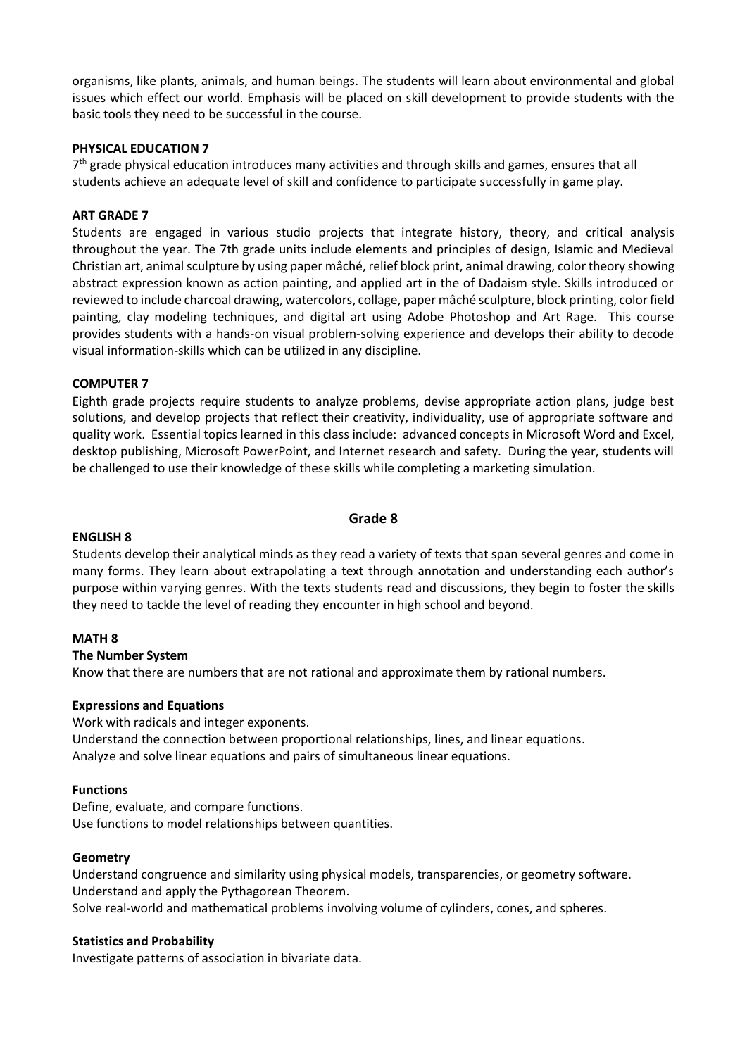organisms, like plants, animals, and human beings. The students will learn about environmental and global issues which effect our world. Emphasis will be placed on skill development to provide students with the basic tools they need to be successful in the course.

**PHYSICAL EDUCATION 7**

7th grade physical education introduces many activities and through skills and games, ensures that all students achieve an adequate level of skill and confidence to participate successfully in game play.

**ART GRADE 7**

Students are engaged in various studio projects that integrate history, theory, and critical analysis throughout the year. The 7th grade units include elements and principles of design, Islamic and Medieval Christian art, animal sculpture by using paper mâché, relief block print, animal drawing, color theory showing abstract expression known as action painting, and applied art in the of Dadaism style. Skills introduced or reviewed to include charcoal drawing, watercolors, collage, paper mâché sculpture, block printing, color field painting, clay modeling techniques, and digital art using Adobe Photoshop and Art Rage. This course provides students with a hands-on visual problem-solving experience and develops their ability to decode visual information-skills which can be utilized in any discipline.

**COMPUTER 7**

Eighth grade projects require students to analyze problems, devise appropriate action plans, judge best solutions, and develop projects that reflect their creativity, individuality, use of appropriate software and quality work. Essential topics learned in this class include: advanced concepts in Microsoft Word and Excel, desktop publishing, Microsoft PowerPoint, and Internet research and safety. During the year, students will be challenged to use their knowledge of these skills while completing a marketing simulation.

## Grade 8

**ENGLISH 8**

Students develop their analytical minds as they read a variety of texts that span several genres and come in many forms. They learn about extrapolating a text through annotation and understanding each author's purpose within varying genres. With the texts students read and discussions, they begin to foster the skills they need to tackle the level of reading they encounter in high school and beyond.

**MATH 8**

**The Number System**

Know that there are numbers that are not rational and approximate them by rational numbers.

**Expressions and Equations**

Work with radicals and integer exponents.
Understand the connection between proportional relationships, lines, and linear equations.
Analyze and solve linear equations and pairs of simultaneous linear equations.

**Functions**

Define, evaluate, and compare functions.
Use functions to model relationships between quantities.

**Geometry**

Understand congruence and similarity using physical models, transparencies, or geometry software.
Understand and apply the Pythagorean Theorem.
Solve real-world and mathematical problems involving volume of cylinders, cones, and spheres.

**Statistics and Probability**

Investigate patterns of association in bivariate data.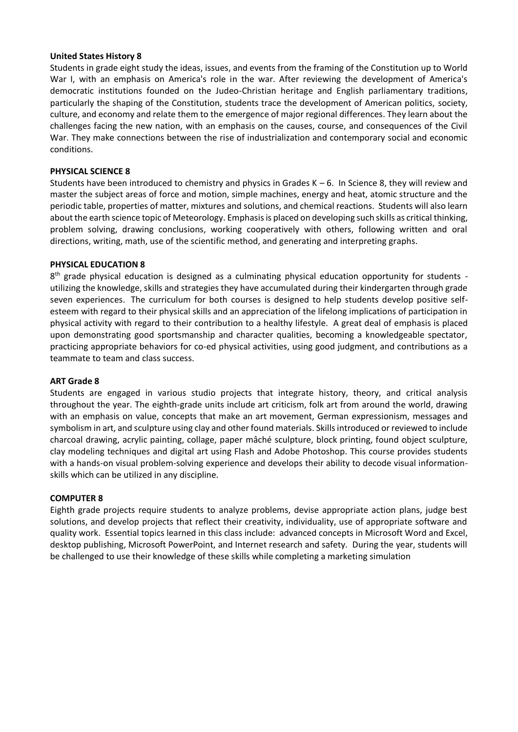**United States History 8**

Students in grade eight study the ideas, issues, and events from the framing of the Constitution up to World War I, with an emphasis on America's role in the war. After reviewing the development of America's democratic institutions founded on the Judeo-Christian heritage and English parliamentary traditions, particularly the shaping of the Constitution, students trace the development of American politics, society, culture, and economy and relate them to the emergence of major regional differences. They learn about the challenges facing the new nation, with an emphasis on the causes, course, and consequences of the Civil War. They make connections between the rise of industrialization and contemporary social and economic conditions.

**PHYSICAL SCIENCE 8**

Students have been introduced to chemistry and physics in Grades K – 6. In Science 8, they will review and master the subject areas of force and motion, simple machines, energy and heat, atomic structure and the periodic table, properties of matter, mixtures and solutions, and chemical reactions. Students will also learn about the earth science topic of Meteorology. Emphasis is placed on developing such skills as critical thinking, problem solving, drawing conclusions, working cooperatively with others, following written and oral directions, writing, math, use of the scientific method, and generating and interpreting graphs.

**PHYSICAL EDUCATION 8**

8th grade physical education is designed as a culminating physical education opportunity for students - utilizing the knowledge, skills and strategies they have accumulated during their kindergarten through grade seven experiences. The curriculum for both courses is designed to help students develop positive self-esteem with regard to their physical skills and an appreciation of the lifelong implications of participation in physical activity with regard to their contribution to a healthy lifestyle. A great deal of emphasis is placed upon demonstrating good sportsmanship and character qualities, becoming a knowledgeable spectator, practicing appropriate behaviors for co-ed physical activities, using good judgment, and contributions as a teammate to team and class success.

**ART Grade 8**

Students are engaged in various studio projects that integrate history, theory, and critical analysis throughout the year. The eighth-grade units include art criticism, folk art from around the world, drawing with an emphasis on value, concepts that make an art movement, German expressionism, messages and symbolism in art, and sculpture using clay and other found materials. Skills introduced or reviewed to include charcoal drawing, acrylic painting, collage, paper mâché sculpture, block printing, found object sculpture, clay modeling techniques and digital art using Flash and Adobe Photoshop. This course provides students with a hands-on visual problem-solving experience and develops their ability to decode visual information-skills which can be utilized in any discipline.

**COMPUTER 8**

Eighth grade projects require students to analyze problems, devise appropriate action plans, judge best solutions, and develop projects that reflect their creativity, individuality, use of appropriate software and quality work. Essential topics learned in this class include: advanced concepts in Microsoft Word and Excel, desktop publishing, Microsoft PowerPoint, and Internet research and safety. During the year, students will be challenged to use their knowledge of these skills while completing a marketing simulation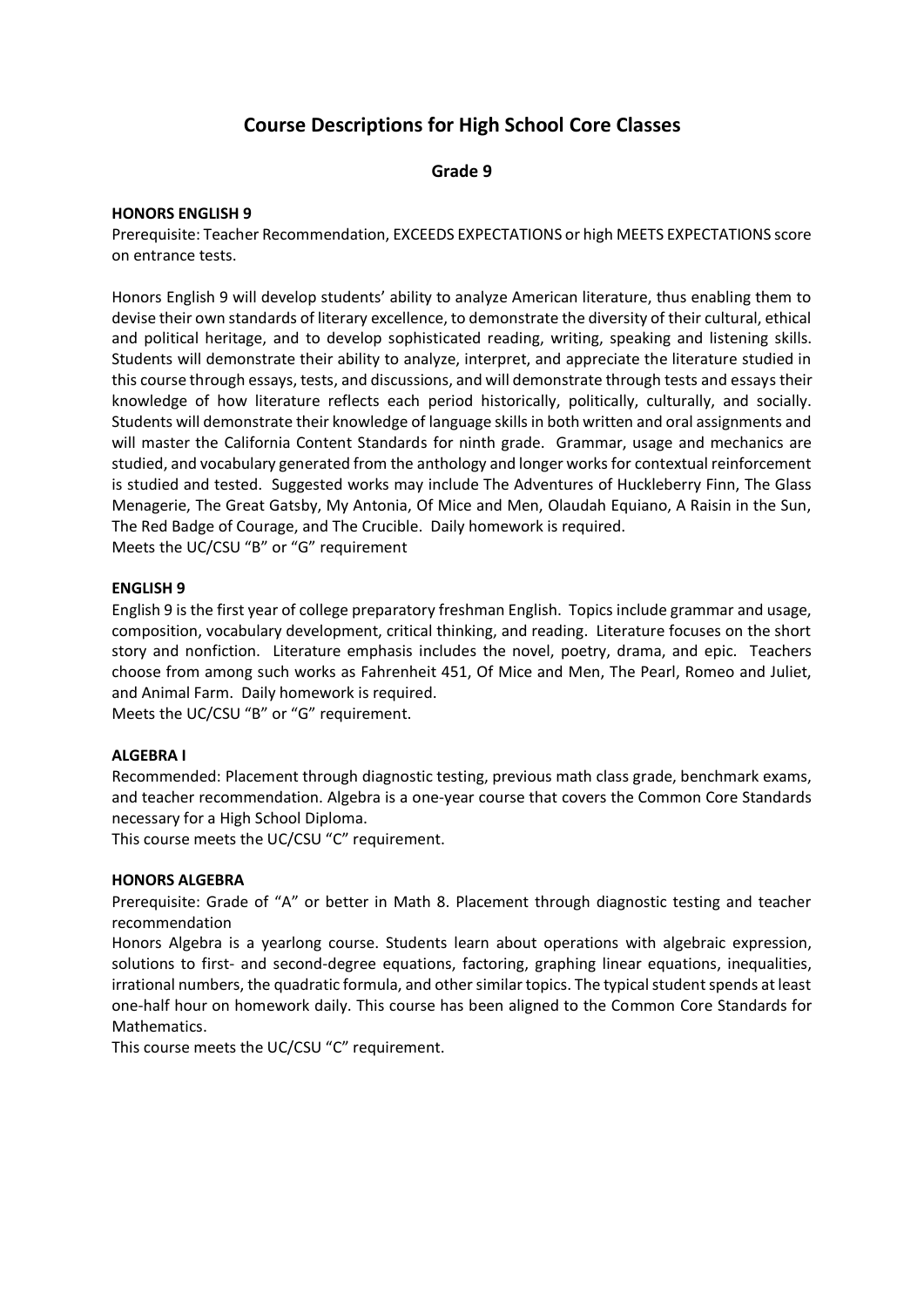# Course Descriptions for High School Core Classes

## Grade 9

**HONORS ENGLISH 9**

Prerequisite: Teacher Recommendation, EXCEEDS EXPECTATIONS or high MEETS EXPECTATIONS score on entrance tests.

Honors English 9 will develop students' ability to analyze American literature, thus enabling them to devise their own standards of literary excellence, to demonstrate the diversity of their cultural, ethical and political heritage, and to develop sophisticated reading, writing, speaking and listening skills. Students will demonstrate their ability to analyze, interpret, and appreciate the literature studied in this course through essays, tests, and discussions, and will demonstrate through tests and essays their knowledge of how literature reflects each period historically, politically, culturally, and socially. Students will demonstrate their knowledge of language skills in both written and oral assignments and will master the California Content Standards for ninth grade. Grammar, usage and mechanics are studied, and vocabulary generated from the anthology and longer works for contextual reinforcement is studied and tested. Suggested works may include The Adventures of Huckleberry Finn, The Glass Menagerie, The Great Gatsby, My Antonia, Of Mice and Men, Olaudah Equiano, A Raisin in the Sun, The Red Badge of Courage, and The Crucible. Daily homework is required.
Meets the UC/CSU "B" or "G" requirement

**ENGLISH 9**

English 9 is the first year of college preparatory freshman English. Topics include grammar and usage, composition, vocabulary development, critical thinking, and reading. Literature focuses on the short story and nonfiction. Literature emphasis includes the novel, poetry, drama, and epic. Teachers choose from among such works as Fahrenheit 451, Of Mice and Men, The Pearl, Romeo and Juliet, and Animal Farm. Daily homework is required.
Meets the UC/CSU "B" or "G" requirement.

**ALGEBRA I**

Recommended: Placement through diagnostic testing, previous math class grade, benchmark exams, and teacher recommendation. Algebra is a one-year course that covers the Common Core Standards necessary for a High School Diploma.
This course meets the UC/CSU "C" requirement.

**HONORS ALGEBRA**

Prerequisite: Grade of "A" or better in Math 8. Placement through diagnostic testing and teacher recommendation
Honors Algebra is a yearlong course. Students learn about operations with algebraic expression, solutions to first- and second-degree equations, factoring, graphing linear equations, inequalities, irrational numbers, the quadratic formula, and other similar topics. The typical student spends at least one-half hour on homework daily. This course has been aligned to the Common Core Standards for Mathematics.
This course meets the UC/CSU "C" requirement.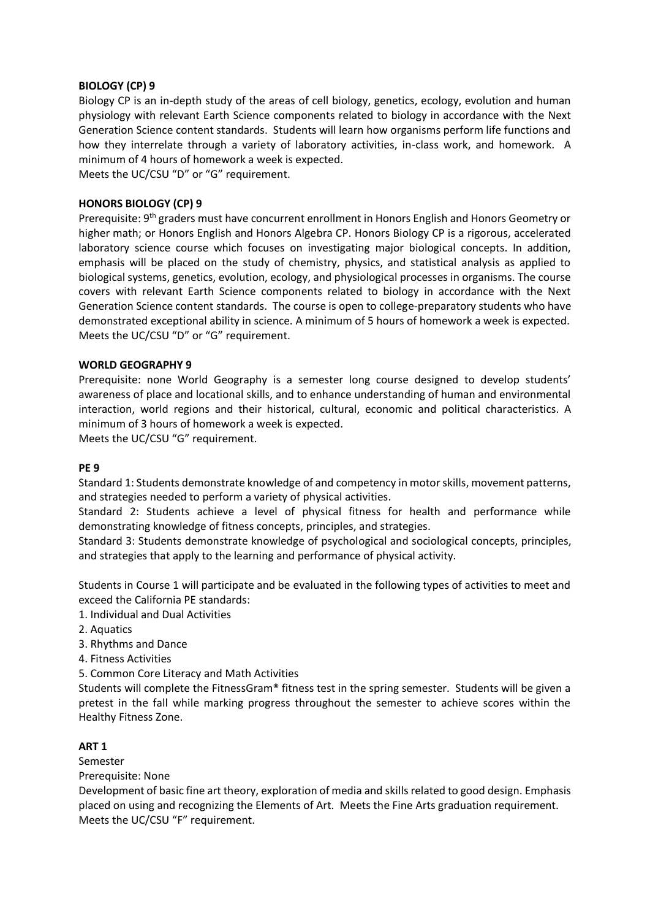**BIOLOGY (CP) 9**

Biology CP is an in-depth study of the areas of cell biology, genetics, ecology, evolution and human physiology with relevant Earth Science components related to biology in accordance with the Next Generation Science content standards. Students will learn how organisms perform life functions and how they interrelate through a variety of laboratory activities, in-class work, and homework. A minimum of 4 hours of homework a week is expected.
Meets the UC/CSU "D" or "G" requirement.

**HONORS BIOLOGY (CP) 9**

Prerequisite: 9th graders must have concurrent enrollment in Honors English and Honors Geometry or higher math; or Honors English and Honors Algebra CP. Honors Biology CP is a rigorous, accelerated laboratory science course which focuses on investigating major biological concepts. In addition, emphasis will be placed on the study of chemistry, physics, and statistical analysis as applied to biological systems, genetics, evolution, ecology, and physiological processes in organisms. The course covers with relevant Earth Science components related to biology in accordance with the Next Generation Science content standards. The course is open to college-preparatory students who have demonstrated exceptional ability in science. A minimum of 5 hours of homework a week is expected.
Meets the UC/CSU "D" or "G" requirement.

**WORLD GEOGRAPHY 9**

Prerequisite: none World Geography is a semester long course designed to develop students' awareness of place and locational skills, and to enhance understanding of human and environmental interaction, world regions and their historical, cultural, economic and political characteristics. A minimum of 3 hours of homework a week is expected.
Meets the UC/CSU "G" requirement.

**PE 9**

Standard 1: Students demonstrate knowledge of and competency in motor skills, movement patterns, and strategies needed to perform a variety of physical activities.
Standard 2: Students achieve a level of physical fitness for health and performance while demonstrating knowledge of fitness concepts, principles, and strategies.
Standard 3: Students demonstrate knowledge of psychological and sociological concepts, principles, and strategies that apply to the learning and performance of physical activity.

Students in Course 1 will participate and be evaluated in the following types of activities to meet and exceed the California PE standards:

1. Individual and Dual Activities
2. Aquatics
3. Rhythms and Dance
4. Fitness Activities
5. Common Core Literacy and Math Activities

Students will complete the FitnessGram® fitness test in the spring semester. Students will be given a pretest in the fall while marking progress throughout the semester to achieve scores within the Healthy Fitness Zone.

**ART 1**

Semester
Prerequisite: None
Development of basic fine art theory, exploration of media and skills related to good design. Emphasis placed on using and recognizing the Elements of Art. Meets the Fine Arts graduation requirement.
Meets the UC/CSU "F" requirement.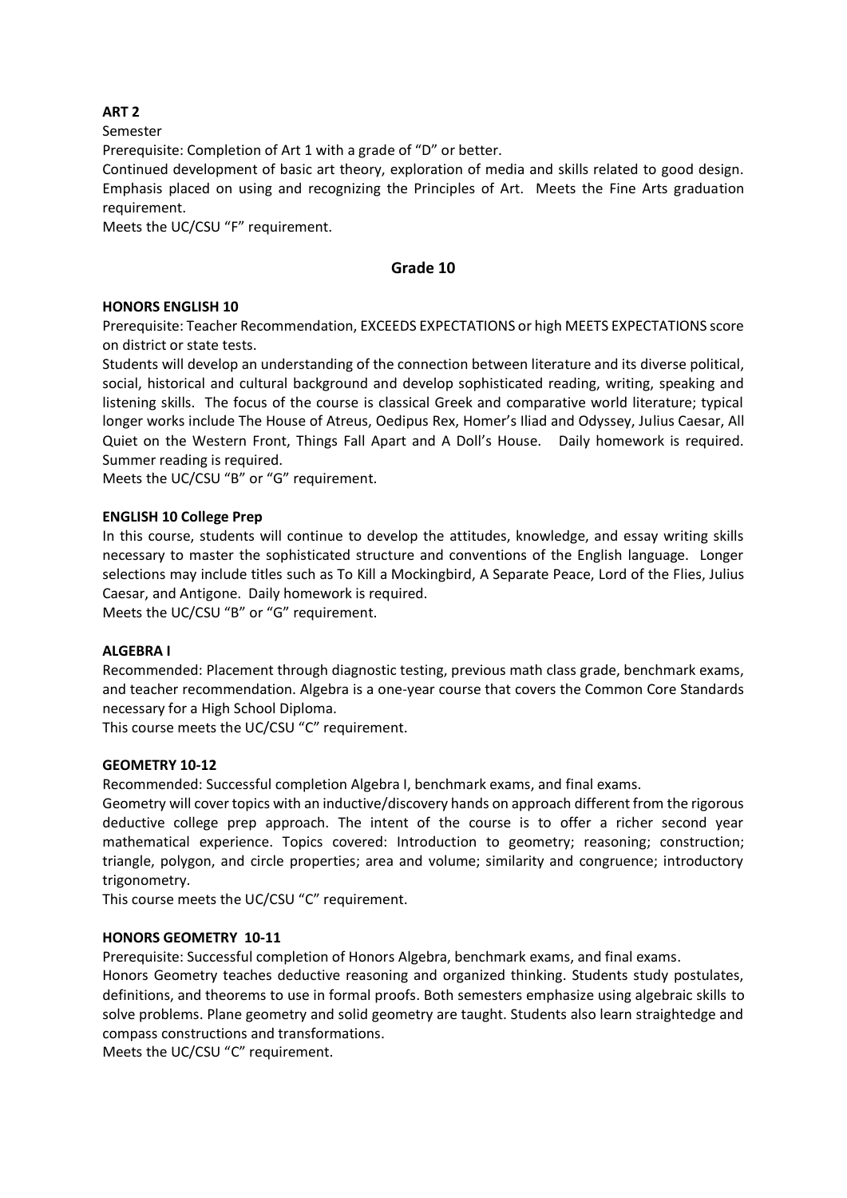**ART 2**

Semester

Prerequisite: Completion of Art 1 with a grade of "D" or better.

Continued development of basic art theory, exploration of media and skills related to good design. Emphasis placed on using and recognizing the Principles of Art. Meets the Fine Arts graduation requirement.

Meets the UC/CSU "F" requirement.

## Grade 10

**HONORS ENGLISH 10**

Prerequisite: Teacher Recommendation, EXCEEDS EXPECTATIONS or high MEETS EXPECTATIONS score on district or state tests.

Students will develop an understanding of the connection between literature and its diverse political, social, historical and cultural background and develop sophisticated reading, writing, speaking and listening skills. The focus of the course is classical Greek and comparative world literature; typical longer works include The House of Atreus, Oedipus Rex, Homer's Iliad and Odyssey, Julius Caesar, All Quiet on the Western Front, Things Fall Apart and A Doll's House. Daily homework is required. Summer reading is required.

Meets the UC/CSU "B" or "G" requirement.

**ENGLISH 10 College Prep**

In this course, students will continue to develop the attitudes, knowledge, and essay writing skills necessary to master the sophisticated structure and conventions of the English language. Longer selections may include titles such as To Kill a Mockingbird, A Separate Peace, Lord of the Flies, Julius Caesar, and Antigone. Daily homework is required.

Meets the UC/CSU "B" or "G" requirement.

**ALGEBRA I**

Recommended: Placement through diagnostic testing, previous math class grade, benchmark exams, and teacher recommendation. Algebra is a one-year course that covers the Common Core Standards necessary for a High School Diploma.

This course meets the UC/CSU "C" requirement.

**GEOMETRY 10-12**

Recommended: Successful completion Algebra I, benchmark exams, and final exams.

Geometry will cover topics with an inductive/discovery hands on approach different from the rigorous deductive college prep approach. The intent of the course is to offer a richer second year mathematical experience. Topics covered: Introduction to geometry; reasoning; construction; triangle, polygon, and circle properties; area and volume; similarity and congruence; introductory trigonometry.

This course meets the UC/CSU "C" requirement.

**HONORS GEOMETRY 10-11**

Prerequisite: Successful completion of Honors Algebra, benchmark exams, and final exams.

Honors Geometry teaches deductive reasoning and organized thinking. Students study postulates, definitions, and theorems to use in formal proofs. Both semesters emphasize using algebraic skills to solve problems. Plane geometry and solid geometry are taught. Students also learn straightedge and compass constructions and transformations.

Meets the UC/CSU "C" requirement.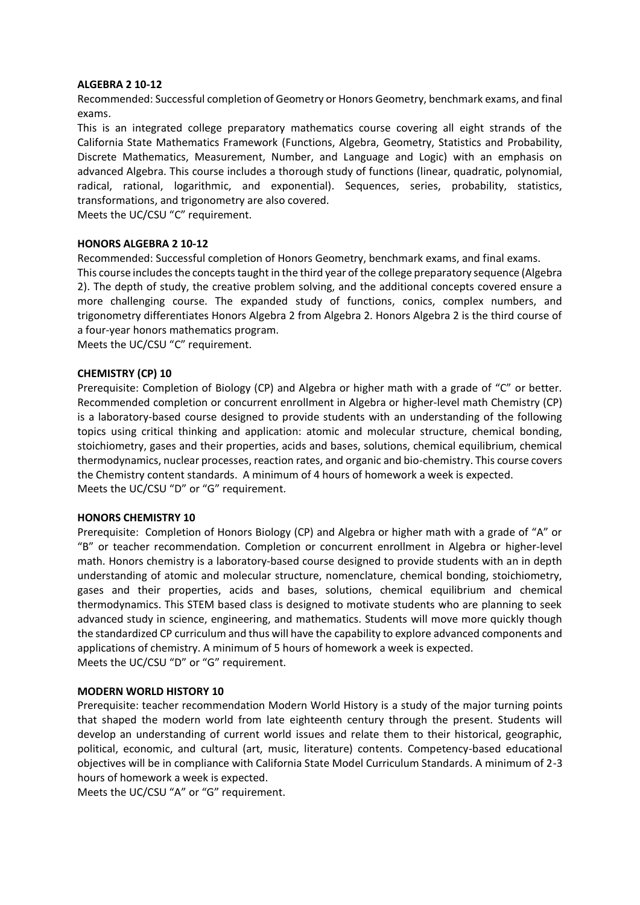**ALGEBRA 2 10-12**

Recommended: Successful completion of Geometry or Honors Geometry, benchmark exams, and final exams.

This is an integrated college preparatory mathematics course covering all eight strands of the California State Mathematics Framework (Functions, Algebra, Geometry, Statistics and Probability, Discrete Mathematics, Measurement, Number, and Language and Logic) with an emphasis on advanced Algebra. This course includes a thorough study of functions (linear, quadratic, polynomial, radical, rational, logarithmic, and exponential). Sequences, series, probability, statistics, transformations, and trigonometry are also covered.

Meets the UC/CSU "C" requirement.

**HONORS ALGEBRA 2 10-12**

Recommended: Successful completion of Honors Geometry, benchmark exams, and final exams.

This course includes the concepts taught in the third year of the college preparatory sequence (Algebra 2). The depth of study, the creative problem solving, and the additional concepts covered ensure a more challenging course. The expanded study of functions, conics, complex numbers, and trigonometry differentiates Honors Algebra 2 from Algebra 2. Honors Algebra 2 is the third course of a four-year honors mathematics program.

Meets the UC/CSU "C" requirement.

**CHEMISTRY (CP) 10**

Prerequisite: Completion of Biology (CP) and Algebra or higher math with a grade of "C" or better. Recommended completion or concurrent enrollment in Algebra or higher-level math Chemistry (CP) is a laboratory-based course designed to provide students with an understanding of the following topics using critical thinking and application: atomic and molecular structure, chemical bonding, stoichiometry, gases and their properties, acids and bases, solutions, chemical equilibrium, chemical thermodynamics, nuclear processes, reaction rates, and organic and bio-chemistry. This course covers the Chemistry content standards. A minimum of 4 hours of homework a week is expected.

Meets the UC/CSU "D" or "G" requirement.

**HONORS CHEMISTRY 10**

Prerequisite: Completion of Honors Biology (CP) and Algebra or higher math with a grade of "A" or "B" or teacher recommendation. Completion or concurrent enrollment in Algebra or higher-level math. Honors chemistry is a laboratory-based course designed to provide students with an in depth understanding of atomic and molecular structure, nomenclature, chemical bonding, stoichiometry, gases and their properties, acids and bases, solutions, chemical equilibrium and chemical thermodynamics. This STEM based class is designed to motivate students who are planning to seek advanced study in science, engineering, and mathematics. Students will move more quickly though the standardized CP curriculum and thus will have the capability to explore advanced components and applications of chemistry. A minimum of 5 hours of homework a week is expected.

Meets the UC/CSU "D" or "G" requirement.

**MODERN WORLD HISTORY 10**

Prerequisite: teacher recommendation Modern World History is a study of the major turning points that shaped the modern world from late eighteenth century through the present. Students will develop an understanding of current world issues and relate them to their historical, geographic, political, economic, and cultural (art, music, literature) contents. Competency-based educational objectives will be in compliance with California State Model Curriculum Standards. A minimum of 2-3 hours of homework a week is expected.

Meets the UC/CSU "A" or "G" requirement.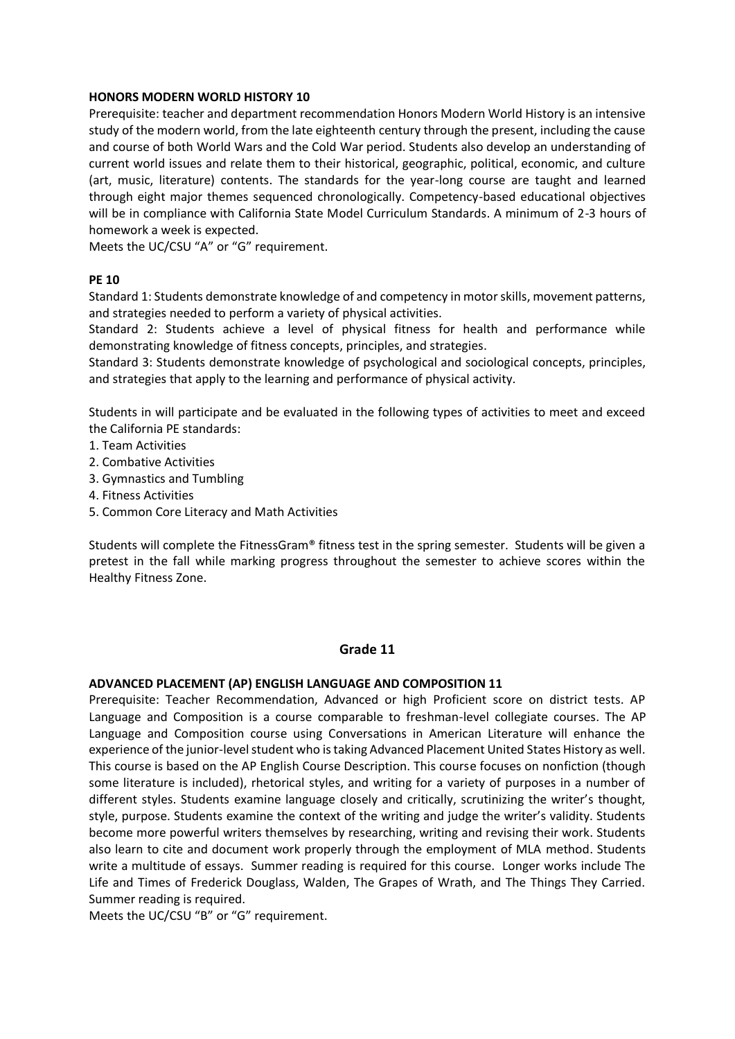**HONORS MODERN WORLD HISTORY 10**

Prerequisite: teacher and department recommendation Honors Modern World History is an intensive study of the modern world, from the late eighteenth century through the present, including the cause and course of both World Wars and the Cold War period. Students also develop an understanding of current world issues and relate them to their historical, geographic, political, economic, and culture (art, music, literature) contents. The standards for the year-long course are taught and learned through eight major themes sequenced chronologically. Competency-based educational objectives will be in compliance with California State Model Curriculum Standards. A minimum of 2-3 hours of homework a week is expected.
Meets the UC/CSU "A" or "G" requirement.

**PE 10**

Standard 1: Students demonstrate knowledge of and competency in motor skills, movement patterns, and strategies needed to perform a variety of physical activities.
Standard 2: Students achieve a level of physical fitness for health and performance while demonstrating knowledge of fitness concepts, principles, and strategies.
Standard 3: Students demonstrate knowledge of psychological and sociological concepts, principles, and strategies that apply to the learning and performance of physical activity.

Students in will participate and be evaluated in the following types of activities to meet and exceed the California PE standards:

1. Team Activities
2. Combative Activities
3. Gymnastics and Tumbling
4. Fitness Activities
5. Common Core Literacy and Math Activities

Students will complete the FitnessGram® fitness test in the spring semester. Students will be given a pretest in the fall while marking progress throughout the semester to achieve scores within the Healthy Fitness Zone.

## Grade 11

**ADVANCED PLACEMENT (AP) ENGLISH LANGUAGE AND COMPOSITION 11**

Prerequisite: Teacher Recommendation, Advanced or high Proficient score on district tests. AP Language and Composition is a course comparable to freshman-level collegiate courses. The AP Language and Composition course using Conversations in American Literature will enhance the experience of the junior-level student who is taking Advanced Placement United States History as well. This course is based on the AP English Course Description. This course focuses on nonfiction (though some literature is included), rhetorical styles, and writing for a variety of purposes in a number of different styles. Students examine language closely and critically, scrutinizing the writer's thought, style, purpose. Students examine the context of the writing and judge the writer's validity. Students become more powerful writers themselves by researching, writing and revising their work. Students also learn to cite and document work properly through the employment of MLA method. Students write a multitude of essays. Summer reading is required for this course. Longer works include The Life and Times of Frederick Douglass, Walden, The Grapes of Wrath, and The Things They Carried. Summer reading is required.
Meets the UC/CSU "B" or "G" requirement.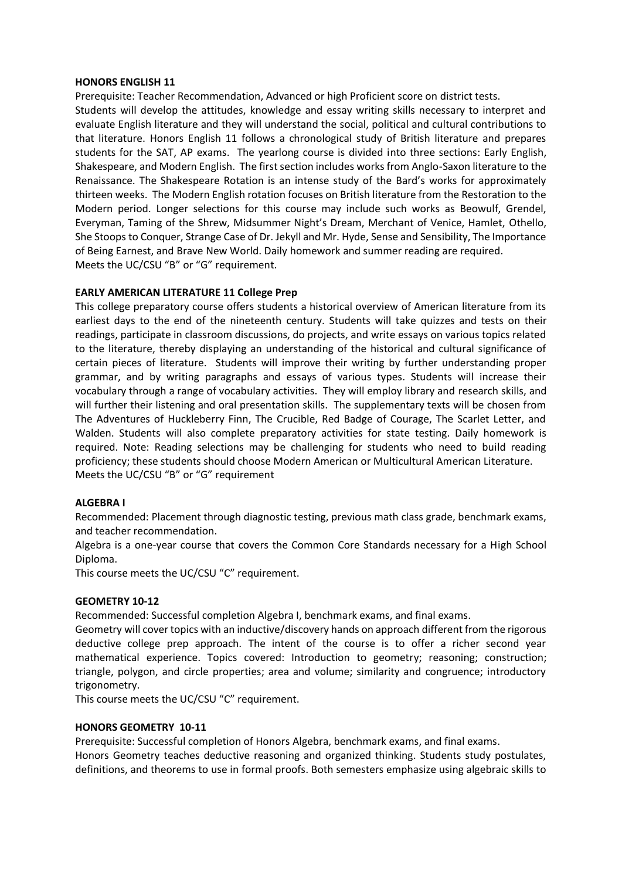**HONORS ENGLISH 11**

Prerequisite: Teacher Recommendation, Advanced or high Proficient score on district tests.

Students will develop the attitudes, knowledge and essay writing skills necessary to interpret and evaluate English literature and they will understand the social, political and cultural contributions to that literature. Honors English 11 follows a chronological study of British literature and prepares students for the SAT, AP exams. The yearlong course is divided into three sections: Early English, Shakespeare, and Modern English. The first section includes works from Anglo-Saxon literature to the Renaissance. The Shakespeare Rotation is an intense study of the Bard's works for approximately thirteen weeks. The Modern English rotation focuses on British literature from the Restoration to the Modern period. Longer selections for this course may include such works as Beowulf, Grendel, Everyman, Taming of the Shrew, Midsummer Night's Dream, Merchant of Venice, Hamlet, Othello, She Stoops to Conquer, Strange Case of Dr. Jekyll and Mr. Hyde, Sense and Sensibility, The Importance of Being Earnest, and Brave New World. Daily homework and summer reading are required.

Meets the UC/CSU "B" or "G" requirement.

**EARLY AMERICAN LITERATURE 11 College Prep**

This college preparatory course offers students a historical overview of American literature from its earliest days to the end of the nineteenth century. Students will take quizzes and tests on their readings, participate in classroom discussions, do projects, and write essays on various topics related to the literature, thereby displaying an understanding of the historical and cultural significance of certain pieces of literature. Students will improve their writing by further understanding proper grammar, and by writing paragraphs and essays of various types. Students will increase their vocabulary through a range of vocabulary activities. They will employ library and research skills, and will further their listening and oral presentation skills. The supplementary texts will be chosen from The Adventures of Huckleberry Finn, The Crucible, Red Badge of Courage, The Scarlet Letter, and Walden. Students will also complete preparatory activities for state testing. Daily homework is required. Note: Reading selections may be challenging for students who need to build reading proficiency; these students should choose Modern American or Multicultural American Literature.

Meets the UC/CSU "B" or "G" requirement

**ALGEBRA I**

Recommended: Placement through diagnostic testing, previous math class grade, benchmark exams, and teacher recommendation.

Algebra is a one-year course that covers the Common Core Standards necessary for a High School Diploma.

This course meets the UC/CSU "C" requirement.

**GEOMETRY 10-12**

Recommended: Successful completion Algebra I, benchmark exams, and final exams.

Geometry will cover topics with an inductive/discovery hands on approach different from the rigorous deductive college prep approach. The intent of the course is to offer a richer second year mathematical experience. Topics covered: Introduction to geometry; reasoning; construction; triangle, polygon, and circle properties; area and volume; similarity and congruence; introductory trigonometry.

This course meets the UC/CSU "C" requirement.

**HONORS GEOMETRY 10-11**

Prerequisite: Successful completion of Honors Algebra, benchmark exams, and final exams.

Honors Geometry teaches deductive reasoning and organized thinking. Students study postulates, definitions, and theorems to use in formal proofs. Both semesters emphasize using algebraic skills to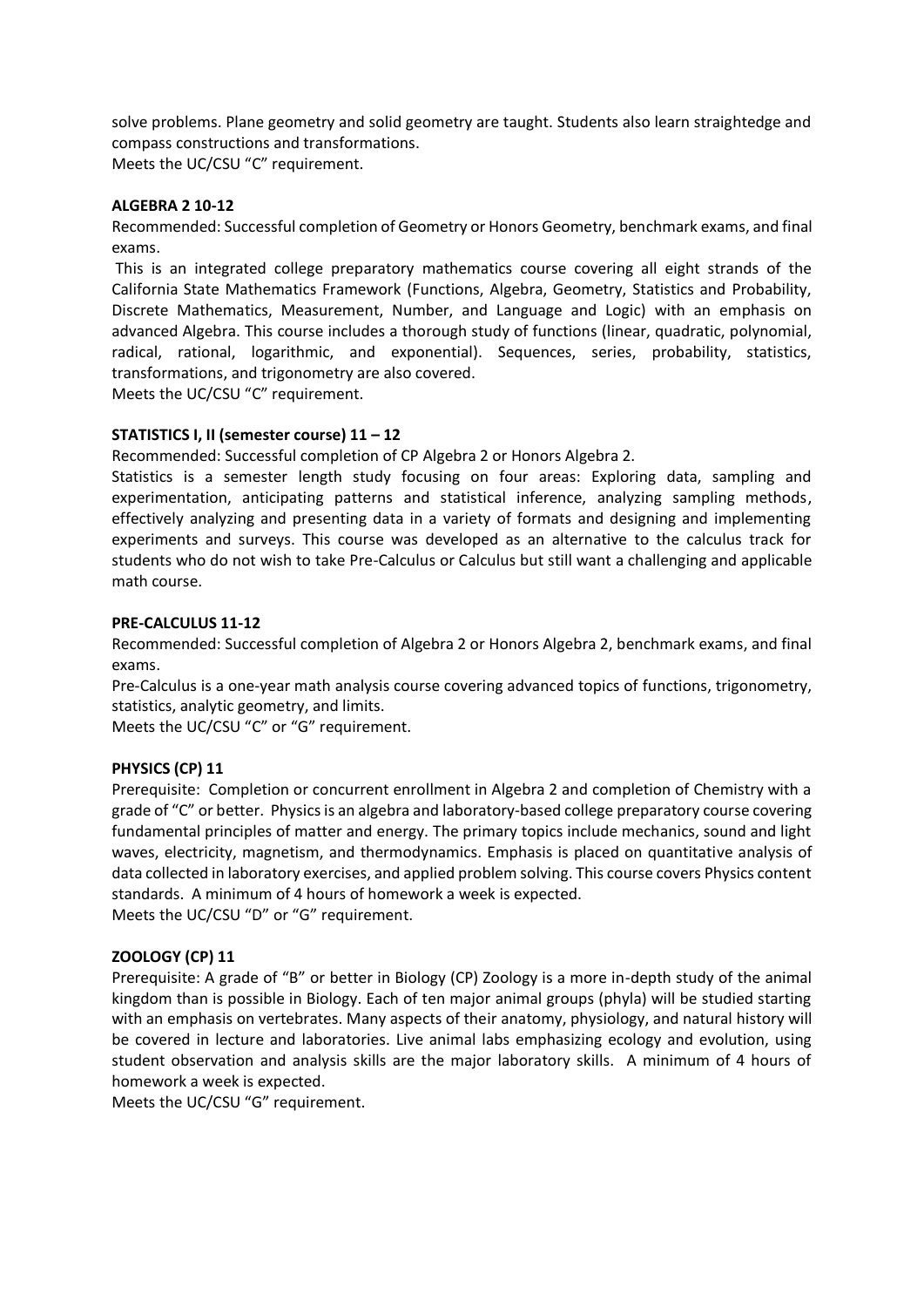solve problems. Plane geometry and solid geometry are taught. Students also learn straightedge and compass constructions and transformations.
Meets the UC/CSU "C" requirement.

**ALGEBRA 2 10-12**

Recommended: Successful completion of Geometry or Honors Geometry, benchmark exams, and final exams.

This is an integrated college preparatory mathematics course covering all eight strands of the California State Mathematics Framework (Functions, Algebra, Geometry, Statistics and Probability, Discrete Mathematics, Measurement, Number, and Language and Logic) with an emphasis on advanced Algebra. This course includes a thorough study of functions (linear, quadratic, polynomial, radical, rational, logarithmic, and exponential). Sequences, series, probability, statistics, transformations, and trigonometry are also covered.
Meets the UC/CSU "C" requirement.

**STATISTICS I, II (semester course) 11 – 12**

Recommended: Successful completion of CP Algebra 2 or Honors Algebra 2.

Statistics is a semester length study focusing on four areas: Exploring data, sampling and experimentation, anticipating patterns and statistical inference, analyzing sampling methods, effectively analyzing and presenting data in a variety of formats and designing and implementing experiments and surveys. This course was developed as an alternative to the calculus track for students who do not wish to take Pre-Calculus or Calculus but still want a challenging and applicable math course.

**PRE-CALCULUS 11-12**

Recommended: Successful completion of Algebra 2 or Honors Algebra 2, benchmark exams, and final exams.

Pre-Calculus is a one-year math analysis course covering advanced topics of functions, trigonometry, statistics, analytic geometry, and limits.
Meets the UC/CSU "C" or "G" requirement.

**PHYSICS (CP) 11**

Prerequisite: Completion or concurrent enrollment in Algebra 2 and completion of Chemistry with a grade of "C" or better. Physics is an algebra and laboratory-based college preparatory course covering fundamental principles of matter and energy. The primary topics include mechanics, sound and light waves, electricity, magnetism, and thermodynamics. Emphasis is placed on quantitative analysis of data collected in laboratory exercises, and applied problem solving. This course covers Physics content standards. A minimum of 4 hours of homework a week is expected.
Meets the UC/CSU "D" or "G" requirement.

**ZOOLOGY (CP) 11**

Prerequisite: A grade of "B" or better in Biology (CP) Zoology is a more in-depth study of the animal kingdom than is possible in Biology. Each of ten major animal groups (phyla) will be studied starting with an emphasis on vertebrates. Many aspects of their anatomy, physiology, and natural history will be covered in lecture and laboratories. Live animal labs emphasizing ecology and evolution, using student observation and analysis skills are the major laboratory skills. A minimum of 4 hours of homework a week is expected.
Meets the UC/CSU "G" requirement.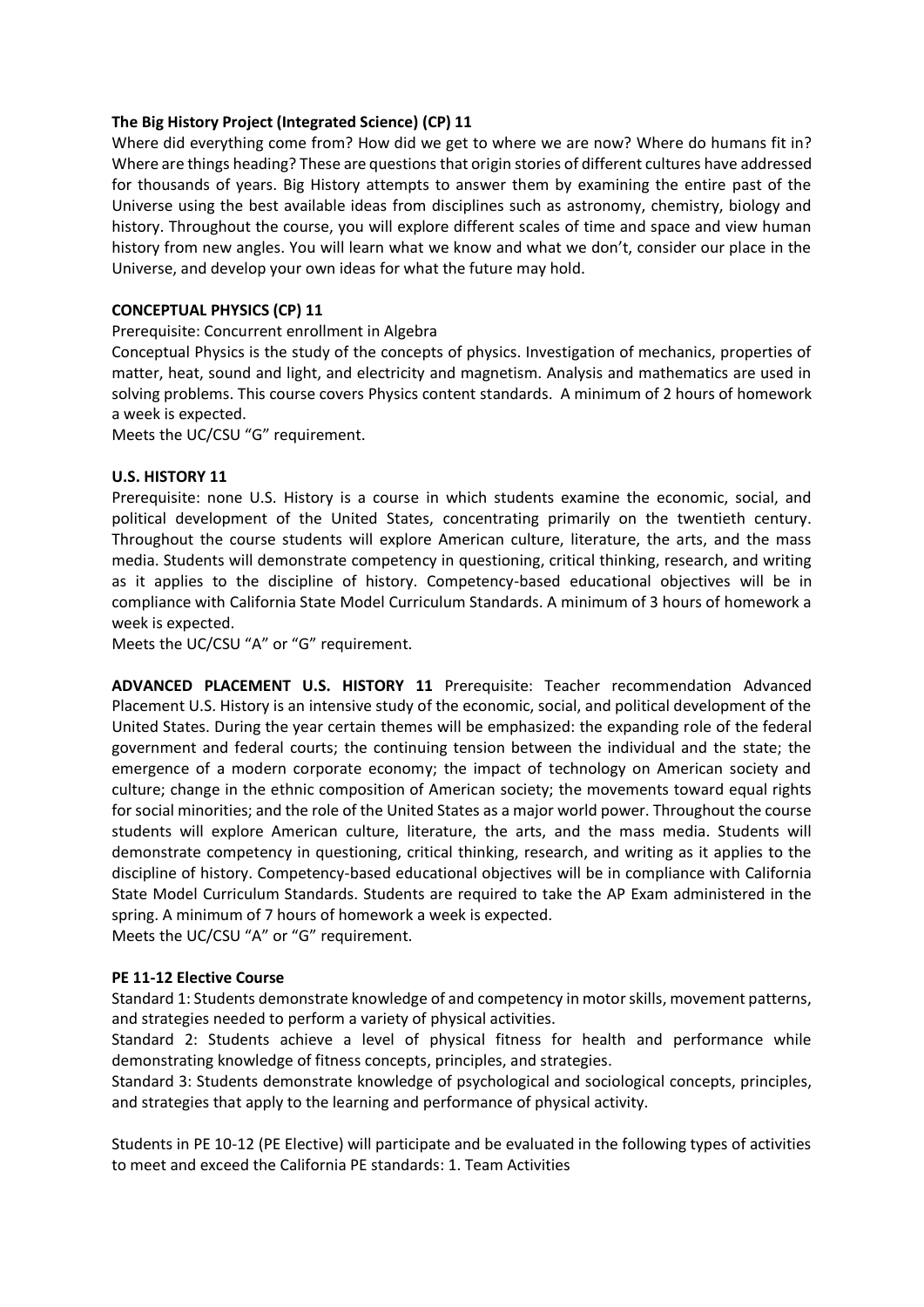**The Big History Project (Integrated Science) (CP) 11**

Where did everything come from? How did we get to where we are now? Where do humans fit in? Where are things heading? These are questions that origin stories of different cultures have addressed for thousands of years. Big History attempts to answer them by examining the entire past of the Universe using the best available ideas from disciplines such as astronomy, chemistry, biology and history. Throughout the course, you will explore different scales of time and space and view human history from new angles. You will learn what we know and what we don't, consider our place in the Universe, and develop your own ideas for what the future may hold.

**CONCEPTUAL PHYSICS (CP) 11**

Prerequisite: Concurrent enrollment in Algebra

Conceptual Physics is the study of the concepts of physics. Investigation of mechanics, properties of matter, heat, sound and light, and electricity and magnetism. Analysis and mathematics are used in solving problems. This course covers Physics content standards. A minimum of 2 hours of homework a week is expected.

Meets the UC/CSU "G" requirement.

**U.S. HISTORY 11**

Prerequisite: none U.S. History is a course in which students examine the economic, social, and political development of the United States, concentrating primarily on the twentieth century. Throughout the course students will explore American culture, literature, the arts, and the mass media. Students will demonstrate competency in questioning, critical thinking, research, and writing as it applies to the discipline of history. Competency-based educational objectives will be in compliance with California State Model Curriculum Standards. A minimum of 3 hours of homework a week is expected.

Meets the UC/CSU "A" or "G" requirement.

**ADVANCED PLACEMENT U.S. HISTORY 11** Prerequisite: Teacher recommendation Advanced Placement U.S. History is an intensive study of the economic, social, and political development of the United States. During the year certain themes will be emphasized: the expanding role of the federal government and federal courts; the continuing tension between the individual and the state; the emergence of a modern corporate economy; the impact of technology on American society and culture; change in the ethnic composition of American society; the movements toward equal rights for social minorities; and the role of the United States as a major world power. Throughout the course students will explore American culture, literature, the arts, and the mass media. Students will demonstrate competency in questioning, critical thinking, research, and writing as it applies to the discipline of history. Competency-based educational objectives will be in compliance with California State Model Curriculum Standards. Students are required to take the AP Exam administered in the spring. A minimum of 7 hours of homework a week is expected.

Meets the UC/CSU "A" or "G" requirement.

**PE 11-12 Elective Course**

Standard 1: Students demonstrate knowledge of and competency in motor skills, movement patterns, and strategies needed to perform a variety of physical activities.

Standard 2: Students achieve a level of physical fitness for health and performance while demonstrating knowledge of fitness concepts, principles, and strategies.

Standard 3: Students demonstrate knowledge of psychological and sociological concepts, principles, and strategies that apply to the learning and performance of physical activity.

Students in PE 10-12 (PE Elective) will participate and be evaluated in the following types of activities to meet and exceed the California PE standards: 1. Team Activities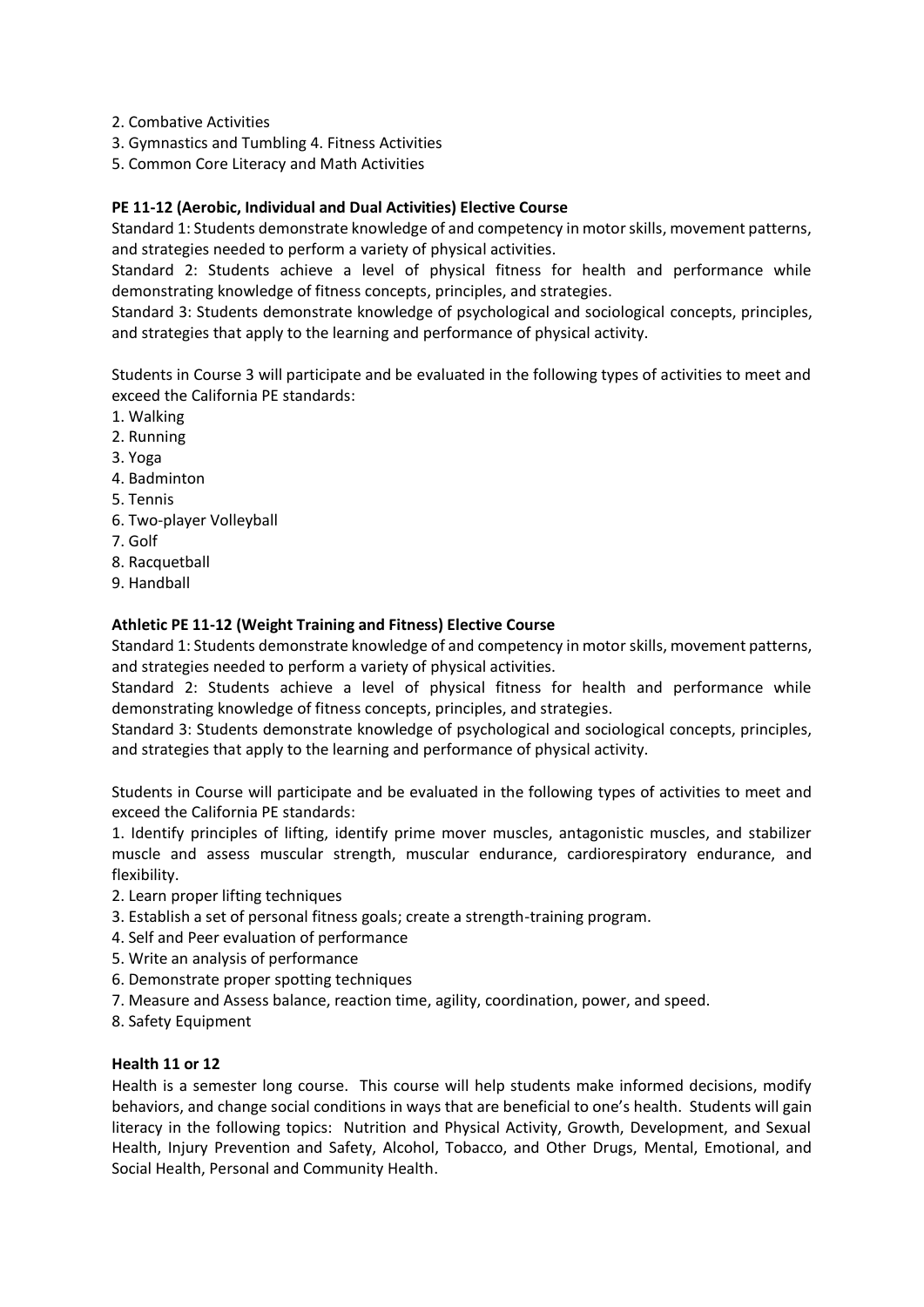2. Combative Activities
3. Gymnastics and Tumbling 4. Fitness Activities
5. Common Core Literacy and Math Activities

**PE 11-12 (Aerobic, Individual and Dual Activities) Elective Course**

Standard 1: Students demonstrate knowledge of and competency in motor skills, movement patterns, and strategies needed to perform a variety of physical activities.

Standard 2: Students achieve a level of physical fitness for health and performance while demonstrating knowledge of fitness concepts, principles, and strategies.

Standard 3: Students demonstrate knowledge of psychological and sociological concepts, principles, and strategies that apply to the learning and performance of physical activity.

Students in Course 3 will participate and be evaluated in the following types of activities to meet and exceed the California PE standards:

1. Walking
2. Running
3. Yoga
4. Badminton
5. Tennis
6. Two-player Volleyball
7. Golf
8. Racquetball
9. Handball

**Athletic PE 11-12 (Weight Training and Fitness) Elective Course**

Standard 1: Students demonstrate knowledge of and competency in motor skills, movement patterns, and strategies needed to perform a variety of physical activities.

Standard 2: Students achieve a level of physical fitness for health and performance while demonstrating knowledge of fitness concepts, principles, and strategies.

Standard 3: Students demonstrate knowledge of psychological and sociological concepts, principles, and strategies that apply to the learning and performance of physical activity.

Students in Course will participate and be evaluated in the following types of activities to meet and exceed the California PE standards:

1. Identify principles of lifting, identify prime mover muscles, antagonistic muscles, and stabilizer muscle and assess muscular strength, muscular endurance, cardiorespiratory endurance, and flexibility.
2. Learn proper lifting techniques
3. Establish a set of personal fitness goals; create a strength-training program.
4. Self and Peer evaluation of performance
5. Write an analysis of performance
6. Demonstrate proper spotting techniques
7. Measure and Assess balance, reaction time, agility, coordination, power, and speed.
8. Safety Equipment

**Health 11 or 12**

Health is a semester long course. This course will help students make informed decisions, modify behaviors, and change social conditions in ways that are beneficial to one's health. Students will gain literacy in the following topics: Nutrition and Physical Activity, Growth, Development, and Sexual Health, Injury Prevention and Safety, Alcohol, Tobacco, and Other Drugs, Mental, Emotional, and Social Health, Personal and Community Health.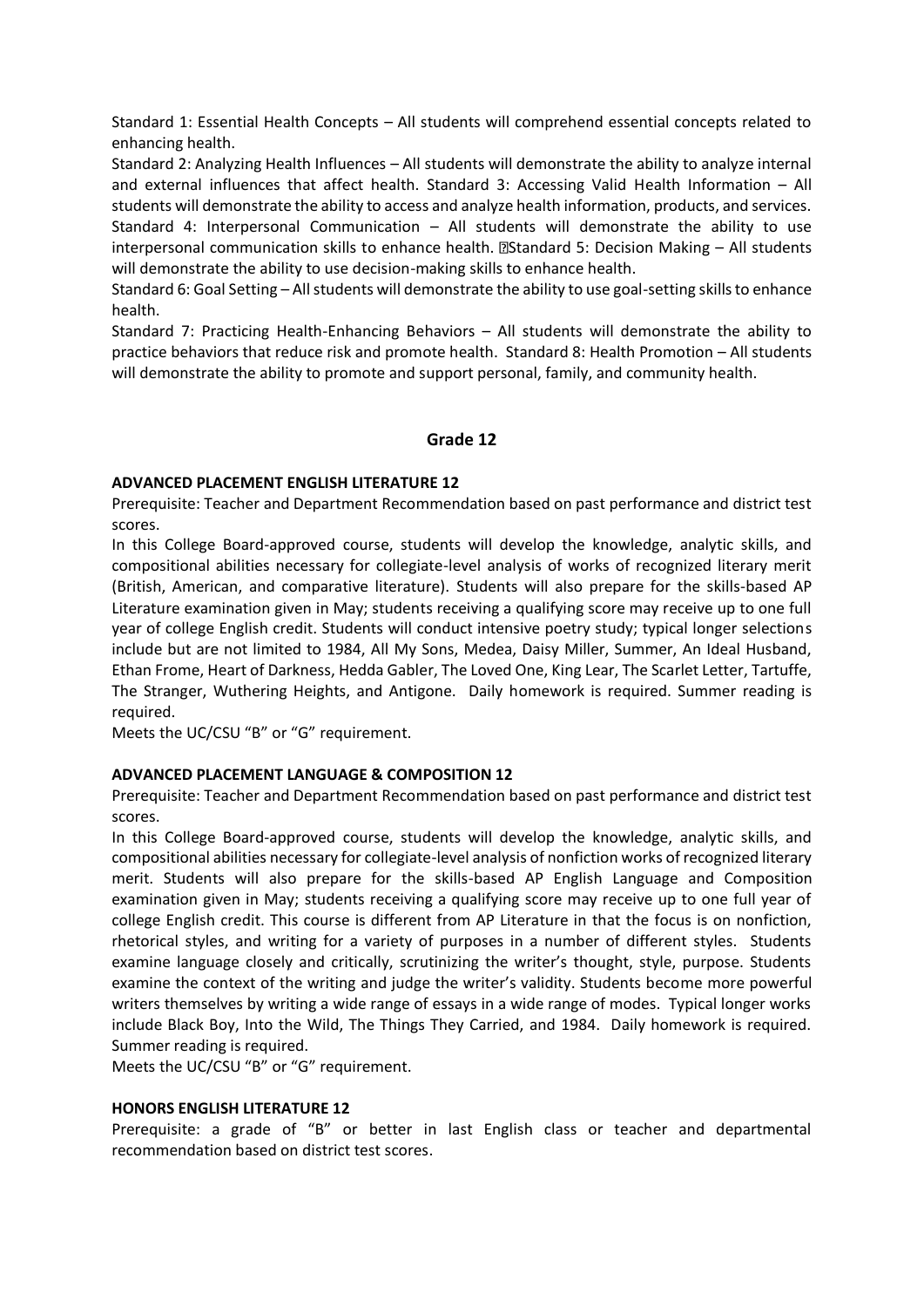Standard 1: Essential Health Concepts – All students will comprehend essential concepts related to enhancing health.

Standard 2: Analyzing Health Influences – All students will demonstrate the ability to analyze internal and external influences that affect health. Standard 3: Accessing Valid Health Information – All students will demonstrate the ability to access and analyze health information, products, and services. Standard 4: Interpersonal Communication – All students will demonstrate the ability to use interpersonal communication skills to enhance health. Standard 5: Decision Making – All students will demonstrate the ability to use decision-making skills to enhance health.

Standard 6: Goal Setting – All students will demonstrate the ability to use goal-setting skills to enhance health.

Standard 7: Practicing Health-Enhancing Behaviors – All students will demonstrate the ability to practice behaviors that reduce risk and promote health. Standard 8: Health Promotion – All students will demonstrate the ability to promote and support personal, family, and community health.

## Grade 12

**ADVANCED PLACEMENT ENGLISH LITERATURE 12**

Prerequisite: Teacher and Department Recommendation based on past performance and district test scores.

In this College Board-approved course, students will develop the knowledge, analytic skills, and compositional abilities necessary for collegiate-level analysis of works of recognized literary merit (British, American, and comparative literature). Students will also prepare for the skills-based AP Literature examination given in May; students receiving a qualifying score may receive up to one full year of college English credit. Students will conduct intensive poetry study; typical longer selections include but are not limited to 1984, All My Sons, Medea, Daisy Miller, Summer, An Ideal Husband, Ethan Frome, Heart of Darkness, Hedda Gabler, The Loved One, King Lear, The Scarlet Letter, Tartuffe, The Stranger, Wuthering Heights, and Antigone. Daily homework is required. Summer reading is required.

Meets the UC/CSU "B" or "G" requirement.

**ADVANCED PLACEMENT LANGUAGE & COMPOSITION 12**

Prerequisite: Teacher and Department Recommendation based on past performance and district test scores.

In this College Board-approved course, students will develop the knowledge, analytic skills, and compositional abilities necessary for collegiate-level analysis of nonfiction works of recognized literary merit. Students will also prepare for the skills-based AP English Language and Composition examination given in May; students receiving a qualifying score may receive up to one full year of college English credit. This course is different from AP Literature in that the focus is on nonfiction, rhetorical styles, and writing for a variety of purposes in a number of different styles. Students examine language closely and critically, scrutinizing the writer's thought, style, purpose. Students examine the context of the writing and judge the writer's validity. Students become more powerful writers themselves by writing a wide range of essays in a wide range of modes. Typical longer works include Black Boy, Into the Wild, The Things They Carried, and 1984. Daily homework is required. Summer reading is required.

Meets the UC/CSU "B" or "G" requirement.

**HONORS ENGLISH LITERATURE 12**

Prerequisite: a grade of "B" or better in last English class or teacher and departmental recommendation based on district test scores.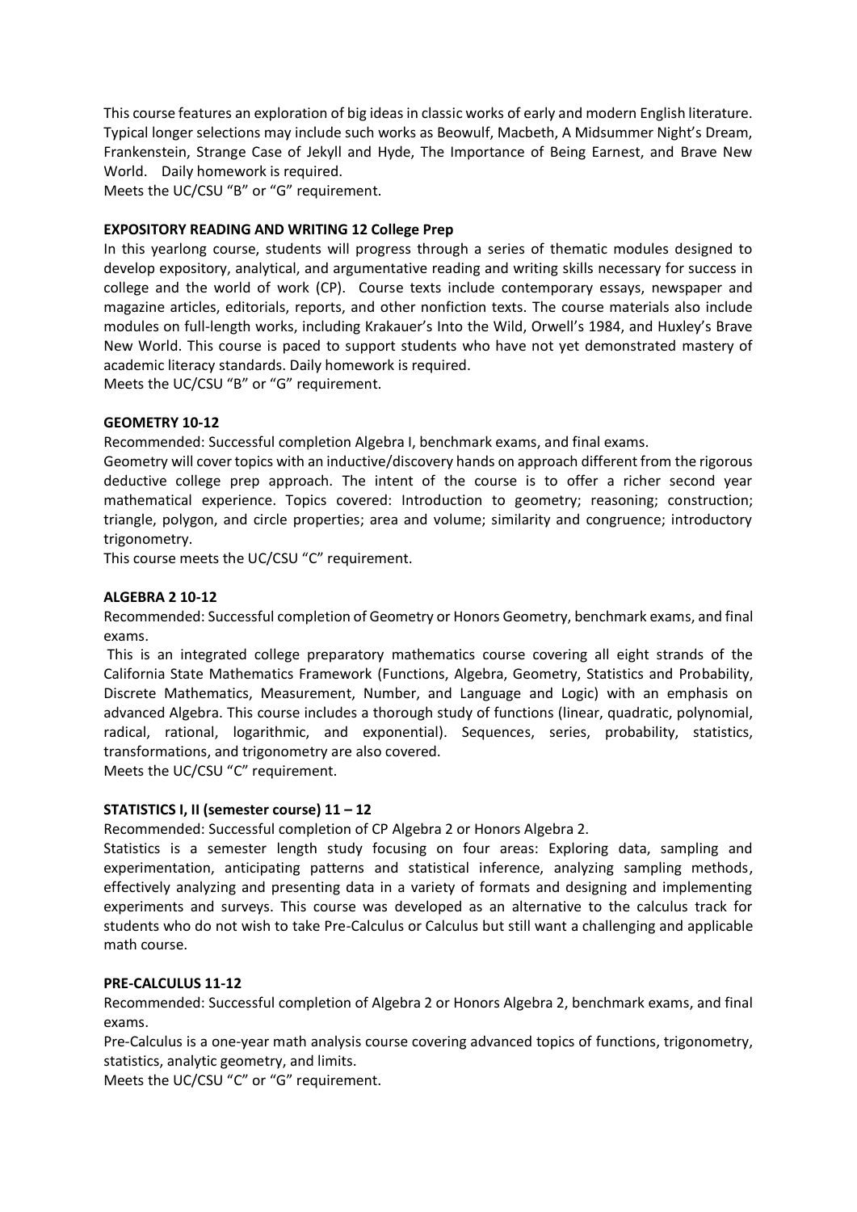This course features an exploration of big ideas in classic works of early and modern English literature. Typical longer selections may include such works as Beowulf, Macbeth, A Midsummer Night's Dream, Frankenstein, Strange Case of Jekyll and Hyde, The Importance of Being Earnest, and Brave New World. Daily homework is required.
Meets the UC/CSU "B" or "G" requirement.

**EXPOSITORY READING AND WRITING 12 College Prep**

In this yearlong course, students will progress through a series of thematic modules designed to develop expository, analytical, and argumentative reading and writing skills necessary for success in college and the world of work (CP). Course texts include contemporary essays, newspaper and magazine articles, editorials, reports, and other nonfiction texts. The course materials also include modules on full-length works, including Krakauer's Into the Wild, Orwell's 1984, and Huxley's Brave New World. This course is paced to support students who have not yet demonstrated mastery of academic literacy standards. Daily homework is required.
Meets the UC/CSU "B" or "G" requirement.

**GEOMETRY 10-12**

Recommended: Successful completion Algebra I, benchmark exams, and final exams.
Geometry will cover topics with an inductive/discovery hands on approach different from the rigorous deductive college prep approach. The intent of the course is to offer a richer second year mathematical experience. Topics covered: Introduction to geometry; reasoning; construction; triangle, polygon, and circle properties; area and volume; similarity and congruence; introductory trigonometry.
This course meets the UC/CSU "C" requirement.

**ALGEBRA 2 10-12**

Recommended: Successful completion of Geometry or Honors Geometry, benchmark exams, and final exams.
This is an integrated college preparatory mathematics course covering all eight strands of the California State Mathematics Framework (Functions, Algebra, Geometry, Statistics and Probability, Discrete Mathematics, Measurement, Number, and Language and Logic) with an emphasis on advanced Algebra. This course includes a thorough study of functions (linear, quadratic, polynomial, radical, rational, logarithmic, and exponential). Sequences, series, probability, statistics, transformations, and trigonometry are also covered.
Meets the UC/CSU "C" requirement.

**STATISTICS I, II (semester course) 11 – 12**

Recommended: Successful completion of CP Algebra 2 or Honors Algebra 2.
Statistics is a semester length study focusing on four areas: Exploring data, sampling and experimentation, anticipating patterns and statistical inference, analyzing sampling methods, effectively analyzing and presenting data in a variety of formats and designing and implementing experiments and surveys. This course was developed as an alternative to the calculus track for students who do not wish to take Pre-Calculus or Calculus but still want a challenging and applicable math course.

**PRE-CALCULUS 11-12**

Recommended: Successful completion of Algebra 2 or Honors Algebra 2, benchmark exams, and final exams.
Pre-Calculus is a one-year math analysis course covering advanced topics of functions, trigonometry, statistics, analytic geometry, and limits.
Meets the UC/CSU "C" or "G" requirement.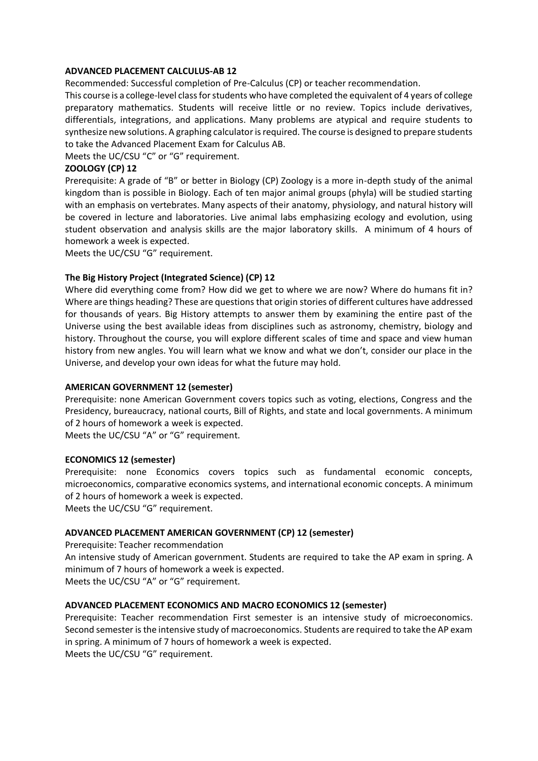**ADVANCED PLACEMENT CALCULUS-AB 12**

Recommended: Successful completion of Pre-Calculus (CP) or teacher recommendation.

This course is a college-level class for students who have completed the equivalent of 4 years of college preparatory mathematics. Students will receive little or no review. Topics include derivatives, differentials, integrations, and applications. Many problems are atypical and require students to synthesize new solutions. A graphing calculator is required. The course is designed to prepare students to take the Advanced Placement Exam for Calculus AB.

Meets the UC/CSU "C" or "G" requirement.

**ZOOLOGY (CP) 12**

Prerequisite: A grade of "B" or better in Biology (CP) Zoology is a more in-depth study of the animal kingdom than is possible in Biology. Each of ten major animal groups (phyla) will be studied starting with an emphasis on vertebrates. Many aspects of their anatomy, physiology, and natural history will be covered in lecture and laboratories. Live animal labs emphasizing ecology and evolution, using student observation and analysis skills are the major laboratory skills. A minimum of 4 hours of homework a week is expected.

Meets the UC/CSU "G" requirement.

**The Big History Project (Integrated Science) (CP) 12**

Where did everything come from? How did we get to where we are now? Where do humans fit in? Where are things heading? These are questions that origin stories of different cultures have addressed for thousands of years. Big History attempts to answer them by examining the entire past of the Universe using the best available ideas from disciplines such as astronomy, chemistry, biology and history. Throughout the course, you will explore different scales of time and space and view human history from new angles. You will learn what we know and what we don't, consider our place in the Universe, and develop your own ideas for what the future may hold.

**AMERICAN GOVERNMENT 12 (semester)**

Prerequisite: none American Government covers topics such as voting, elections, Congress and the Presidency, bureaucracy, national courts, Bill of Rights, and state and local governments. A minimum of 2 hours of homework a week is expected.

Meets the UC/CSU "A" or "G" requirement.

**ECONOMICS 12 (semester)**

Prerequisite: none Economics covers topics such as fundamental economic concepts, microeconomics, comparative economics systems, and international economic concepts. A minimum of 2 hours of homework a week is expected.

Meets the UC/CSU "G" requirement.

**ADVANCED PLACEMENT AMERICAN GOVERNMENT (CP) 12 (semester)**

Prerequisite: Teacher recommendation

An intensive study of American government. Students are required to take the AP exam in spring. A minimum of 7 hours of homework a week is expected.

Meets the UC/CSU "A" or "G" requirement.

**ADVANCED PLACEMENT ECONOMICS AND MACRO ECONOMICS 12 (semester)**

Prerequisite: Teacher recommendation First semester is an intensive study of microeconomics. Second semester is the intensive study of macroeconomics. Students are required to take the AP exam in spring. A minimum of 7 hours of homework a week is expected.

Meets the UC/CSU "G" requirement.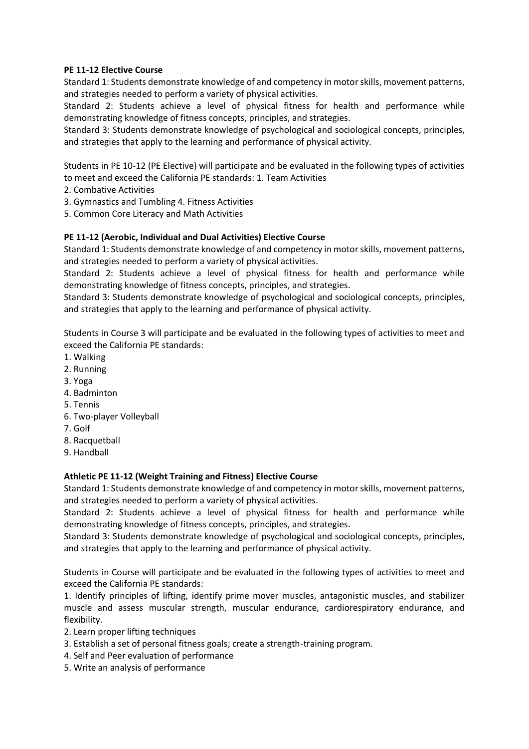**PE 11-12 Elective Course**

Standard 1: Students demonstrate knowledge of and competency in motor skills, movement patterns, and strategies needed to perform a variety of physical activities.

Standard 2: Students achieve a level of physical fitness for health and performance while demonstrating knowledge of fitness concepts, principles, and strategies.

Standard 3: Students demonstrate knowledge of psychological and sociological concepts, principles, and strategies that apply to the learning and performance of physical activity.

Students in PE 10-12 (PE Elective) will participate and be evaluated in the following types of activities to meet and exceed the California PE standards: 1. Team Activities

2. Combative Activities
3. Gymnastics and Tumbling 4. Fitness Activities
5. Common Core Literacy and Math Activities

**PE 11-12 (Aerobic, Individual and Dual Activities) Elective Course**

Standard 1: Students demonstrate knowledge of and competency in motor skills, movement patterns, and strategies needed to perform a variety of physical activities.

Standard 2: Students achieve a level of physical fitness for health and performance while demonstrating knowledge of fitness concepts, principles, and strategies.

Standard 3: Students demonstrate knowledge of psychological and sociological concepts, principles, and strategies that apply to the learning and performance of physical activity.

Students in Course 3 will participate and be evaluated in the following types of activities to meet and exceed the California PE standards:

1. Walking
2. Running
3. Yoga
4. Badminton
5. Tennis
6. Two-player Volleyball
7. Golf
8. Racquetball
9. Handball

**Athletic PE 11-12 (Weight Training and Fitness) Elective Course**

Standard 1: Students demonstrate knowledge of and competency in motor skills, movement patterns, and strategies needed to perform a variety of physical activities.

Standard 2: Students achieve a level of physical fitness for health and performance while demonstrating knowledge of fitness concepts, principles, and strategies.

Standard 3: Students demonstrate knowledge of psychological and sociological concepts, principles, and strategies that apply to the learning and performance of physical activity.

Students in Course will participate and be evaluated in the following types of activities to meet and exceed the California PE standards:

1. Identify principles of lifting, identify prime mover muscles, antagonistic muscles, and stabilizer muscle and assess muscular strength, muscular endurance, cardiorespiratory endurance, and flexibility.
2. Learn proper lifting techniques
3. Establish a set of personal fitness goals; create a strength-training program.
4. Self and Peer evaluation of performance
5. Write an analysis of performance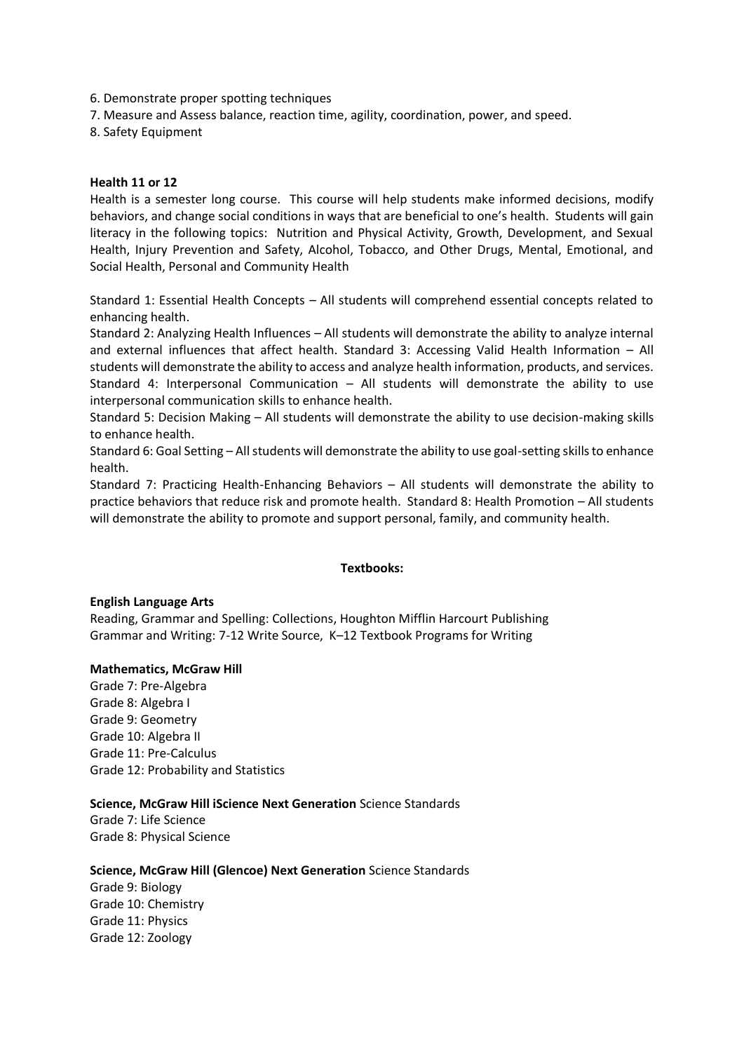6. Demonstrate proper spotting techniques
7. Measure and Assess balance, reaction time, agility, coordination, power, and speed.
8. Safety Equipment

**Health 11 or 12**

Health is a semester long course. This course will help students make informed decisions, modify behaviors, and change social conditions in ways that are beneficial to one's health. Students will gain literacy in the following topics: Nutrition and Physical Activity, Growth, Development, and Sexual Health, Injury Prevention and Safety, Alcohol, Tobacco, and Other Drugs, Mental, Emotional, and Social Health, Personal and Community Health

Standard 1: Essential Health Concepts – All students will comprehend essential concepts related to enhancing health.
Standard 2: Analyzing Health Influences – All students will demonstrate the ability to analyze internal and external influences that affect health. Standard 3: Accessing Valid Health Information – All students will demonstrate the ability to access and analyze health information, products, and services. Standard 4: Interpersonal Communication – All students will demonstrate the ability to use interpersonal communication skills to enhance health.
Standard 5: Decision Making – All students will demonstrate the ability to use decision-making skills to enhance health.
Standard 6: Goal Setting – All students will demonstrate the ability to use goal-setting skills to enhance health.
Standard 7: Practicing Health-Enhancing Behaviors – All students will demonstrate the ability to practice behaviors that reduce risk and promote health. Standard 8: Health Promotion – All students will demonstrate the ability to promote and support personal, family, and community health.

**Textbooks:**

**English Language Arts**
Reading, Grammar and Spelling: Collections, Houghton Mifflin Harcourt Publishing
Grammar and Writing: 7-12 Write Source, K–12 Textbook Programs for Writing

**Mathematics, McGraw Hill**
Grade 7: Pre-Algebra
Grade 8: Algebra I
Grade 9: Geometry
Grade 10: Algebra II
Grade 11: Pre-Calculus
Grade 12: Probability and Statistics

**Science, McGraw Hill iScience Next Generation** Science Standards
Grade 7: Life Science
Grade 8: Physical Science

**Science, McGraw Hill (Glencoe) Next Generation** Science Standards
Grade 9: Biology
Grade 10: Chemistry
Grade 11: Physics
Grade 12: Zoology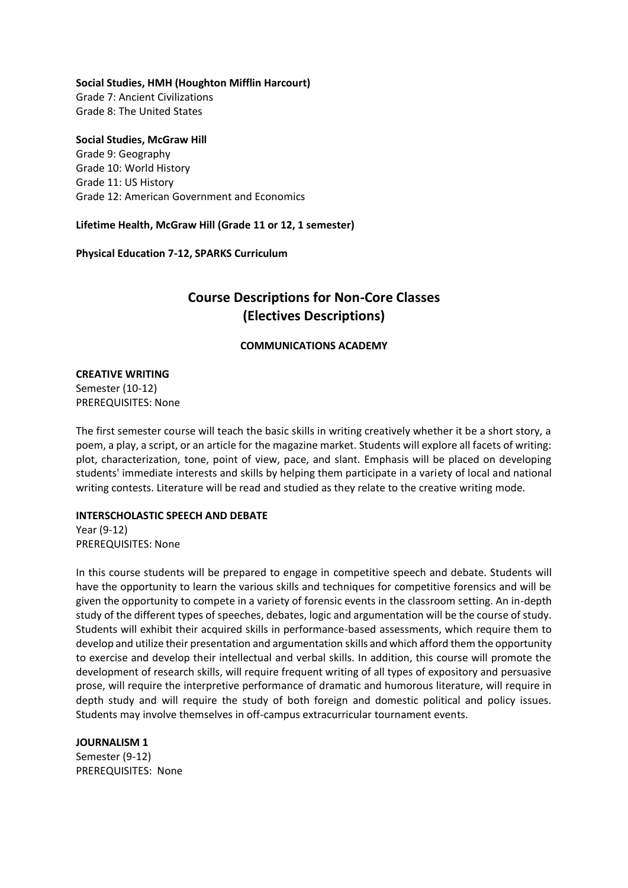**Social Studies, HMH (Houghton Mifflin Harcourt)**
Grade 7: Ancient Civilizations
Grade 8: The United States

**Social Studies, McGraw Hill**
Grade 9: Geography
Grade 10: World History
Grade 11: US History
Grade 12: American Government and Economics

**Lifetime Health, McGraw Hill (Grade 11 or 12, 1 semester)**

**Physical Education 7-12, SPARKS Curriculum**

# Course Descriptions for Non-Core Classes (Electives Descriptions)

## COMMUNICATIONS ACADEMY

### CREATIVE WRITING

Semester (10-12)
PREREQUISITES: None

The first semester course will teach the basic skills in writing creatively whether it be a short story, a poem, a play, a script, or an article for the magazine market. Students will explore all facets of writing: plot, characterization, tone, point of view, pace, and slant. Emphasis will be placed on developing students' immediate interests and skills by helping them participate in a variety of local and national writing contests. Literature will be read and studied as they relate to the creative writing mode.

### INTERSCHOLASTIC SPEECH AND DEBATE

Year (9-12)
PREREQUISITES: None

In this course students will be prepared to engage in competitive speech and debate. Students will have the opportunity to learn the various skills and techniques for competitive forensics and will be given the opportunity to compete in a variety of forensic events in the classroom setting. An in-depth study of the different types of speeches, debates, logic and argumentation will be the course of study. Students will exhibit their acquired skills in performance-based assessments, which require them to develop and utilize their presentation and argumentation skills and which afford them the opportunity to exercise and develop their intellectual and verbal skills. In addition, this course will promote the development of research skills, will require frequent writing of all types of expository and persuasive prose, will require the interpretive performance of dramatic and humorous literature, will require in depth study and will require the study of both foreign and domestic political and policy issues. Students may involve themselves in off-campus extracurricular tournament events.

### JOURNALISM 1

Semester (9-12)
PREREQUISITES: None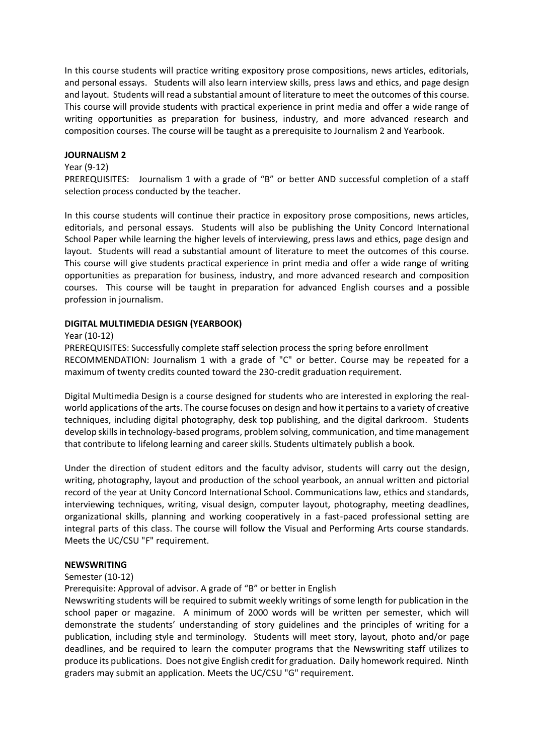In this course students will practice writing expository prose compositions, news articles, editorials, and personal essays. Students will also learn interview skills, press laws and ethics, and page design and layout. Students will read a substantial amount of literature to meet the outcomes of this course. This course will provide students with practical experience in print media and offer a wide range of writing opportunities as preparation for business, industry, and more advanced research and composition courses. The course will be taught as a prerequisite to Journalism 2 and Yearbook.

**JOURNALISM 2**

Year (9-12)
PREREQUISITES: Journalism 1 with a grade of "B" or better AND successful completion of a staff selection process conducted by the teacher.

In this course students will continue their practice in expository prose compositions, news articles, editorials, and personal essays. Students will also be publishing the Unity Concord International School Paper while learning the higher levels of interviewing, press laws and ethics, page design and layout. Students will read a substantial amount of literature to meet the outcomes of this course. This course will give students practical experience in print media and offer a wide range of writing opportunities as preparation for business, industry, and more advanced research and composition courses. This course will be taught in preparation for advanced English courses and a possible profession in journalism.

**DIGITAL MULTIMEDIA DESIGN (YEARBOOK)**

Year (10-12)
PREREQUISITES: Successfully complete staff selection process the spring before enrollment
RECOMMENDATION: Journalism 1 with a grade of "C" or better. Course may be repeated for a maximum of twenty credits counted toward the 230-credit graduation requirement.

Digital Multimedia Design is a course designed for students who are interested in exploring the real-world applications of the arts. The course focuses on design and how it pertains to a variety of creative techniques, including digital photography, desk top publishing, and the digital darkroom. Students develop skills in technology-based programs, problem solving, communication, and time management that contribute to lifelong learning and career skills. Students ultimately publish a book.

Under the direction of student editors and the faculty advisor, students will carry out the design, writing, photography, layout and production of the school yearbook, an annual written and pictorial record of the year at Unity Concord International School. Communications law, ethics and standards, interviewing techniques, writing, visual design, computer layout, photography, meeting deadlines, organizational skills, planning and working cooperatively in a fast-paced professional setting are integral parts of this class. The course will follow the Visual and Performing Arts course standards. Meets the UC/CSU "F" requirement.

**NEWSWRITING**

Semester (10-12)
Prerequisite: Approval of advisor. A grade of "B" or better in English
Newswriting students will be required to submit weekly writings of some length for publication in the school paper or magazine. A minimum of 2000 words will be written per semester, which will demonstrate the students' understanding of story guidelines and the principles of writing for a publication, including style and terminology. Students will meet story, layout, photo and/or page deadlines, and be required to learn the computer programs that the Newswriting staff utilizes to produce its publications. Does not give English credit for graduation. Daily homework required. Ninth graders may submit an application. Meets the UC/CSU "G" requirement.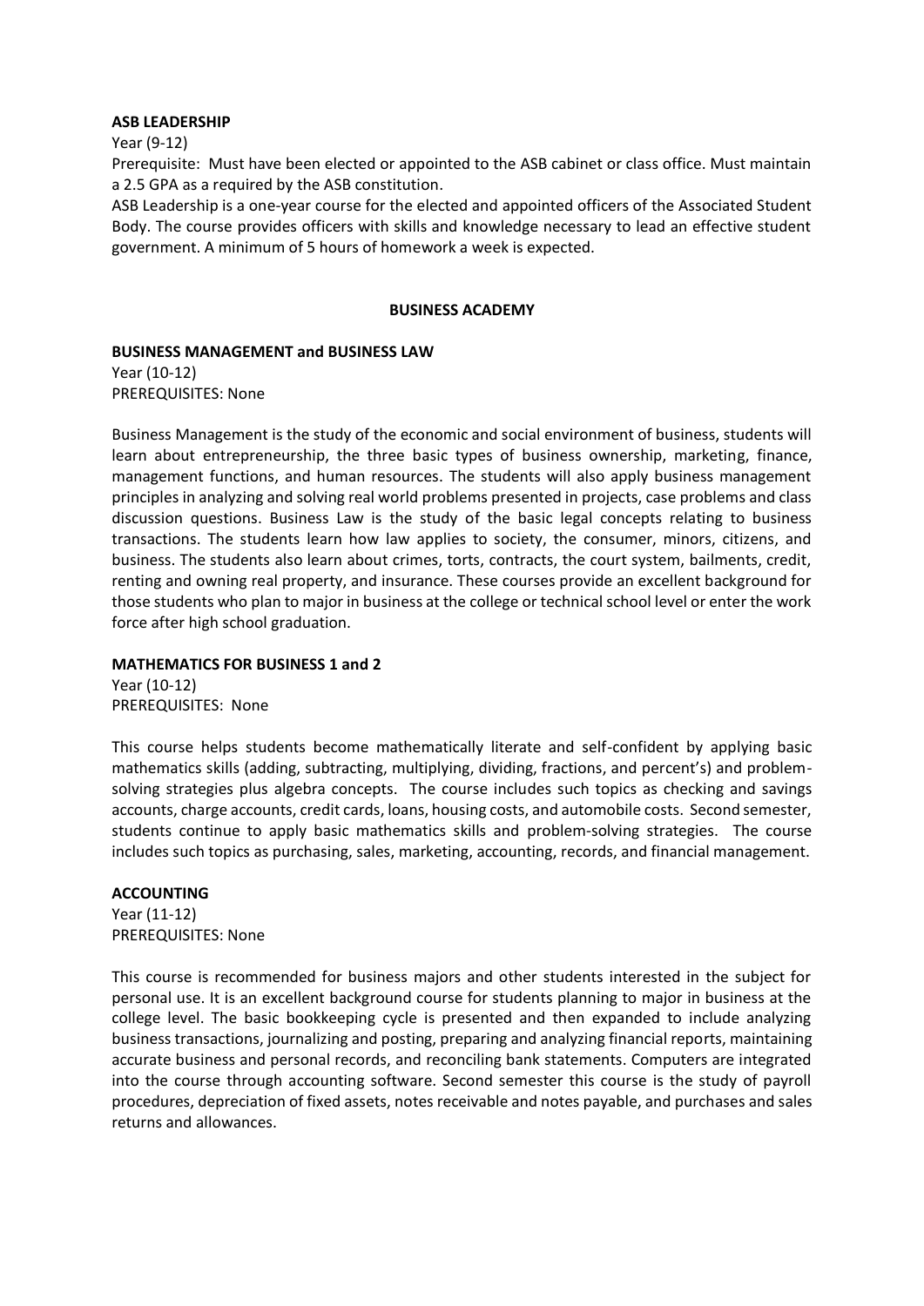**ASB LEADERSHIP**

Year (9-12)

Prerequisite: Must have been elected or appointed to the ASB cabinet or class office. Must maintain a 2.5 GPA as a required by the ASB constitution.

ASB Leadership is a one-year course for the elected and appointed officers of the Associated Student Body. The course provides officers with skills and knowledge necessary to lead an effective student government. A minimum of 5 hours of homework a week is expected.

## BUSINESS ACADEMY

**BUSINESS MANAGEMENT and BUSINESS LAW**

Year (10-12)
PREREQUISITES: None

Business Management is the study of the economic and social environment of business, students will learn about entrepreneurship, the three basic types of business ownership, marketing, finance, management functions, and human resources. The students will also apply business management principles in analyzing and solving real world problems presented in projects, case problems and class discussion questions. Business Law is the study of the basic legal concepts relating to business transactions. The students learn how law applies to society, the consumer, minors, citizens, and business. The students also learn about crimes, torts, contracts, the court system, bailments, credit, renting and owning real property, and insurance. These courses provide an excellent background for those students who plan to major in business at the college or technical school level or enter the work force after high school graduation.

**MATHEMATICS FOR BUSINESS 1 and 2**

Year (10-12)
PREREQUISITES: None

This course helps students become mathematically literate and self-confident by applying basic mathematics skills (adding, subtracting, multiplying, dividing, fractions, and percent's) and problem-solving strategies plus algebra concepts. The course includes such topics as checking and savings accounts, charge accounts, credit cards, loans, housing costs, and automobile costs. Second semester, students continue to apply basic mathematics skills and problem-solving strategies. The course includes such topics as purchasing, sales, marketing, accounting, records, and financial management.

**ACCOUNTING**

Year (11-12)
PREREQUISITES: None

This course is recommended for business majors and other students interested in the subject for personal use. It is an excellent background course for students planning to major in business at the college level. The basic bookkeeping cycle is presented and then expanded to include analyzing business transactions, journalizing and posting, preparing and analyzing financial reports, maintaining accurate business and personal records, and reconciling bank statements. Computers are integrated into the course through accounting software. Second semester this course is the study of payroll procedures, depreciation of fixed assets, notes receivable and notes payable, and purchases and sales returns and allowances.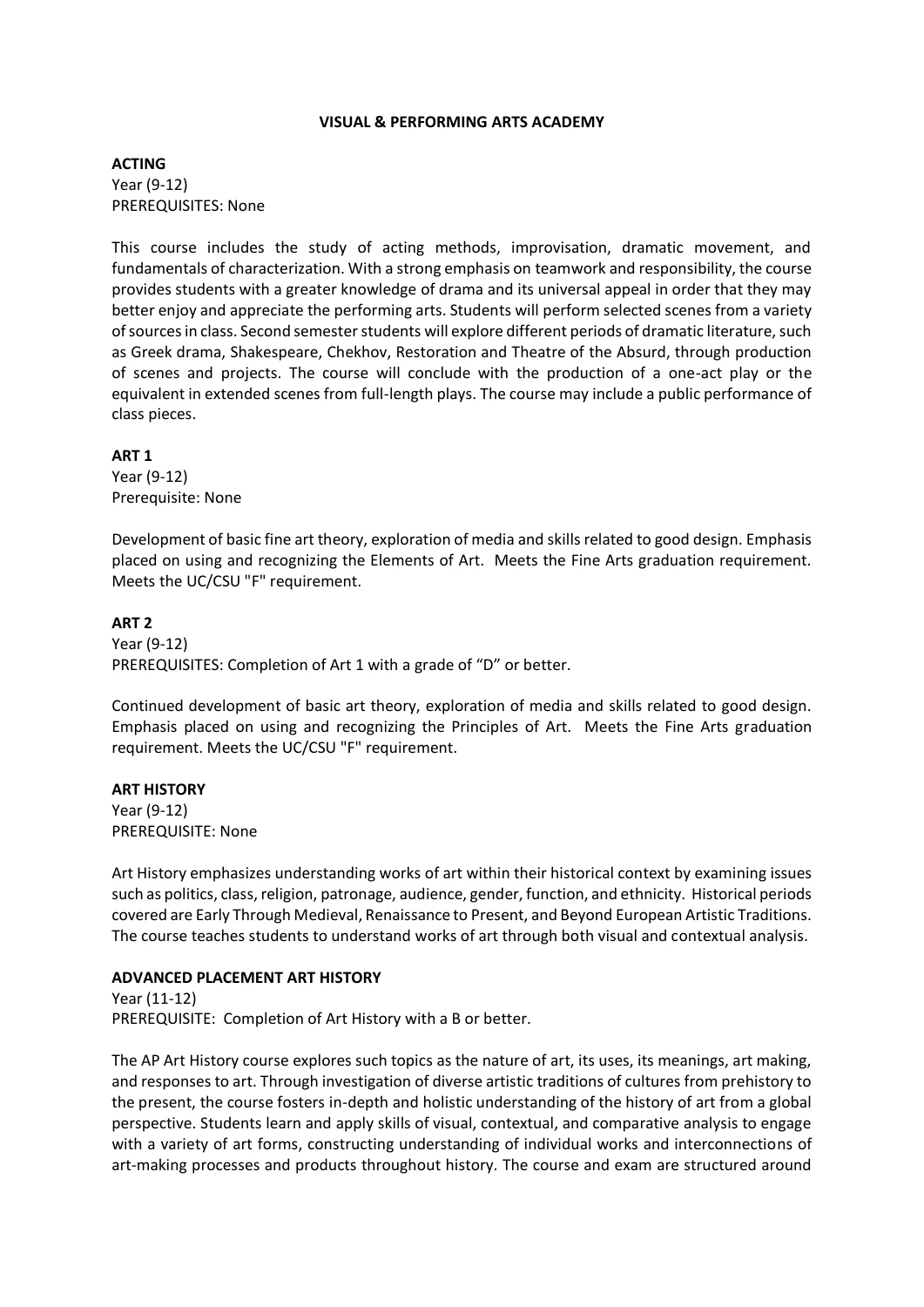# VISUAL & PERFORMING ARTS ACADEMY

**ACTING**
Year (9-12)
PREREQUISITES: None

This course includes the study of acting methods, improvisation, dramatic movement, and fundamentals of characterization. With a strong emphasis on teamwork and responsibility, the course provides students with a greater knowledge of drama and its universal appeal in order that they may better enjoy and appreciate the performing arts. Students will perform selected scenes from a variety of sources in class. Second semester students will explore different periods of dramatic literature, such as Greek drama, Shakespeare, Chekhov, Restoration and Theatre of the Absurd, through production of scenes and projects. The course will conclude with the production of a one-act play or the equivalent in extended scenes from full-length plays. The course may include a public performance of class pieces.

**ART 1**
Year (9-12)
Prerequisite: None

Development of basic fine art theory, exploration of media and skills related to good design. Emphasis placed on using and recognizing the Elements of Art. Meets the Fine Arts graduation requirement. Meets the UC/CSU "F" requirement.

**ART 2**
Year (9-12)
PREREQUISITES: Completion of Art 1 with a grade of "D" or better.

Continued development of basic art theory, exploration of media and skills related to good design. Emphasis placed on using and recognizing the Principles of Art. Meets the Fine Arts graduation requirement. Meets the UC/CSU "F" requirement.

**ART HISTORY**
Year (9-12)
PREREQUISITE: None

Art History emphasizes understanding works of art within their historical context by examining issues such as politics, class, religion, patronage, audience, gender, function, and ethnicity. Historical periods covered are Early Through Medieval, Renaissance to Present, and Beyond European Artistic Traditions. The course teaches students to understand works of art through both visual and contextual analysis.

**ADVANCED PLACEMENT ART HISTORY**
Year (11-12)
PREREQUISITE: Completion of Art History with a B or better.

The AP Art History course explores such topics as the nature of art, its uses, its meanings, art making, and responses to art. Through investigation of diverse artistic traditions of cultures from prehistory to the present, the course fosters in-depth and holistic understanding of the history of art from a global perspective. Students learn and apply skills of visual, contextual, and comparative analysis to engage with a variety of art forms, constructing understanding of individual works and interconnections of art-making processes and products throughout history. The course and exam are structured around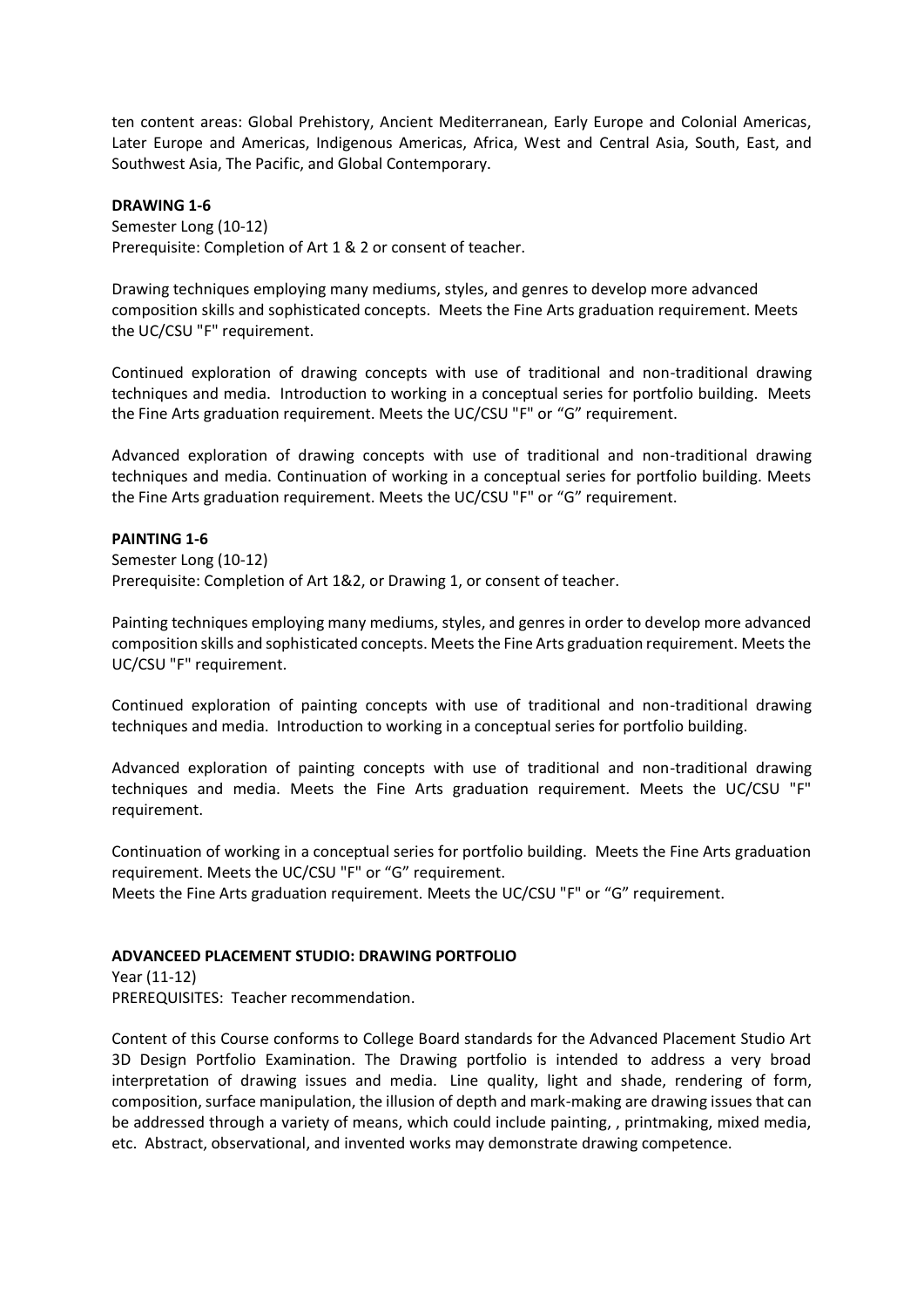ten content areas: Global Prehistory, Ancient Mediterranean, Early Europe and Colonial Americas, Later Europe and Americas, Indigenous Americas, Africa, West and Central Asia, South, East, and Southwest Asia, The Pacific, and Global Contemporary.

**DRAWING 1-6**

Semester Long (10-12)
Prerequisite: Completion of Art 1 & 2 or consent of teacher.

Drawing techniques employing many mediums, styles, and genres to develop more advanced composition skills and sophisticated concepts. Meets the Fine Arts graduation requirement. Meets the UC/CSU "F" requirement.

Continued exploration of drawing concepts with use of traditional and non-traditional drawing techniques and media. Introduction to working in a conceptual series for portfolio building. Meets the Fine Arts graduation requirement. Meets the UC/CSU "F" or “G” requirement.

Advanced exploration of drawing concepts with use of traditional and non-traditional drawing techniques and media. Continuation of working in a conceptual series for portfolio building. Meets the Fine Arts graduation requirement. Meets the UC/CSU "F" or “G” requirement.

**PAINTING 1-6**

Semester Long (10-12)
Prerequisite: Completion of Art 1&2, or Drawing 1, or consent of teacher.

Painting techniques employing many mediums, styles, and genres in order to develop more advanced composition skills and sophisticated concepts. Meets the Fine Arts graduation requirement. Meets the UC/CSU "F" requirement.

Continued exploration of painting concepts with use of traditional and non-traditional drawing techniques and media. Introduction to working in a conceptual series for portfolio building.

Advanced exploration of painting concepts with use of traditional and non-traditional drawing techniques and media. Meets the Fine Arts graduation requirement. Meets the UC/CSU "F" requirement.

Continuation of working in a conceptual series for portfolio building. Meets the Fine Arts graduation requirement. Meets the UC/CSU "F" or “G” requirement.
Meets the Fine Arts graduation requirement. Meets the UC/CSU "F" or “G” requirement.

**ADVANCEED PLACEMENT STUDIO: DRAWING PORTFOLIO**

Year (11-12)
PREREQUISITES: Teacher recommendation.

Content of this Course conforms to College Board standards for the Advanced Placement Studio Art 3D Design Portfolio Examination. The Drawing portfolio is intended to address a very broad interpretation of drawing issues and media. Line quality, light and shade, rendering of form, composition, surface manipulation, the illusion of depth and mark-making are drawing issues that can be addressed through a variety of means, which could include painting, , printmaking, mixed media, etc. Abstract, observational, and invented works may demonstrate drawing competence.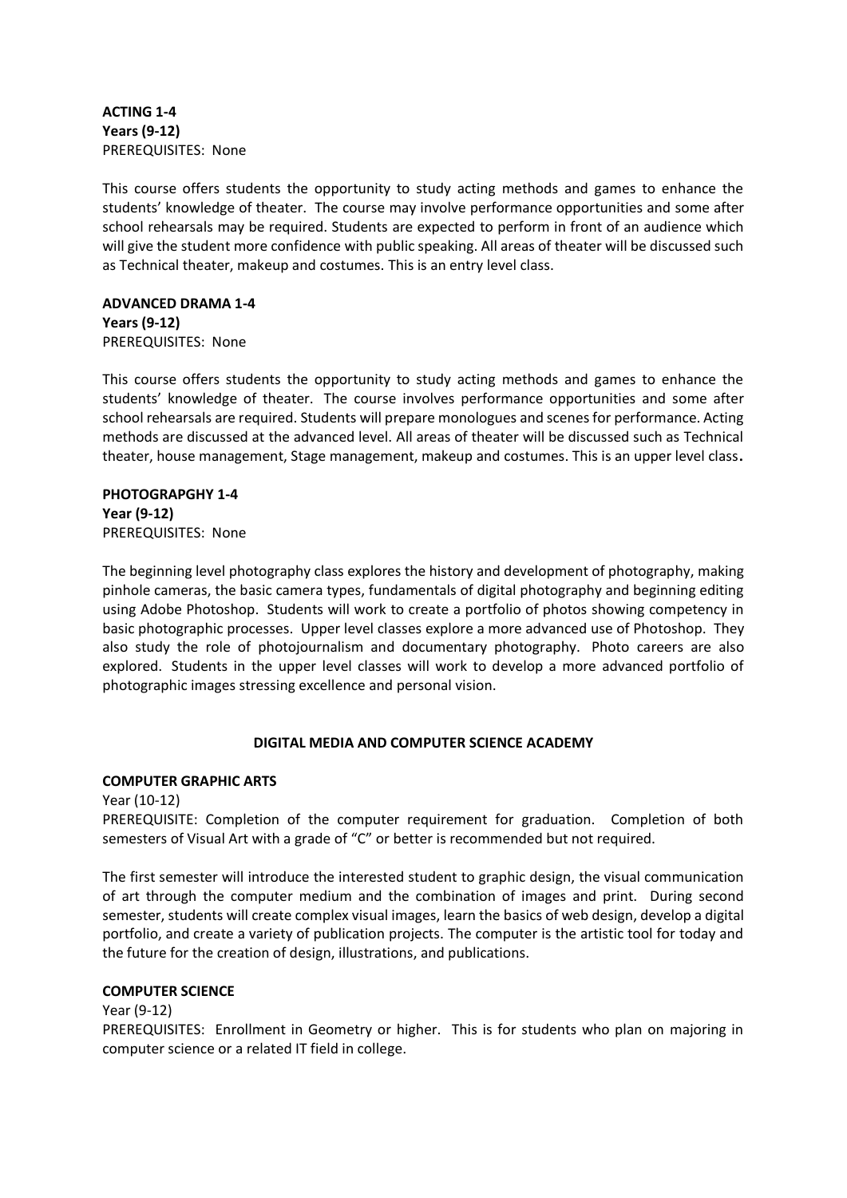**ACTING 1-4**
**Years (9-12)**
PREREQUISITES: None

This course offers students the opportunity to study acting methods and games to enhance the students' knowledge of theater. The course may involve performance opportunities and some after school rehearsals may be required. Students are expected to perform in front of an audience which will give the student more confidence with public speaking. All areas of theater will be discussed such as Technical theater, makeup and costumes. This is an entry level class.

**ADVANCED DRAMA 1-4**
**Years (9-12)**
PREREQUISITES: None

This course offers students the opportunity to study acting methods and games to enhance the students' knowledge of theater. The course involves performance opportunities and some after school rehearsals are required. Students will prepare monologues and scenes for performance. Acting methods are discussed at the advanced level. All areas of theater will be discussed such as Technical theater, house management, Stage management, makeup and costumes. This is an upper level class**.**

**PHOTOGRAPGHY 1-4**
**Year (9-12)**
PREREQUISITES: None

The beginning level photography class explores the history and development of photography, making pinhole cameras, the basic camera types, fundamentals of digital photography and beginning editing using Adobe Photoshop. Students will work to create a portfolio of photos showing competency in basic photographic processes. Upper level classes explore a more advanced use of Photoshop. They also study the role of photojournalism and documentary photography. Photo careers are also explored. Students in the upper level classes will work to develop a more advanced portfolio of photographic images stressing excellence and personal vision.

## DIGITAL MEDIA AND COMPUTER SCIENCE ACADEMY

**COMPUTER GRAPHIC ARTS**
Year (10-12)
PREREQUISITE: Completion of the computer requirement for graduation. Completion of both semesters of Visual Art with a grade of "C" or better is recommended but not required.

The first semester will introduce the interested student to graphic design, the visual communication of art through the computer medium and the combination of images and print. During second semester, students will create complex visual images, learn the basics of web design, develop a digital portfolio, and create a variety of publication projects. The computer is the artistic tool for today and the future for the creation of design, illustrations, and publications.

**COMPUTER SCIENCE**
Year (9-12)
PREREQUISITES: Enrollment in Geometry or higher. This is for students who plan on majoring in computer science or a related IT field in college.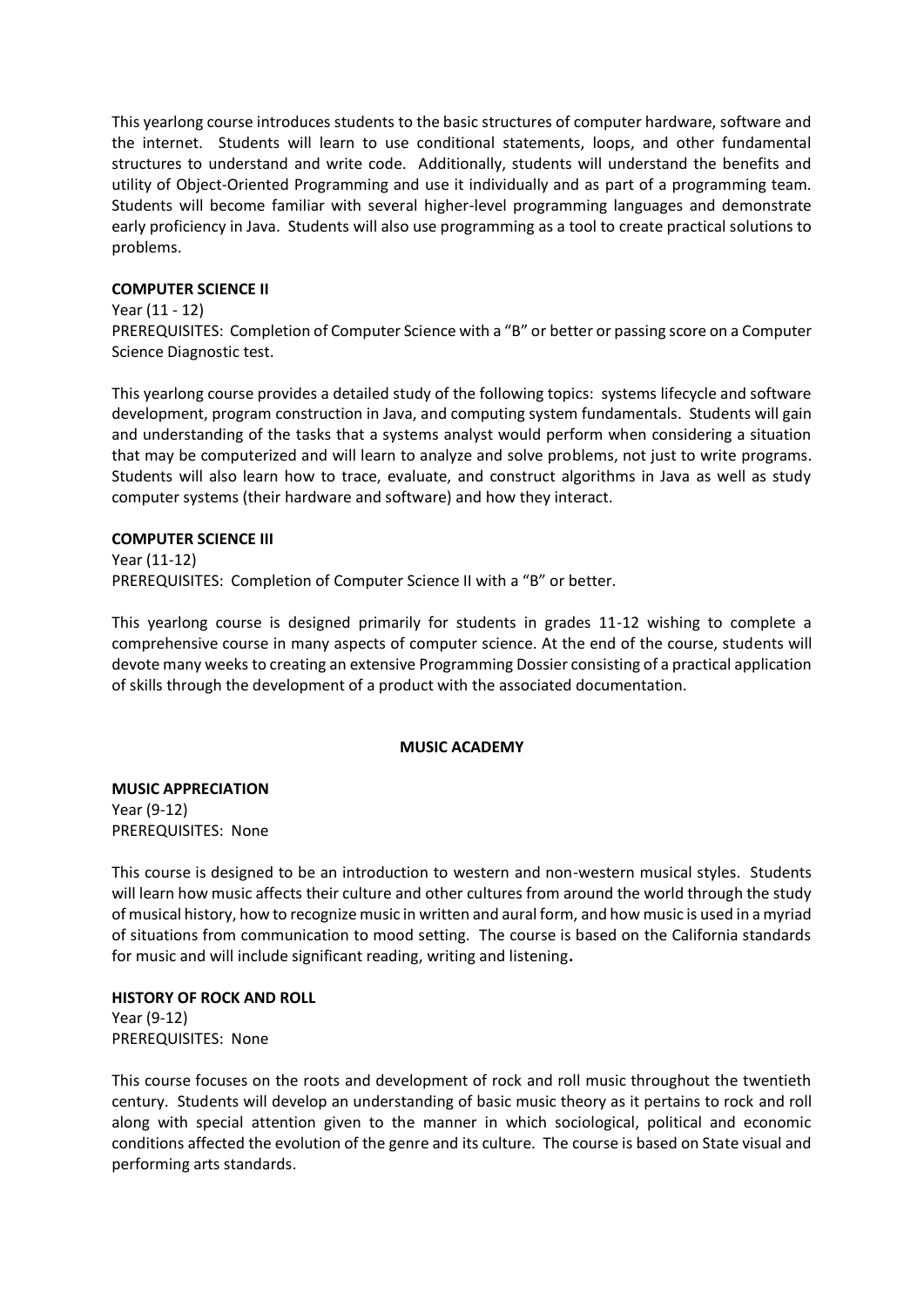This yearlong course introduces students to the basic structures of computer hardware, software and the internet. Students will learn to use conditional statements, loops, and other fundamental structures to understand and write code. Additionally, students will understand the benefits and utility of Object-Oriented Programming and use it individually and as part of a programming team. Students will become familiar with several higher-level programming languages and demonstrate early proficiency in Java. Students will also use programming as a tool to create practical solutions to problems.

**COMPUTER SCIENCE II**

Year (11 - 12)
PREREQUISITES: Completion of Computer Science with a "B" or better or passing score on a Computer Science Diagnostic test.

This yearlong course provides a detailed study of the following topics: systems lifecycle and software development, program construction in Java, and computing system fundamentals. Students will gain and understanding of the tasks that a systems analyst would perform when considering a situation that may be computerized and will learn to analyze and solve problems, not just to write programs. Students will also learn how to trace, evaluate, and construct algorithms in Java as well as study computer systems (their hardware and software) and how they interact.

**COMPUTER SCIENCE III**

Year (11-12)
PREREQUISITES: Completion of Computer Science II with a "B" or better.

This yearlong course is designed primarily for students in grades 11-12 wishing to complete a comprehensive course in many aspects of computer science. At the end of the course, students will devote many weeks to creating an extensive Programming Dossier consisting of a practical application of skills through the development of a product with the associated documentation.

## MUSIC ACADEMY

**MUSIC APPRECIATION**

Year (9-12)
PREREQUISITES: None

This course is designed to be an introduction to western and non-western musical styles. Students will learn how music affects their culture and other cultures from around the world through the study of musical history, how to recognize music in written and aural form, and how music is used in a myriad of situations from communication to mood setting. The course is based on the California standards for music and will include significant reading, writing and listening.

**HISTORY OF ROCK AND ROLL**

Year (9-12)
PREREQUISITES: None

This course focuses on the roots and development of rock and roll music throughout the twentieth century. Students will develop an understanding of basic music theory as it pertains to rock and roll along with special attention given to the manner in which sociological, political and economic conditions affected the evolution of the genre and its culture. The course is based on State visual and performing arts standards.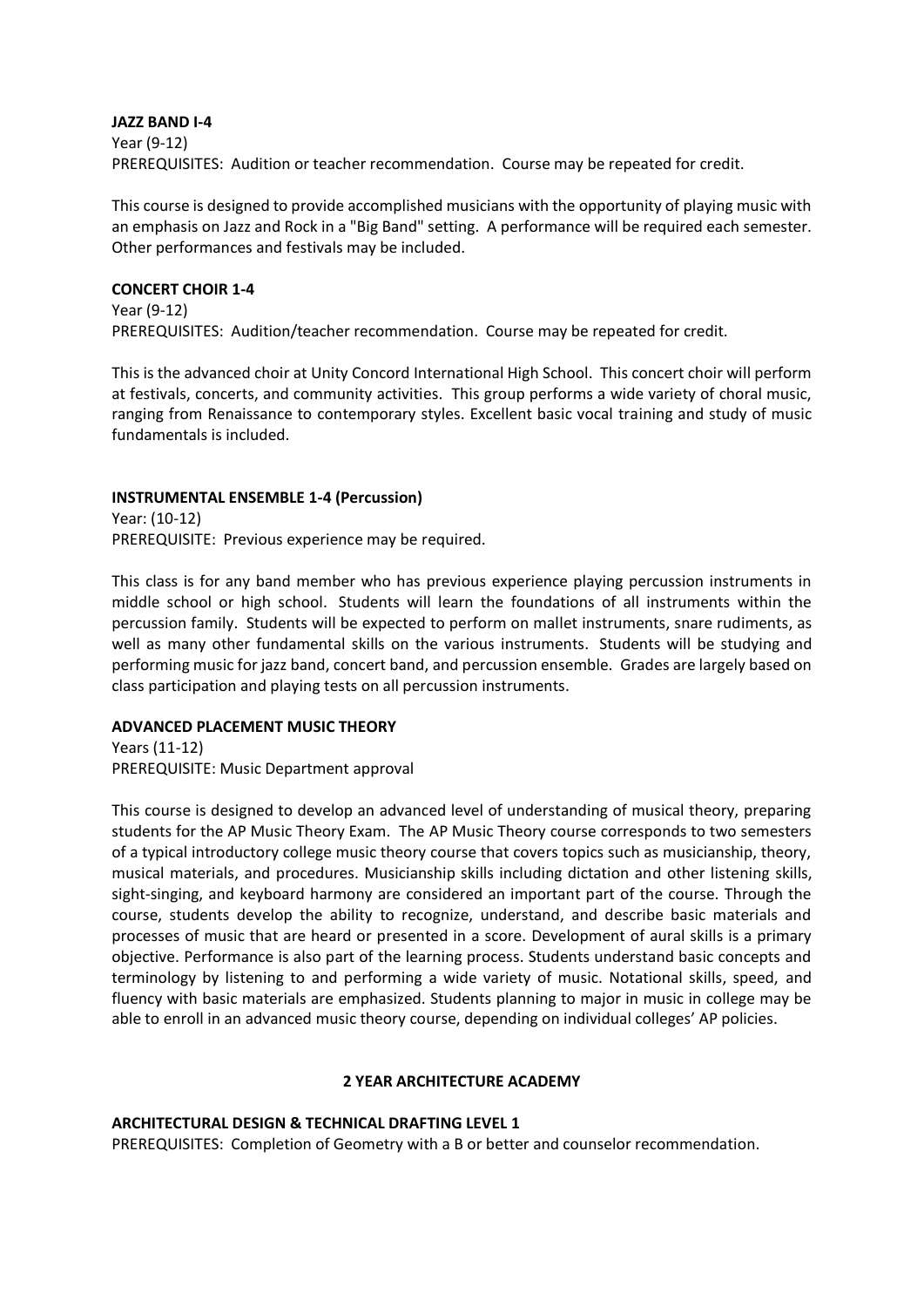**JAZZ BAND I-4**
Year (9-12)
PREREQUISITES: Audition or teacher recommendation. Course may be repeated for credit.

This course is designed to provide accomplished musicians with the opportunity of playing music with an emphasis on Jazz and Rock in a "Big Band" setting. A performance will be required each semester. Other performances and festivals may be included.

**CONCERT CHOIR 1-4**
Year (9-12)
PREREQUISITES: Audition/teacher recommendation. Course may be repeated for credit.

This is the advanced choir at Unity Concord International High School. This concert choir will perform at festivals, concerts, and community activities. This group performs a wide variety of choral music, ranging from Renaissance to contemporary styles. Excellent basic vocal training and study of music fundamentals is included.

**INSTRUMENTAL ENSEMBLE 1-4 (Percussion)**
Year: (10-12)
PREREQUISITE: Previous experience may be required.

This class is for any band member who has previous experience playing percussion instruments in middle school or high school. Students will learn the foundations of all instruments within the percussion family. Students will be expected to perform on mallet instruments, snare rudiments, as well as many other fundamental skills on the various instruments. Students will be studying and performing music for jazz band, concert band, and percussion ensemble. Grades are largely based on class participation and playing tests on all percussion instruments.

**ADVANCED PLACEMENT MUSIC THEORY**
Years (11-12)
PREREQUISITE: Music Department approval

This course is designed to develop an advanced level of understanding of musical theory, preparing students for the AP Music Theory Exam. The AP Music Theory course corresponds to two semesters of a typical introductory college music theory course that covers topics such as musicianship, theory, musical materials, and procedures. Musicianship skills including dictation and other listening skills, sight-singing, and keyboard harmony are considered an important part of the course. Through the course, students develop the ability to recognize, understand, and describe basic materials and processes of music that are heard or presented in a score. Development of aural skills is a primary objective. Performance is also part of the learning process. Students understand basic concepts and terminology by listening to and performing a wide variety of music. Notational skills, speed, and fluency with basic materials are emphasized. Students planning to major in music in college may be able to enroll in an advanced music theory course, depending on individual colleges' AP policies.

## 2 YEAR ARCHITECTURE ACADEMY

**ARCHITECTURAL DESIGN & TECHNICAL DRAFTING LEVEL 1**
PREREQUISITES: Completion of Geometry with a B or better and counselor recommendation.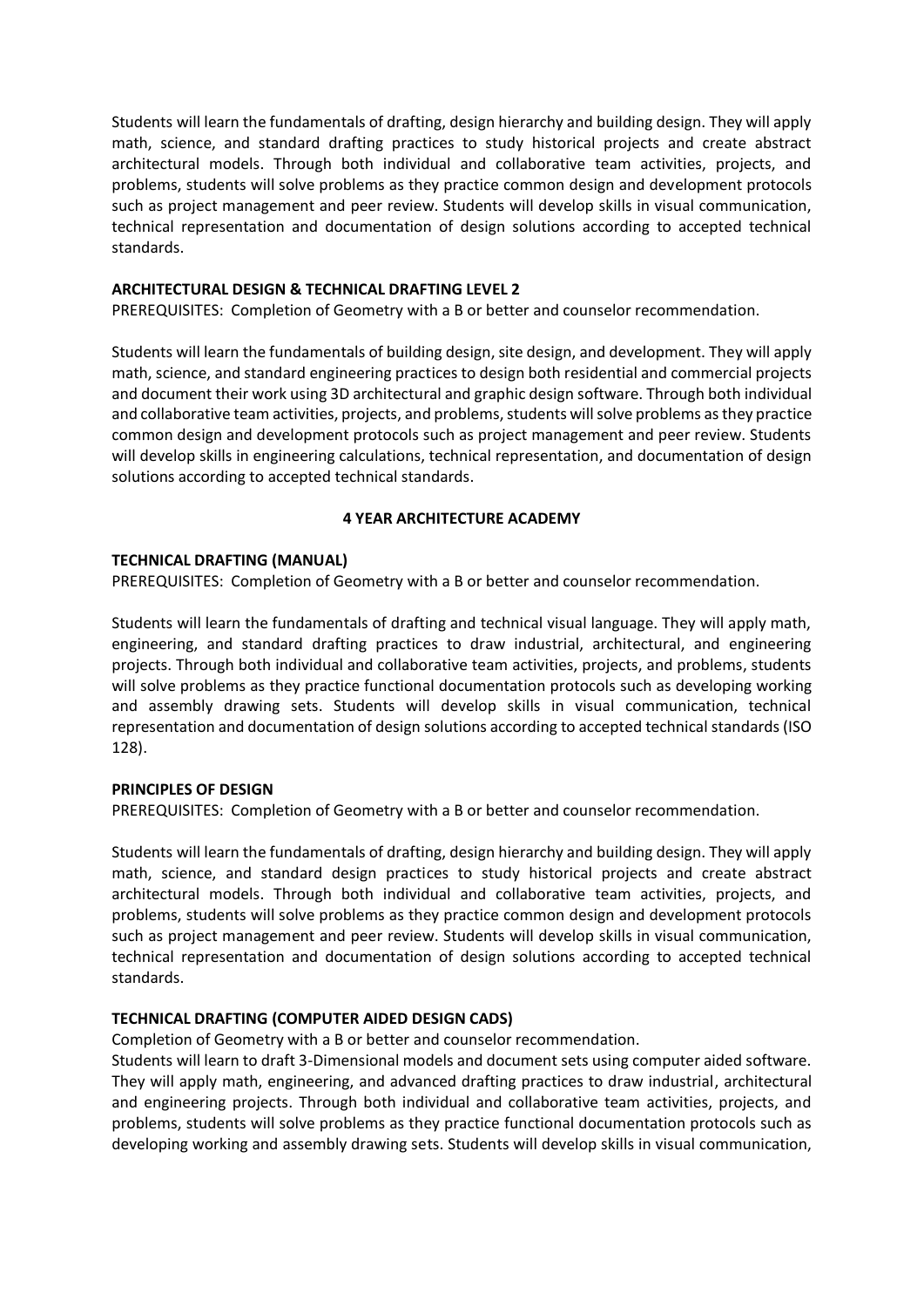Students will learn the fundamentals of drafting, design hierarchy and building design. They will apply math, science, and standard drafting practices to study historical projects and create abstract architectural models. Through both individual and collaborative team activities, projects, and problems, students will solve problems as they practice common design and development protocols such as project management and peer review. Students will develop skills in visual communication, technical representation and documentation of design solutions according to accepted technical standards.

**ARCHITECTURAL DESIGN & TECHNICAL DRAFTING LEVEL 2**

PREREQUISITES: Completion of Geometry with a B or better and counselor recommendation.

Students will learn the fundamentals of building design, site design, and development. They will apply math, science, and standard engineering practices to design both residential and commercial projects and document their work using 3D architectural and graphic design software. Through both individual and collaborative team activities, projects, and problems, students will solve problems as they practice common design and development protocols such as project management and peer review. Students will develop skills in engineering calculations, technical representation, and documentation of design solutions according to accepted technical standards.

**4 YEAR ARCHITECTURE ACADEMY**

**TECHNICAL DRAFTING (MANUAL)**

PREREQUISITES: Completion of Geometry with a B or better and counselor recommendation.

Students will learn the fundamentals of drafting and technical visual language. They will apply math, engineering, and standard drafting practices to draw industrial, architectural, and engineering projects. Through both individual and collaborative team activities, projects, and problems, students will solve problems as they practice functional documentation protocols such as developing working and assembly drawing sets. Students will develop skills in visual communication, technical representation and documentation of design solutions according to accepted technical standards (ISO 128).

**PRINCIPLES OF DESIGN**

PREREQUISITES: Completion of Geometry with a B or better and counselor recommendation.

Students will learn the fundamentals of drafting, design hierarchy and building design. They will apply math, science, and standard design practices to study historical projects and create abstract architectural models. Through both individual and collaborative team activities, projects, and problems, students will solve problems as they practice common design and development protocols such as project management and peer review. Students will develop skills in visual communication, technical representation and documentation of design solutions according to accepted technical standards.

**TECHNICAL DRAFTING (COMPUTER AIDED DESIGN CADS)**

Completion of Geometry with a B or better and counselor recommendation.

Students will learn to draft 3-Dimensional models and document sets using computer aided software. They will apply math, engineering, and advanced drafting practices to draw industrial, architectural and engineering projects. Through both individual and collaborative team activities, projects, and problems, students will solve problems as they practice functional documentation protocols such as developing working and assembly drawing sets. Students will develop skills in visual communication,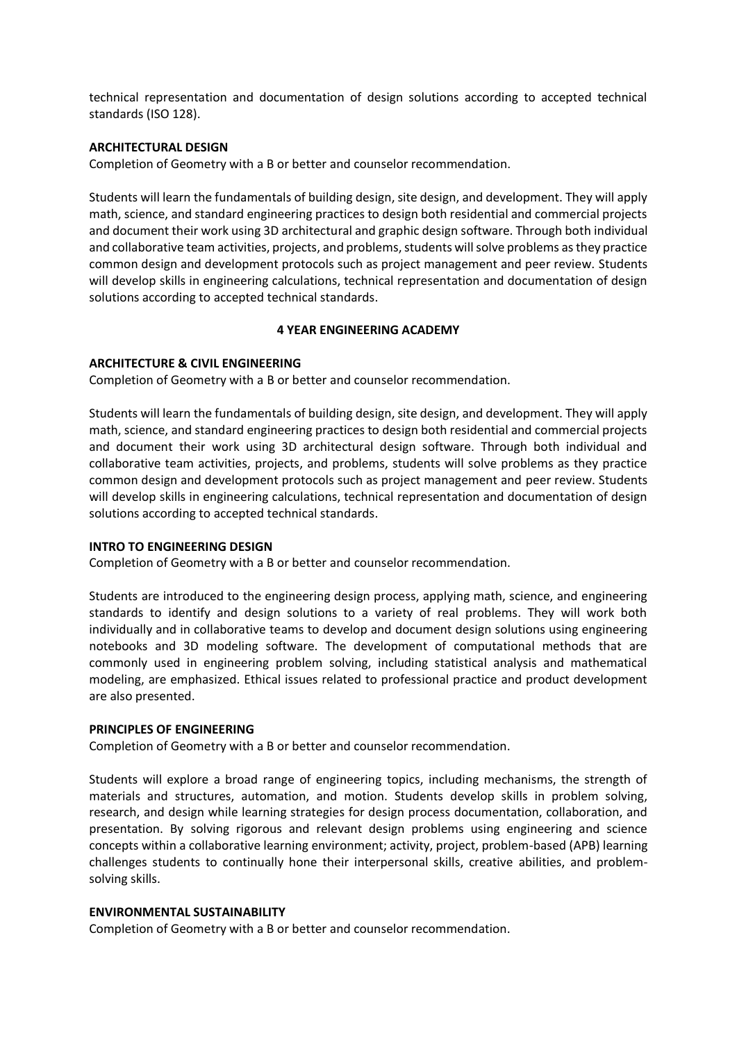technical representation and documentation of design solutions according to accepted technical standards (ISO 128).

**ARCHITECTURAL DESIGN**

Completion of Geometry with a B or better and counselor recommendation.

Students will learn the fundamentals of building design, site design, and development. They will apply math, science, and standard engineering practices to design both residential and commercial projects and document their work using 3D architectural and graphic design software. Through both individual and collaborative team activities, projects, and problems, students will solve problems as they practice common design and development protocols such as project management and peer review. Students will develop skills in engineering calculations, technical representation and documentation of design solutions according to accepted technical standards.

## 4 YEAR ENGINEERING ACADEMY

**ARCHITECTURE & CIVIL ENGINEERING**

Completion of Geometry with a B or better and counselor recommendation.

Students will learn the fundamentals of building design, site design, and development. They will apply math, science, and standard engineering practices to design both residential and commercial projects and document their work using 3D architectural design software. Through both individual and collaborative team activities, projects, and problems, students will solve problems as they practice common design and development protocols such as project management and peer review. Students will develop skills in engineering calculations, technical representation and documentation of design solutions according to accepted technical standards.

**INTRO TO ENGINEERING DESIGN**

Completion of Geometry with a B or better and counselor recommendation.

Students are introduced to the engineering design process, applying math, science, and engineering standards to identify and design solutions to a variety of real problems. They will work both individually and in collaborative teams to develop and document design solutions using engineering notebooks and 3D modeling software. The development of computational methods that are commonly used in engineering problem solving, including statistical analysis and mathematical modeling, are emphasized. Ethical issues related to professional practice and product development are also presented.

**PRINCIPLES OF ENGINEERING**

Completion of Geometry with a B or better and counselor recommendation.

Students will explore a broad range of engineering topics, including mechanisms, the strength of materials and structures, automation, and motion. Students develop skills in problem solving, research, and design while learning strategies for design process documentation, collaboration, and presentation. By solving rigorous and relevant design problems using engineering and science concepts within a collaborative learning environment; activity, project, problem-based (APB) learning challenges students to continually hone their interpersonal skills, creative abilities, and problem-solving skills.

**ENVIRONMENTAL SUSTAINABILITY**

Completion of Geometry with a B or better and counselor recommendation.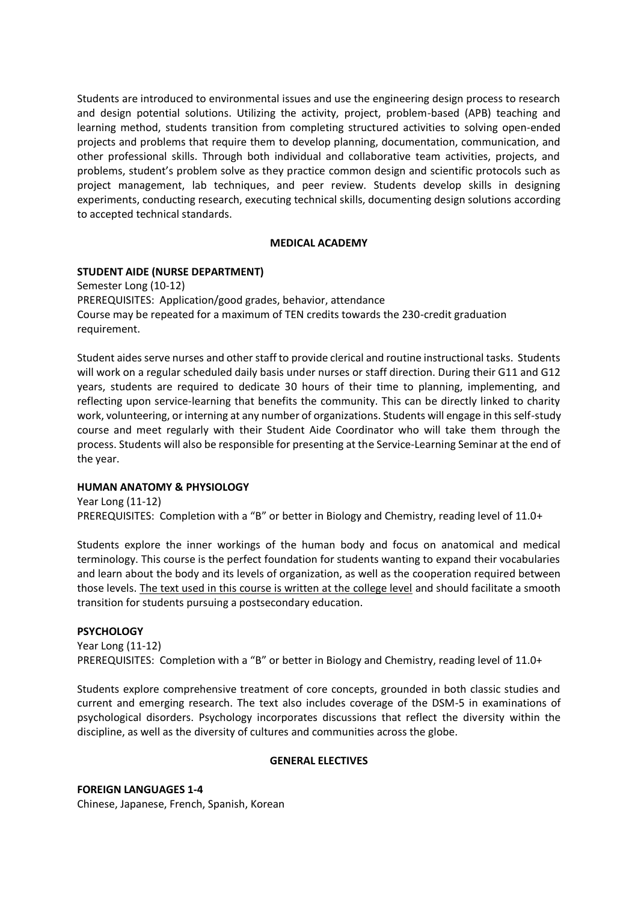Students are introduced to environmental issues and use the engineering design process to research and design potential solutions. Utilizing the activity, project, problem-based (APB) teaching and learning method, students transition from completing structured activities to solving open-ended projects and problems that require them to develop planning, documentation, communication, and other professional skills. Through both individual and collaborative team activities, projects, and problems, student's problem solve as they practice common design and scientific protocols such as project management, lab techniques, and peer review. Students develop skills in designing experiments, conducting research, executing technical skills, documenting design solutions according to accepted technical standards.

## MEDICAL ACADEMY

### STUDENT AIDE (NURSE DEPARTMENT)

Semester Long (10-12)
PREREQUISITES: Application/good grades, behavior, attendance
Course may be repeated for a maximum of TEN credits towards the 230-credit graduation requirement.

Student aides serve nurses and other staff to provide clerical and routine instructional tasks. Students will work on a regular scheduled daily basis under nurses or staff direction. During their G11 and G12 years, students are required to dedicate 30 hours of their time to planning, implementing, and reflecting upon service-learning that benefits the community. This can be directly linked to charity work, volunteering, or interning at any number of organizations. Students will engage in this self-study course and meet regularly with their Student Aide Coordinator who will take them through the process. Students will also be responsible for presenting at the Service-Learning Seminar at the end of the year.

### HUMAN ANATOMY & PHYSIOLOGY

Year Long (11-12)
PREREQUISITES: Completion with a "B" or better in Biology and Chemistry, reading level of 11.0+

Students explore the inner workings of the human body and focus on anatomical and medical terminology. This course is the perfect foundation for students wanting to expand their vocabularies and learn about the body and its levels of organization, as well as the cooperation required between those levels. <u>The text used in this course is written at the college level</u> and should facilitate a smooth transition for students pursuing a postsecondary education.

### PSYCHOLOGY

Year Long (11-12)
PREREQUISITES: Completion with a "B" or better in Biology and Chemistry, reading level of 11.0+

Students explore comprehensive treatment of core concepts, grounded in both classic studies and current and emerging research. The text also includes coverage of the DSM-5 in examinations of psychological disorders. Psychology incorporates discussions that reflect the diversity within the discipline, as well as the diversity of cultures and communities across the globe.

## GENERAL ELECTIVES

### FOREIGN LANGUAGES 1-4

Chinese, Japanese, French, Spanish, Korean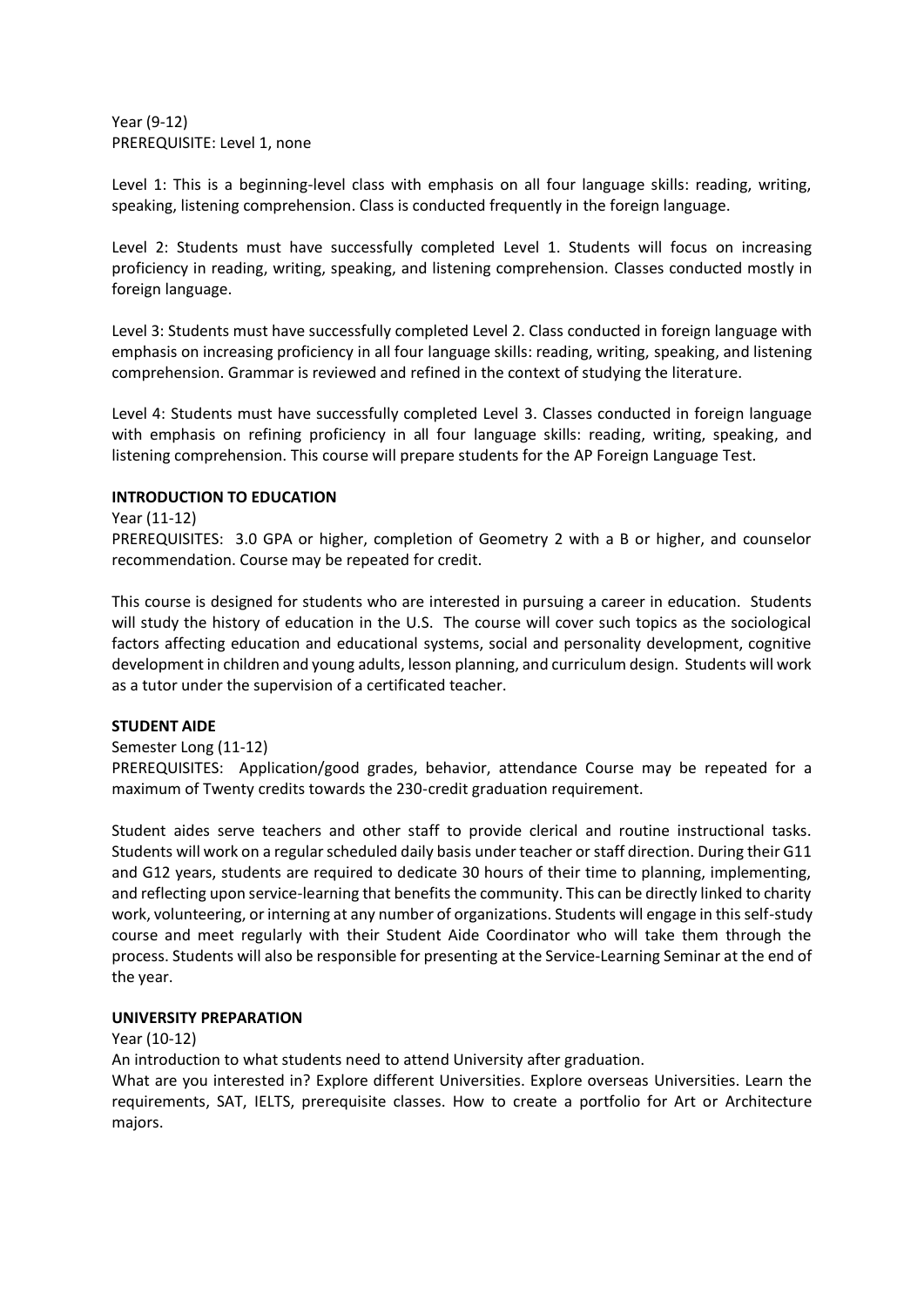Year (9-12)
PREREQUISITE: Level 1, none

Level 1: This is a beginning-level class with emphasis on all four language skills: reading, writing, speaking, listening comprehension. Class is conducted frequently in the foreign language.

Level 2: Students must have successfully completed Level 1. Students will focus on increasing proficiency in reading, writing, speaking, and listening comprehension. Classes conducted mostly in foreign language.

Level 3: Students must have successfully completed Level 2. Class conducted in foreign language with emphasis on increasing proficiency in all four language skills: reading, writing, speaking, and listening comprehension. Grammar is reviewed and refined in the context of studying the literature.

Level 4: Students must have successfully completed Level 3. Classes conducted in foreign language with emphasis on refining proficiency in all four language skills: reading, writing, speaking, and listening comprehension. This course will prepare students for the AP Foreign Language Test.

**INTRODUCTION TO EDUCATION**

Year (11-12)
PREREQUISITES: 3.0 GPA or higher, completion of Geometry 2 with a B or higher, and counselor recommendation. Course may be repeated for credit.

This course is designed for students who are interested in pursuing a career in education. Students will study the history of education in the U.S. The course will cover such topics as the sociological factors affecting education and educational systems, social and personality development, cognitive development in children and young adults, lesson planning, and curriculum design. Students will work as a tutor under the supervision of a certificated teacher.

**STUDENT AIDE**

Semester Long (11-12)
PREREQUISITES: Application/good grades, behavior, attendance Course may be repeated for a maximum of Twenty credits towards the 230-credit graduation requirement.

Student aides serve teachers and other staff to provide clerical and routine instructional tasks. Students will work on a regular scheduled daily basis under teacher or staff direction. During their G11 and G12 years, students are required to dedicate 30 hours of their time to planning, implementing, and reflecting upon service-learning that benefits the community. This can be directly linked to charity work, volunteering, or interning at any number of organizations. Students will engage in this self-study course and meet regularly with their Student Aide Coordinator who will take them through the process. Students will also be responsible for presenting at the Service-Learning Seminar at the end of the year.

**UNIVERSITY PREPARATION**

Year (10-12)
An introduction to what students need to attend University after graduation.
What are you interested in? Explore different Universities. Explore overseas Universities. Learn the requirements, SAT, IELTS, prerequisite classes. How to create a portfolio for Art or Architecture majors.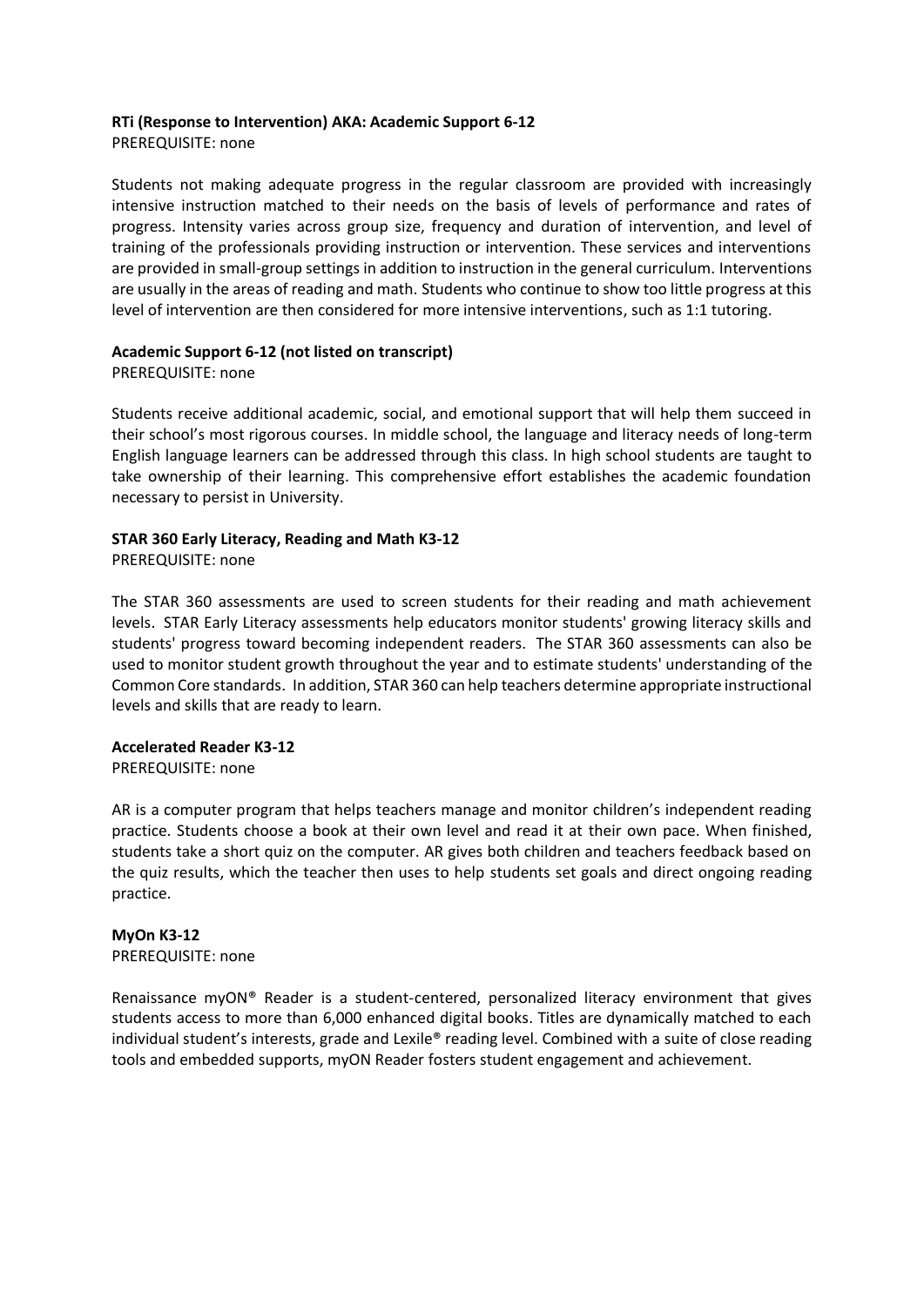**RTi (Response to Intervention) AKA: Academic Support 6-12**
PREREQUISITE: none

Students not making adequate progress in the regular classroom are provided with increasingly intensive instruction matched to their needs on the basis of levels of performance and rates of progress. Intensity varies across group size, frequency and duration of intervention, and level of training of the professionals providing instruction or intervention. These services and interventions are provided in small-group settings in addition to instruction in the general curriculum. Interventions are usually in the areas of reading and math. Students who continue to show too little progress at this level of intervention are then considered for more intensive interventions, such as 1:1 tutoring.

**Academic Support 6-12 (not listed on transcript)**
PREREQUISITE: none

Students receive additional academic, social, and emotional support that will help them succeed in their school's most rigorous courses. In middle school, the language and literacy needs of long-term English language learners can be addressed through this class. In high school students are taught to take ownership of their learning. This comprehensive effort establishes the academic foundation necessary to persist in University.

**STAR 360 Early Literacy, Reading and Math K3-12**
PREREQUISITE: none

The STAR 360 assessments are used to screen students for their reading and math achievement levels. STAR Early Literacy assessments help educators monitor students' growing literacy skills and students' progress toward becoming independent readers. The STAR 360 assessments can also be used to monitor student growth throughout the year and to estimate students' understanding of the Common Core standards. In addition, STAR 360 can help teachers determine appropriate instructional levels and skills that are ready to learn.

**Accelerated Reader K3-12**
PREREQUISITE: none

AR is a computer program that helps teachers manage and monitor children's independent reading practice. Students choose a book at their own level and read it at their own pace. When finished, students take a short quiz on the computer. AR gives both children and teachers feedback based on the quiz results, which the teacher then uses to help students set goals and direct ongoing reading practice.

**MyOn K3-12**
PREREQUISITE: none

Renaissance myON® Reader is a student-centered, personalized literacy environment that gives students access to more than 6,000 enhanced digital books. Titles are dynamically matched to each individual student's interests, grade and Lexile® reading level. Combined with a suite of close reading tools and embedded supports, myON Reader fosters student engagement and achievement.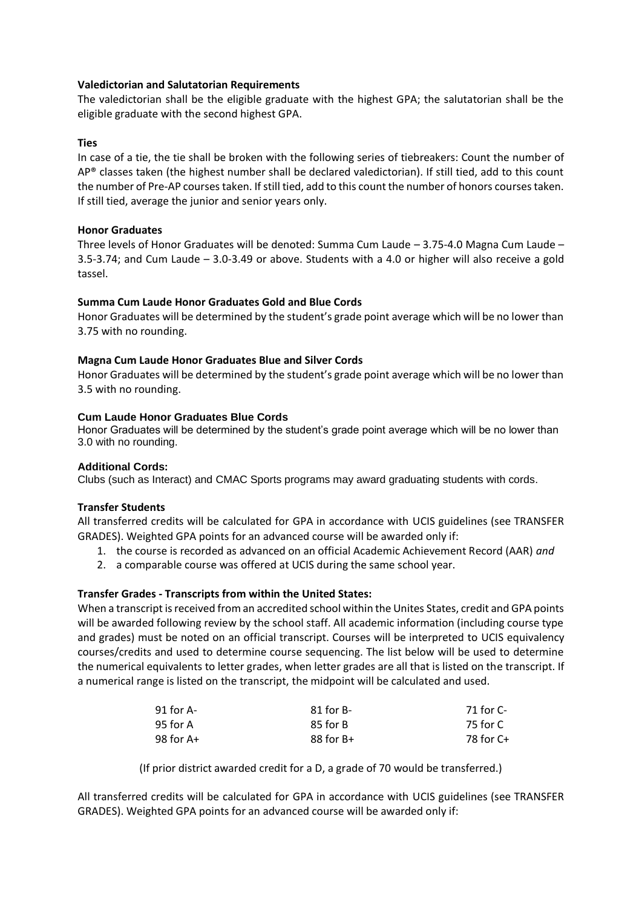**Valedictorian and Salutatorian Requirements**

The valedictorian shall be the eligible graduate with the highest GPA; the salutatorian shall be the eligible graduate with the second highest GPA.

**Ties**

In case of a tie, the tie shall be broken with the following series of tiebreakers: Count the number of AP® classes taken (the highest number shall be declared valedictorian). If still tied, add to this count the number of Pre-AP courses taken. If still tied, add to this count the number of honors courses taken. If still tied, average the junior and senior years only.

**Honor Graduates**

Three levels of Honor Graduates will be denoted: Summa Cum Laude – 3.75-4.0 Magna Cum Laude – 3.5-3.74; and Cum Laude – 3.0-3.49 or above. Students with a 4.0 or higher will also receive a gold tassel.

**Summa Cum Laude Honor Graduates Gold and Blue Cords**

Honor Graduates will be determined by the student's grade point average which will be no lower than 3.75 with no rounding.

**Magna Cum Laude Honor Graduates Blue and Silver Cords**

Honor Graduates will be determined by the student's grade point average which will be no lower than 3.5 with no rounding.

**Cum Laude Honor Graduates Blue Cords**

Honor Graduates will be determined by the student's grade point average which will be no lower than 3.0 with no rounding.

**Additional Cords:**

Clubs (such as Interact) and CMAC Sports programs may award graduating students with cords.

**Transfer Students**

All transferred credits will be calculated for GPA in accordance with UCIS guidelines (see TRANSFER GRADES). Weighted GPA points for an advanced course will be awarded only if:

1. the course is recorded as advanced on an official Academic Achievement Record (AAR) *and*
2. a comparable course was offered at UCIS during the same school year.

**Transfer Grades - Transcripts from within the United States:**

When a transcript is received from an accredited school within the Unites States, credit and GPA points will be awarded following review by the school staff. All academic information (including course type and grades) must be noted on an official transcript. Courses will be interpreted to UCIS equivalency courses/credits and used to determine course sequencing. The list below will be used to determine the numerical equivalents to letter grades, when letter grades are all that is listed on the transcript. If a numerical range is listed on the transcript, the midpoint will be calculated and used.

| | | |
|---|---|---|
| 91 for A- | 81 for B- | 71 for C- |
| 95 for A | 85 for B | 75 for C |
| 98 for A+ | 88 for B+ | 78 for C+ |

(If prior district awarded credit for a D, a grade of 70 would be transferred.)

All transferred credits will be calculated for GPA in accordance with UCIS guidelines (see TRANSFER GRADES). Weighted GPA points for an advanced course will be awarded only if: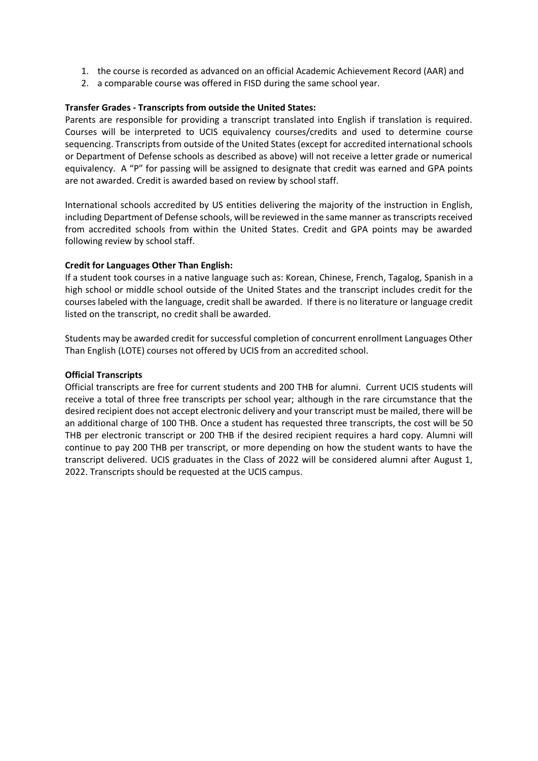1. the course is recorded as advanced on an official Academic Achievement Record (AAR) and
2. a comparable course was offered in FISD during the same school year.

**Transfer Grades - Transcripts from outside the United States:**

Parents are responsible for providing a transcript translated into English if translation is required. Courses will be interpreted to UCIS equivalency courses/credits and used to determine course sequencing. Transcripts from outside of the United States (except for accredited international schools or Department of Defense schools as described as above) will not receive a letter grade or numerical equivalency. A "P" for passing will be assigned to designate that credit was earned and GPA points are not awarded. Credit is awarded based on review by school staff.

International schools accredited by US entities delivering the majority of the instruction in English, including Department of Defense schools, will be reviewed in the same manner as transcripts received from accredited schools from within the United States. Credit and GPA points may be awarded following review by school staff.

**Credit for Languages Other Than English:**

If a student took courses in a native language such as: Korean, Chinese, French, Tagalog, Spanish in a high school or middle school outside of the United States and the transcript includes credit for the courses labeled with the language, credit shall be awarded. If there is no literature or language credit listed on the transcript, no credit shall be awarded.

Students may be awarded credit for successful completion of concurrent enrollment Languages Other Than English (LOTE) courses not offered by UCIS from an accredited school.

**Official Transcripts**

Official transcripts are free for current students and 200 THB for alumni. Current UCIS students will receive a total of three free transcripts per school year; although in the rare circumstance that the desired recipient does not accept electronic delivery and your transcript must be mailed, there will be an additional charge of 100 THB. Once a student has requested three transcripts, the cost will be 50 THB per electronic transcript or 200 THB if the desired recipient requires a hard copy. Alumni will continue to pay 200 THB per transcript, or more depending on how the student wants to have the transcript delivered. UCIS graduates in the Class of 2022 will be considered alumni after August 1, 2022. Transcripts should be requested at the UCIS campus.